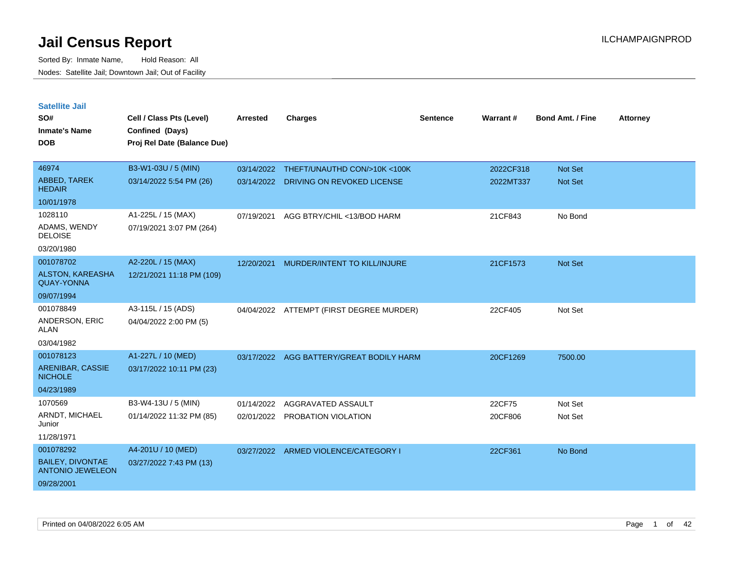# Jail Census Report

Sorted By: Inmate Name, Hold Reason: All

Nodes: Satellite Jail; Downtown Jail; Out of Facility

## Satellite Jail

| SO# / Inmate's Name / DOB | Cell / Class Pts (Level) / Confined (Days) / Proj Rel Date (Balance Due) | Arrested | Charges | Sentence | Warrant # | Bond Amt. / Fine | Attorney |
|---|---|---|---|---|---|---|---|
| 46974<br>ABBED, TAREK HEDAIR<br>10/01/1978 | B3-W1-03U / 5 (MIN)<br>03/14/2022 5:54 PM (26) | 03/14/2022<br>03/14/2022 | THEFT/UNAUTHD CON/>10K <100K<br>DRIVING ON REVOKED LICENSE | | 2022CF318<br>2022MT337 | Not Set<br>Not Set | |
| 1028110<br>ADAMS, WENDY DELOISE<br>03/20/1980 | A1-225L / 15 (MAX)<br>07/19/2021 3:07 PM (264) | 07/19/2021 | AGG BTRY/CHIL <13/BOD HARM | | 21CF843 | No Bond | |
| 001078702<br>ALSTON, KAREASHA QUAY-YONNA<br>09/07/1994 | A2-220L / 15 (MAX)<br>12/21/2021 11:18 PM (109) | 12/20/2021 | MURDER/INTENT TO KILL/INJURE | | 21CF1573 | Not Set | |
| 001078849<br>ANDERSON, ERIC ALAN<br>03/04/1982 | A3-115L / 15 (ADS)<br>04/04/2022 2:00 PM (5) | 04/04/2022 | ATTEMPT (FIRST DEGREE MURDER) | | 22CF405 | Not Set | |
| 001078123<br>ARENIBAR, CASSIE NICHOLE<br>04/23/1989 | A1-227L / 10 (MED)<br>03/17/2022 10:11 PM (23) | 03/17/2022 | AGG BATTERY/GREAT BODILY HARM | | 20CF1269 | 7500.00 | |
| 1070569<br>ARNDT, MICHAEL Junior<br>11/28/1971 | B3-W4-13U / 5 (MIN)<br>01/14/2022 11:32 PM (85) | 01/14/2022<br>02/01/2022 | AGGRAVATED ASSAULT<br>PROBATION VIOLATION | | 22CF75<br>20CF806 | Not Set<br>Not Set | |
| 001078292<br>BAILEY, DIVONTAE ANTONIO JEWELEON<br>09/28/2001 | A4-201U / 10 (MED)<br>03/27/2022 7:43 PM (13) | 03/27/2022 | ARMED VIOLENCE/CATEGORY I | | 22CF361 | No Bond | |

Printed on 04/08/2022 6:05 AM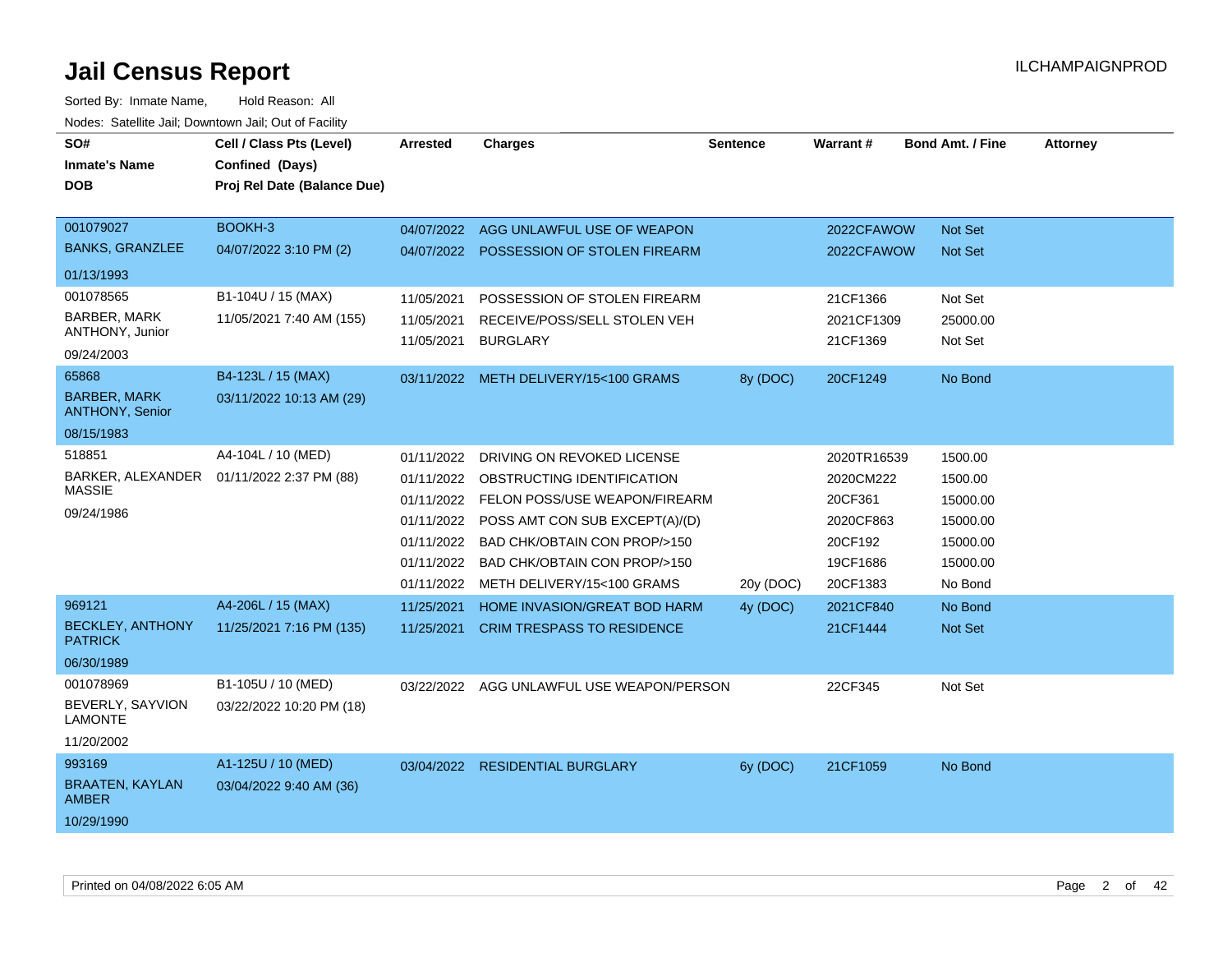# Jail Census Report

ILCHAMPAIGNPROD

Sorted By: Inmate Name, Hold Reason: All

Nodes: Satellite Jail; Downtown Jail; Out of Facility

| SO# / Inmate's Name / DOB | Cell / Class Pts (Level) / Confined (Days) / Proj Rel Date (Balance Due) | Arrested | Charges | Sentence | Warrant # | Bond Amt. / Fine | Attorney |
|---|---|---|---|---|---|---|---|
| 001079027 BANKS, GRANZLEE 01/13/1993 | BOOKH-3 04/07/2022 3:10 PM (2) | 04/07/2022 | AGG UNLAWFUL USE OF WEAPON | | 2022CFAWOW | Not Set | |
| | | 04/07/2022 | POSSESSION OF STOLEN FIREARM | | 2022CFAWOW | Not Set | |
| 001078565 BARBER, MARK ANTHONY, Junior 09/24/2003 | B1-104U / 15 (MAX) 11/05/2021 7:40 AM (155) | 11/05/2021 | POSSESSION OF STOLEN FIREARM | | 21CF1366 | Not Set | |
| | | 11/05/2021 | RECEIVE/POSS/SELL STOLEN VEH | | 2021CF1309 | 25000.00 | |
| | | 11/05/2021 | BURGLARY | | 21CF1369 | Not Set | |
| 65868 BARBER, MARK ANTHONY, Senior 08/15/1983 | B4-123L / 15 (MAX) 03/11/2022 10:13 AM (29) | 03/11/2022 | METH DELIVERY/15<100 GRAMS | 8y (DOC) | 20CF1249 | No Bond | |
| 518851 BARKER, ALEXANDER MASSIE 09/24/1986 | A4-104L / 10 (MED) 01/11/2022 2:37 PM (88) | 01/11/2022 | DRIVING ON REVOKED LICENSE | | 2020TR16539 | 1500.00 | |
| | | 01/11/2022 | OBSTRUCTING IDENTIFICATION | | 2020CM222 | 1500.00 | |
| | | 01/11/2022 | FELON POSS/USE WEAPON/FIREARM | | 20CF361 | 15000.00 | |
| | | 01/11/2022 | POSS AMT CON SUB EXCEPT(A)/(D) | | 2020CF863 | 15000.00 | |
| | | 01/11/2022 | BAD CHK/OBTAIN CON PROP/>150 | | 20CF192 | 15000.00 | |
| | | 01/11/2022 | BAD CHK/OBTAIN CON PROP/>150 | | 19CF1686 | 15000.00 | |
| | | 01/11/2022 | METH DELIVERY/15<100 GRAMS | 20y (DOC) | 20CF1383 | No Bond | |
| 969121 BECKLEY, ANTHONY PATRICK 06/30/1989 | A4-206L / 15 (MAX) 11/25/2021 7:16 PM (135) | 11/25/2021 | HOME INVASION/GREAT BOD HARM | 4y (DOC) | 2021CF840 | No Bond | |
| | | 11/25/2021 | CRIM TRESPASS TO RESIDENCE | | 21CF1444 | Not Set | |
| 001078969 BEVERLY, SAYVION LAMONTE 11/20/2002 | B1-105U / 10 (MED) 03/22/2022 10:20 PM (18) | 03/22/2022 | AGG UNLAWFUL USE WEAPON/PERSON | | 22CF345 | Not Set | |
| 993169 BRAATEN, KAYLAN AMBER 10/29/1990 | A1-125U / 10 (MED) 03/04/2022 9:40 AM (36) | 03/04/2022 | RESIDENTIAL BURGLARY | 6y (DOC) | 21CF1059 | No Bond | |

Printed on 04/08/2022 6:05 AM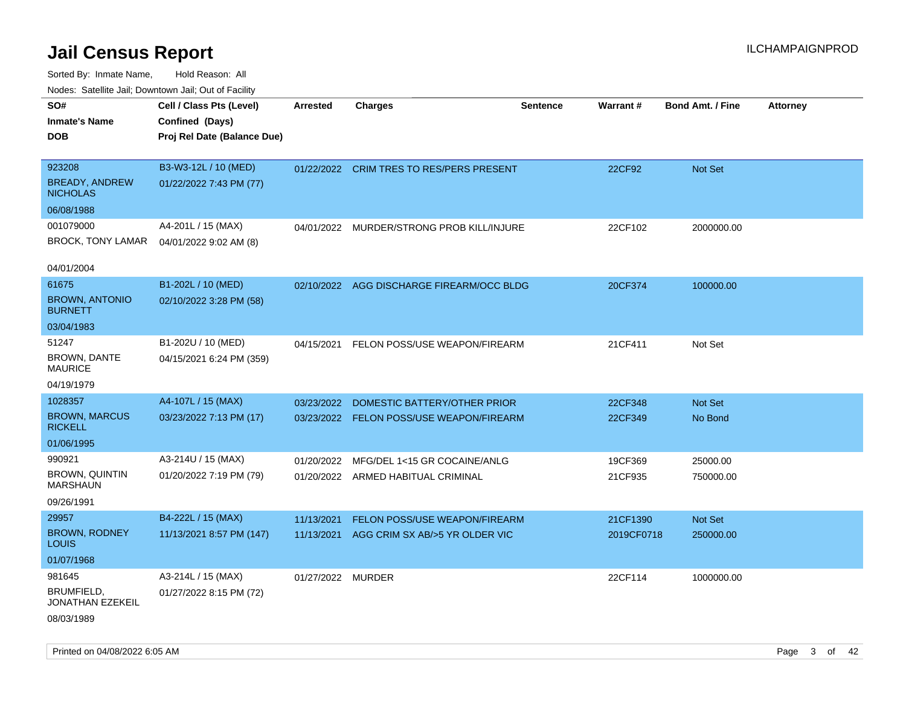# Jail Census Report

Sorted By: Inmate Name, Hold Reason: All

Nodes: Satellite Jail; Downtown Jail; Out of Facility

| SO# / Inmate's Name / DOB | Cell / Class Pts (Level) / Confined (Days) / Proj Rel Date (Balance Due) | Arrested | Charges | Sentence | Warrant # | Bond Amt. / Fine | Attorney |
|---|---|---|---|---|---|---|---|
| 923208<br>BREADY, ANDREW NICHOLAS<br>06/08/1988 | B3-W3-12L / 10 (MED)<br>01/22/2022 7:43 PM (77) | 01/22/2022 | CRIM TRES TO RES/PERS PRESENT | | 22CF92 | Not Set | |
| 001079000<br>BROCK, TONY LAMAR<br>04/01/2004 | A4-201L / 15 (MAX)<br>04/01/2022 9:02 AM (8) | 04/01/2022 | MURDER/STRONG PROB KILL/INJURE | | 22CF102 | 2000000.00 | |
| 61675<br>BROWN, ANTONIO BURNETT<br>03/04/1983 | B1-202L / 10 (MED)<br>02/10/2022 3:28 PM (58) | 02/10/2022 | AGG DISCHARGE FIREARM/OCC BLDG | | 20CF374 | 100000.00 | |
| 51247<br>BROWN, DANTE MAURICE<br>04/19/1979 | B1-202U / 10 (MED)<br>04/15/2021 6:24 PM (359) | 04/15/2021 | FELON POSS/USE WEAPON/FIREARM | | 21CF411 | Not Set | |
| 1028357<br>BROWN, MARCUS RICKELL<br>01/06/1995 | A4-107L / 15 (MAX)<br>03/23/2022 7:13 PM (17) | 03/23/2022<br>03/23/2022 | DOMESTIC BATTERY/OTHER PRIOR<br>FELON POSS/USE WEAPON/FIREARM | | 22CF348<br>22CF349 | Not Set<br>No Bond | |
| 990921<br>BROWN, QUINTIN MARSHAUN<br>09/26/1991 | A3-214U / 15 (MAX)<br>01/20/2022 7:19 PM (79) | 01/20/2022<br>01/20/2022 | MFG/DEL 1<15 GR COCAINE/ANLG<br>ARMED HABITUAL CRIMINAL | | 19CF369<br>21CF935 | 25000.00<br>750000.00 | |
| 29957<br>BROWN, RODNEY LOUIS<br>01/07/1968 | B4-222L / 15 (MAX)<br>11/13/2021 8:57 PM (147) | 11/13/2021<br>11/13/2021 | FELON POSS/USE WEAPON/FIREARM<br>AGG CRIM SX AB/>5 YR OLDER VIC | | 21CF1390<br>2019CF0718 | Not Set<br>250000.00 | |
| 981645<br>BRUMFIELD, JONATHAN EZEKEIL<br>08/03/1989 | A3-214L / 15 (MAX)<br>01/27/2022 8:15 PM (72) | 01/27/2022 | MURDER | | 22CF114 | 1000000.00 | |

Printed on 04/08/2022 6:05 AM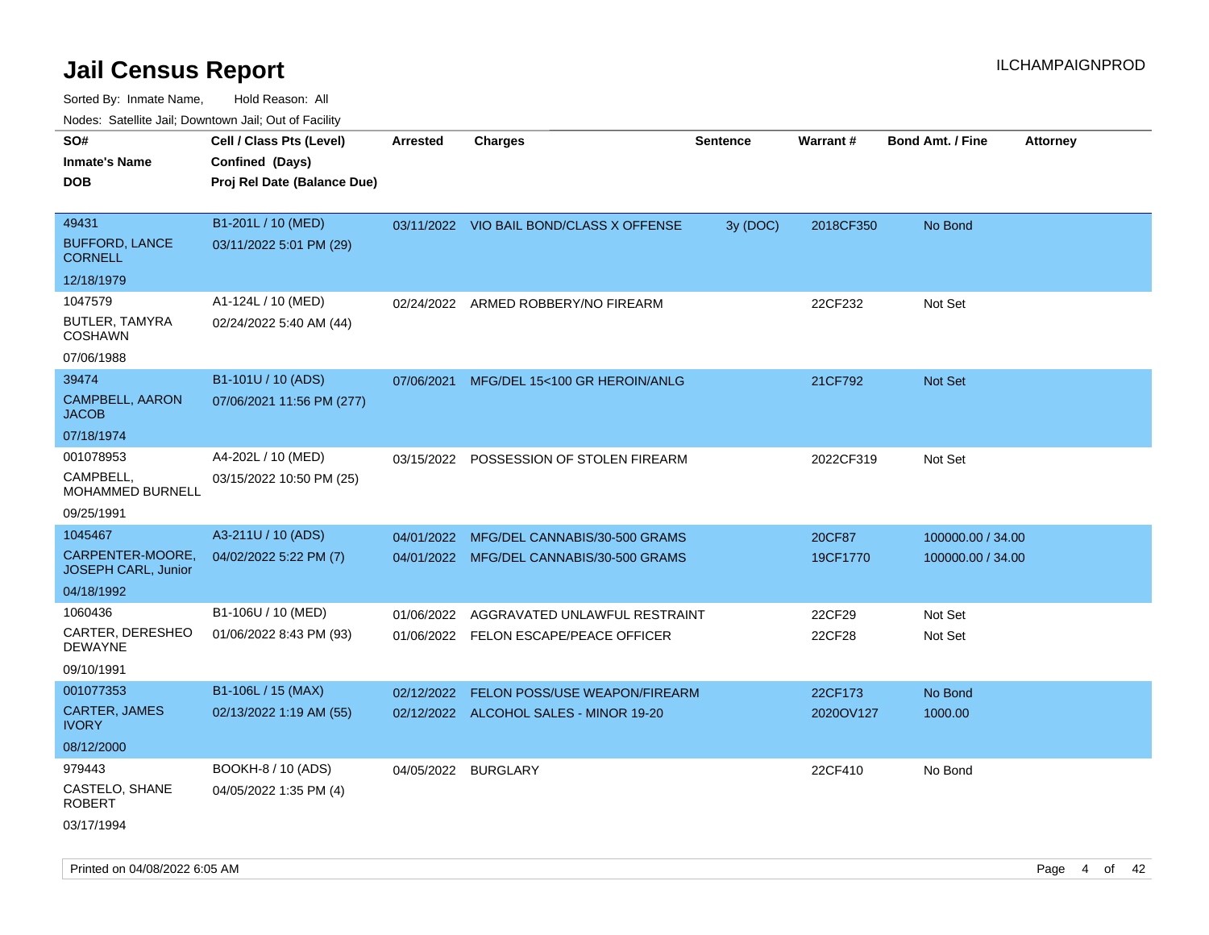# Jail Census Report

ILCHAMPAIGNPROD

Sorted By: Inmate Name, Hold Reason: All

Nodes: Satellite Jail; Downtown Jail; Out of Facility

| SO# / Inmate's Name / DOB | Cell / Class Pts (Level) / Confined (Days) / Proj Rel Date (Balance Due) | Arrested | Charges | Sentence | Warrant # | Bond Amt. / Fine | Attorney |
|---|---|---|---|---|---|---|---|
| 49431<br>BUFFORD, LANCE CORNELL<br>12/18/1979 | B1-201L / 10 (MED)<br>03/11/2022 5:01 PM (29) | 03/11/2022 | VIO BAIL BOND/CLASS X OFFENSE | 3y (DOC) | 2018CF350 | No Bond | |
| 1047579<br>BUTLER, TAMYRA COSHAWN<br>07/06/1988 | A1-124L / 10 (MED)<br>02/24/2022 5:40 AM (44) | 02/24/2022 | ARMED ROBBERY/NO FIREARM | | 22CF232 | Not Set | |
| 39474<br>CAMPBELL, AARON JACOB<br>07/18/1974 | B1-101U / 10 (ADS)<br>07/06/2021 11:56 PM (277) | 07/06/2021 | MFG/DEL 15<100 GR HEROIN/ANLG | | 21CF792 | Not Set | |
| 001078953<br>CAMPBELL, MOHAMMED BURNELL<br>09/25/1991 | A4-202L / 10 (MED)<br>03/15/2022 10:50 PM (25) | 03/15/2022 | POSSESSION OF STOLEN FIREARM | | 2022CF319 | Not Set | |
| 1045467<br>CARPENTER-MOORE, JOSEPH CARL, Junior<br>04/18/1992 | A3-211U / 10 (ADS)<br>04/02/2022 5:22 PM (7) | 04/01/2022<br>04/01/2022 | MFG/DEL CANNABIS/30-500 GRAMS<br>MFG/DEL CANNABIS/30-500 GRAMS | | 20CF87<br>19CF1770 | 100000.00 / 34.00<br>100000.00 / 34.00 | |
| 1060436<br>CARTER, DERESHEO DEWAYNE<br>09/10/1991 | B1-106U / 10 (MED)<br>01/06/2022 8:43 PM (93) | 01/06/2022<br>01/06/2022 | AGGRAVATED UNLAWFUL RESTRAINT<br>FELON ESCAPE/PEACE OFFICER | | 22CF29<br>22CF28 | Not Set<br>Not Set | |
| 001077353<br>CARTER, JAMES IVORY<br>08/12/2000 | B1-106L / 15 (MAX)<br>02/13/2022 1:19 AM (55) | 02/12/2022<br>02/12/2022 | FELON POSS/USE WEAPON/FIREARM<br>ALCOHOL SALES - MINOR 19-20 | | 22CF173<br>2020OV127 | No Bond<br>1000.00 | |
| 979443<br>CASTELO, SHANE ROBERT<br>03/17/1994 | BOOKH-8 / 10 (ADS)<br>04/05/2022 1:35 PM (4) | 04/05/2022 | BURGLARY | | 22CF410 | No Bond | |

Printed on 04/08/2022 6:05 AM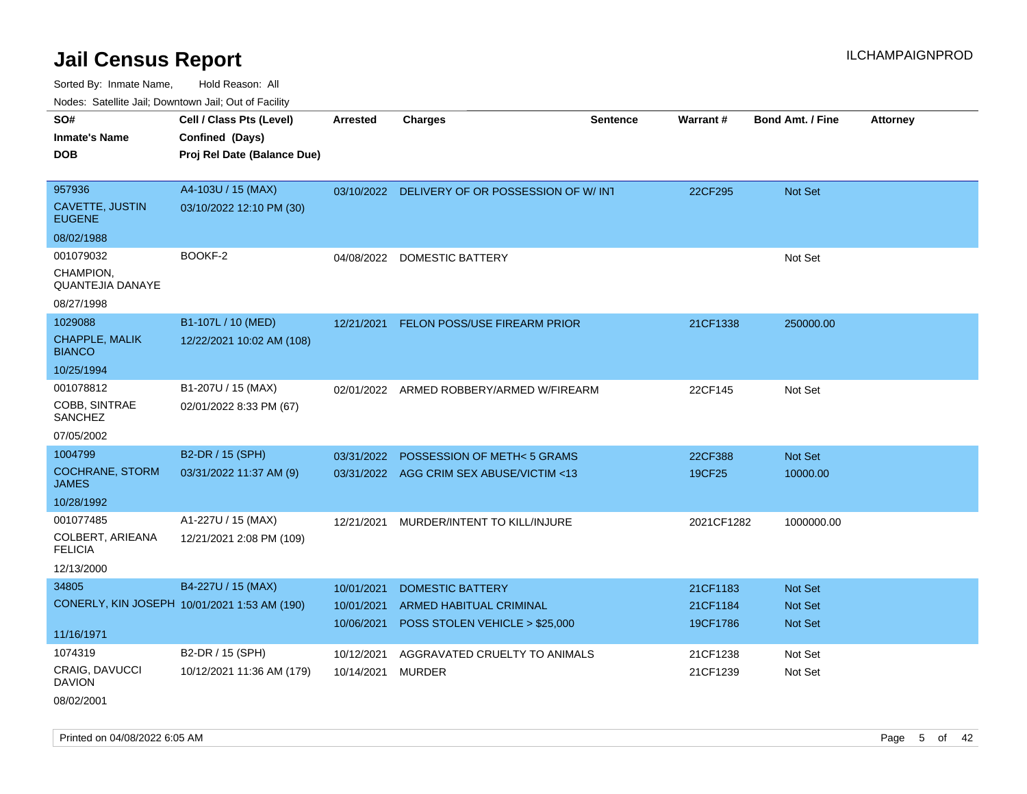# Jail Census Report

ILCHAMPAIGNPROD

Sorted By: Inmate Name, Hold Reason: All

Nodes: Satellite Jail; Downtown Jail; Out of Facility

| SO# / Inmate's Name / DOB | Cell / Class Pts (Level) / Confined (Days) / Proj Rel Date (Balance Due) | Arrested | Charges | Sentence | Warrant # | Bond Amt. / Fine | Attorney |
|---|---|---|---|---|---|---|---|
| 957936<br>CAVETTE, JUSTIN EUGENE<br>08/02/1988 | A4-103U / 15 (MAX)<br>03/10/2022 12:10 PM (30) | 03/10/2022 | DELIVERY OF OR POSSESSION OF W/ INT | | 22CF295 | Not Set | |
| 001079032<br>CHAMPION, QUANTEJIA DANAYE<br>08/27/1998 | BOOKF-2 | 04/08/2022 | DOMESTIC BATTERY | | | Not Set | |
| 1029088<br>CHAPPLE, MALIK BIANCO<br>10/25/1994 | B1-107L / 10 (MED)<br>12/22/2021 10:02 AM (108) | 12/21/2021 | FELON POSS/USE FIREARM PRIOR | | 21CF1338 | 250000.00 | |
| 001078812<br>COBB, SINTRAE SANCHEZ<br>07/05/2002 | B1-207U / 15 (MAX)<br>02/01/2022 8:33 PM (67) | 02/01/2022 | ARMED ROBBERY/ARMED W/FIREARM | | 22CF145 | Not Set | |
| 1004799<br>COCHRANE, STORM JAMES<br>10/28/1992 | B2-DR / 15 (SPH)<br>03/31/2022 11:37 AM (9) | 03/31/2022<br>03/31/2022 | POSSESSION OF METH< 5 GRAMS<br>AGG CRIM SEX ABUSE/VICTIM <13 | | 22CF388<br>19CF25 | Not Set<br>10000.00 | |
| 001077485<br>COLBERT, ARIEANA FELICIA<br>12/13/2000 | A1-227U / 15 (MAX)<br>12/21/2021 2:08 PM (109) | 12/21/2021 | MURDER/INTENT TO KILL/INJURE | | 2021CF1282 | 1000000.00 | |
| 34805<br>CONERLY, KIN JOSEPH<br>11/16/1971 | B4-227U / 15 (MAX)<br>10/01/2021 1:53 AM (190) | 10/01/2021<br>10/01/2021<br>10/06/2021 | DOMESTIC BATTERY<br>ARMED HABITUAL CRIMINAL<br>POSS STOLEN VEHICLE > $25,000 | | 21CF1183<br>21CF1184<br>19CF1786 | Not Set<br>Not Set<br>Not Set | |
| 1074319<br>CRAIG, DAVUCCI DAVION<br>08/02/2001 | B2-DR / 15 (SPH)<br>10/12/2021 11:36 AM (179) | 10/12/2021<br>10/14/2021 | AGGRAVATED CRUELTY TO ANIMALS<br>MURDER | | 21CF1238<br>21CF1239 | Not Set<br>Not Set | |

Printed on 04/08/2022 6:05 AM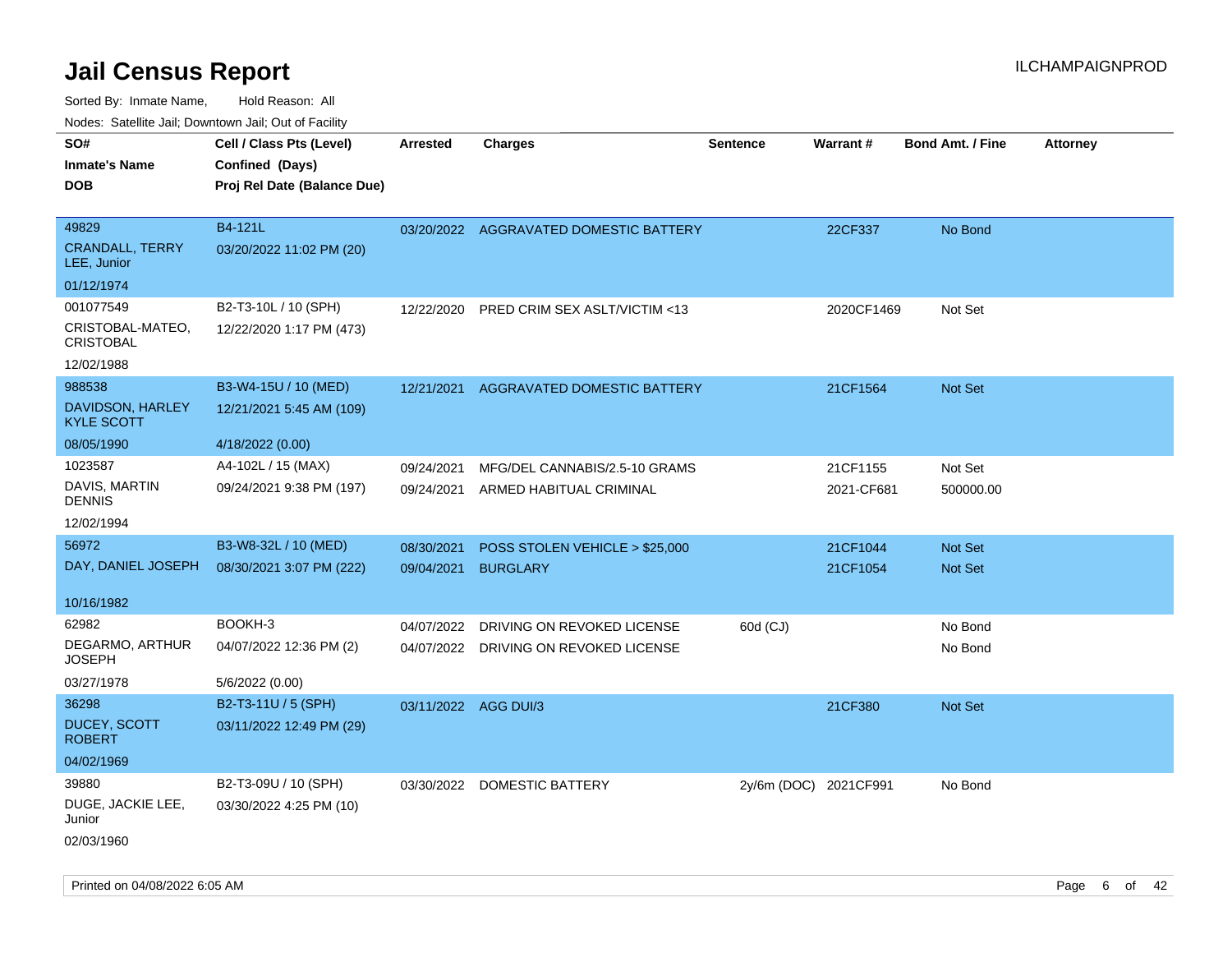# Jail Census Report

ILCHAMPAIGNPROD

Sorted By: Inmate Name, Hold Reason: All

Nodes: Satellite Jail; Downtown Jail; Out of Facility

| SO# / Inmate's Name / DOB | Cell / Class Pts (Level) / Confined (Days) / Proj Rel Date (Balance Due) | Arrested | Charges | Sentence | Warrant # | Bond Amt. / Fine | Attorney |
|---|---|---|---|---|---|---|---|
| 49829<br>CRANDALL, TERRY LEE, Junior<br>01/12/1974 | B4-121L<br>03/20/2022 11:02 PM (20) | 03/20/2022 | AGGRAVATED DOMESTIC BATTERY | | 22CF337 | No Bond | |
| 001077549<br>CRISTOBAL-MATEO, CRISTOBAL<br>12/02/1988 | B2-T3-10L / 10 (SPH)<br>12/22/2020 1:17 PM (473) | 12/22/2020 | PRED CRIM SEX ASLT/VICTIM <13 | | 2020CF1469 | Not Set | |
| 988538<br>DAVIDSON, HARLEY KYLE SCOTT<br>08/05/1990 | B3-W4-15U / 10 (MED)<br>12/21/2021 5:45 AM (109)<br>4/18/2022 (0.00) | 12/21/2021 | AGGRAVATED DOMESTIC BATTERY | | 21CF1564 | Not Set | |
| 1023587<br>DAVIS, MARTIN DENNIS<br>12/02/1994 | A4-102L / 15 (MAX)<br>09/24/2021 9:38 PM (197) | 09/24/2021<br>09/24/2021 | MFG/DEL CANNABIS/2.5-10 GRAMS<br>ARMED HABITUAL CRIMINAL | | 21CF1155<br>2021-CF681 | Not Set<br>500000.00 | |
| 56972<br>DAY, DANIEL JOSEPH<br>10/16/1982 | B3-W8-32L / 10 (MED)<br>08/30/2021 3:07 PM (222) | 08/30/2021<br>09/04/2021 | POSS STOLEN VEHICLE > $25,000<br>BURGLARY | | 21CF1044<br>21CF1054 | Not Set<br>Not Set | |
| 62982<br>DEGARMO, ARTHUR JOSEPH<br>03/27/1978 | BOOKH-3<br>04/07/2022 12:36 PM (2)<br>5/6/2022 (0.00) | 04/07/2022<br>04/07/2022 | DRIVING ON REVOKED LICENSE<br>DRIVING ON REVOKED LICENSE | 60d (CJ) | | No Bond<br>No Bond | |
| 36298<br>DUCEY, SCOTT ROBERT<br>04/02/1969 | B2-T3-11U / 5 (SPH)<br>03/11/2022 12:49 PM (29) | 03/11/2022 | AGG DUI/3 | | 21CF380 | Not Set | |
| 39880<br>DUGE, JACKIE LEE, Junior<br>02/03/1960 | B2-T3-09U / 10 (SPH)<br>03/30/2022 4:25 PM (10) | 03/30/2022 | DOMESTIC BATTERY | 2y/6m (DOC) | 2021CF991 | No Bond | |

Printed on 04/08/2022 6:05 AM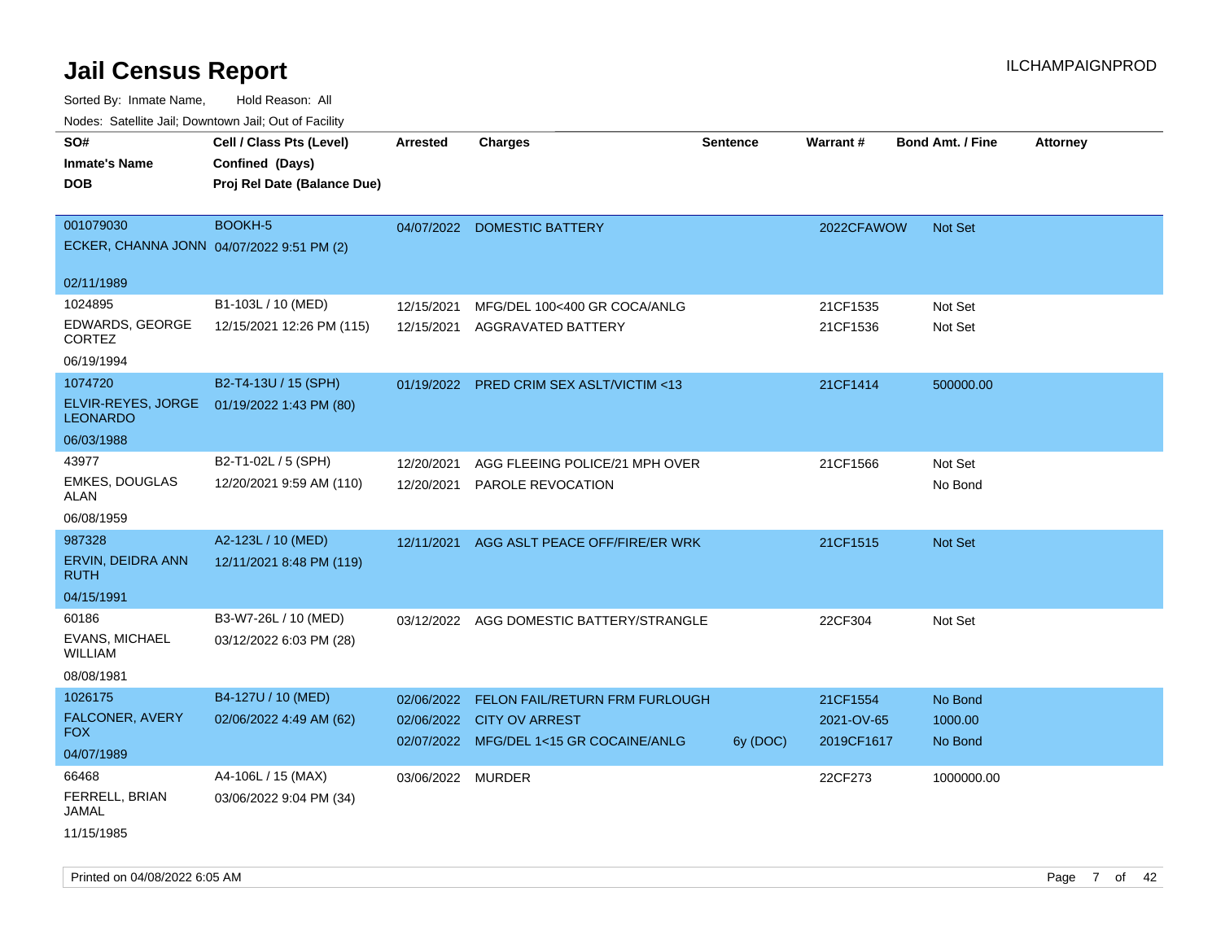# Jail Census Report

ILCHAMPAIGNPROD

Sorted By: Inmate Name, Hold Reason: All

Nodes: Satellite Jail; Downtown Jail; Out of Facility

| SO# / Inmate's Name / DOB | Cell / Class Pts (Level) / Confined (Days) / Proj Rel Date (Balance Due) | Arrested | Charges | Sentence | Warrant # | Bond Amt. / Fine | Attorney |
|---|---|---|---|---|---|---|---|
| 001079030<br>ECKER, CHANNA JONN<br>02/11/1989 | BOOKH-5<br>04/07/2022 9:51 PM (2) | 04/07/2022 | DOMESTIC BATTERY | | 2022CFAWOW | Not Set | |
| 1024895<br>EDWARDS, GEORGE CORTEZ<br>06/19/1994 | B1-103L / 10 (MED)<br>12/15/2021 12:26 PM (115) | 12/15/2021<br>12/15/2021 | MFG/DEL 100<400 GR COCA/ANLG<br>AGGRAVATED BATTERY | | 21CF1535<br>21CF1536 | Not Set<br>Not Set | |
| 1074720<br>ELVIR-REYES, JORGE LEONARDO<br>06/03/1988 | B2-T4-13U / 15 (SPH)<br>01/19/2022 1:43 PM (80) | 01/19/2022 | PRED CRIM SEX ASLT/VICTIM <13 | | 21CF1414 | 500000.00 | |
| 43977<br>EMKES, DOUGLAS ALAN<br>06/08/1959 | B2-T1-02L / 5 (SPH)<br>12/20/2021 9:59 AM (110) | 12/20/2021<br>12/20/2021 | AGG FLEEING POLICE/21 MPH OVER<br>PAROLE REVOCATION | | 21CF1566 | Not Set<br>No Bond | |
| 987328<br>ERVIN, DEIDRA ANN RUTH<br>04/15/1991 | A2-123L / 10 (MED)<br>12/11/2021 8:48 PM (119) | 12/11/2021 | AGG ASLT PEACE OFF/FIRE/ER WRK | | 21CF1515 | Not Set | |
| 60186<br>EVANS, MICHAEL WILLIAM<br>08/08/1981 | B3-W7-26L / 10 (MED)<br>03/12/2022 6:03 PM (28) | 03/12/2022 | AGG DOMESTIC BATTERY/STRANGLE | | 22CF304 | Not Set | |
| 1026175<br>FALCONER, AVERY FOX<br>04/07/1989 | B4-127U / 10 (MED)<br>02/06/2022 4:49 AM (62) | 02/06/2022<br>02/06/2022<br>02/07/2022 | FELON FAIL/RETURN FRM FURLOUGH<br>CITY OV ARREST<br>MFG/DEL 1<15 GR COCAINE/ANLG | <br><br>6y (DOC) | 21CF1554<br>2021-OV-65<br>2019CF1617 | No Bond<br>1000.00<br>No Bond | |
| 66468<br>FERRELL, BRIAN JAMAL<br>11/15/1985 | A4-106L / 15 (MAX)<br>03/06/2022 9:04 PM (34) | 03/06/2022 | MURDER | | 22CF273 | 1000000.00 | |

Printed on 04/08/2022 6:05 AM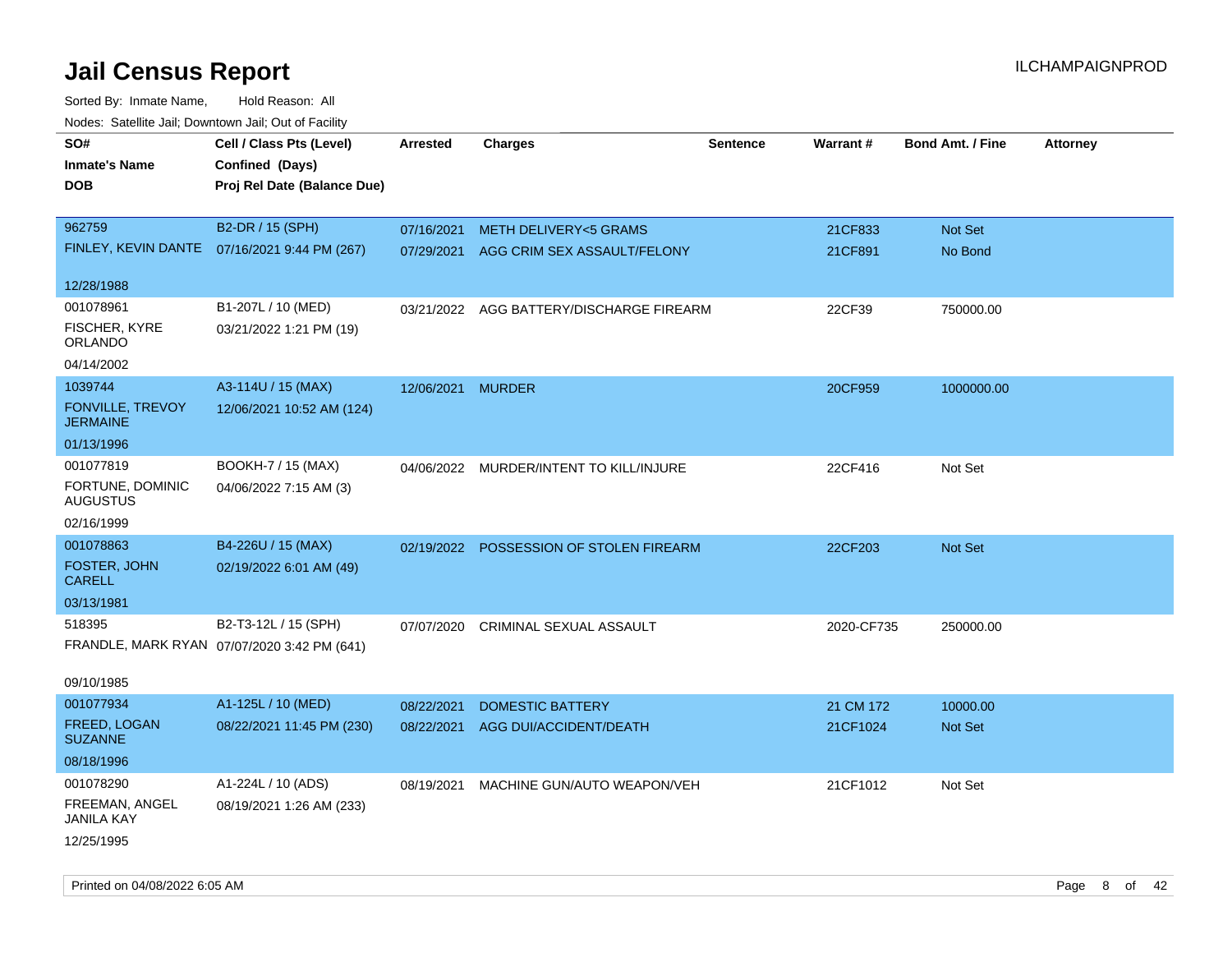# Jail Census Report

ILCHAMPAIGNPROD

Sorted By: Inmate Name, Hold Reason: All

Nodes: Satellite Jail; Downtown Jail; Out of Facility

| SO# / Inmate's Name / DOB | Cell / Class Pts (Level) / Confined (Days) / Proj Rel Date (Balance Due) | Arrested | Charges | Sentence | Warrant # | Bond Amt. / Fine | Attorney |
|---|---|---|---|---|---|---|---|
| 962759<br>FINLEY, KEVIN DANTE<br>12/28/1988 | B2-DR / 15 (SPH)<br>07/16/2021 9:44 PM (267) | 07/16/2021<br>07/29/2021 | METH DELIVERY<5 GRAMS<br>AGG CRIM SEX ASSAULT/FELONY | | 21CF833<br>21CF891 | Not Set<br>No Bond | |
| 001078961<br>FISCHER, KYRE ORLANDO<br>04/14/2002 | B1-207L / 10 (MED)<br>03/21/2022 1:21 PM (19) | 03/21/2022 | AGG BATTERY/DISCHARGE FIREARM | | 22CF39 | 750000.00 | |
| 1039744<br>FONVILLE, TREVOY JERMAINE<br>01/13/1996 | A3-114U / 15 (MAX)<br>12/06/2021 10:52 AM (124) | 12/06/2021 | MURDER | | 20CF959 | 1000000.00 | |
| 001077819<br>FORTUNE, DOMINIC AUGUSTUS<br>02/16/1999 | BOOKH-7 / 15 (MAX)<br>04/06/2022 7:15 AM (3) | 04/06/2022 | MURDER/INTENT TO KILL/INJURE | | 22CF416 | Not Set | |
| 001078863<br>FOSTER, JOHN CARELL<br>03/13/1981 | B4-226U / 15 (MAX)<br>02/19/2022 6:01 AM (49) | 02/19/2022 | POSSESSION OF STOLEN FIREARM | | 22CF203 | Not Set | |
| 518395<br>FRANDLE, MARK RYAN<br>09/10/1985 | B2-T3-12L / 15 (SPH)<br>07/07/2020 3:42 PM (641) | 07/07/2020 | CRIMINAL SEXUAL ASSAULT | | 2020-CF735 | 250000.00 | |
| 001077934<br>FREED, LOGAN SUZANNE<br>08/18/1996 | A1-125L / 10 (MED)<br>08/22/2021 11:45 PM (230) | 08/22/2021<br>08/22/2021 | DOMESTIC BATTERY<br>AGG DUI/ACCIDENT/DEATH | | 21 CM 172<br>21CF1024 | 10000.00<br>Not Set | |
| 001078290<br>FREEMAN, ANGEL JANILA KAY<br>12/25/1995 | A1-224L / 10 (ADS)<br>08/19/2021 1:26 AM (233) | 08/19/2021 | MACHINE GUN/AUTO WEAPON/VEH | | 21CF1012 | Not Set | |

Printed on 04/08/2022 6:05 AM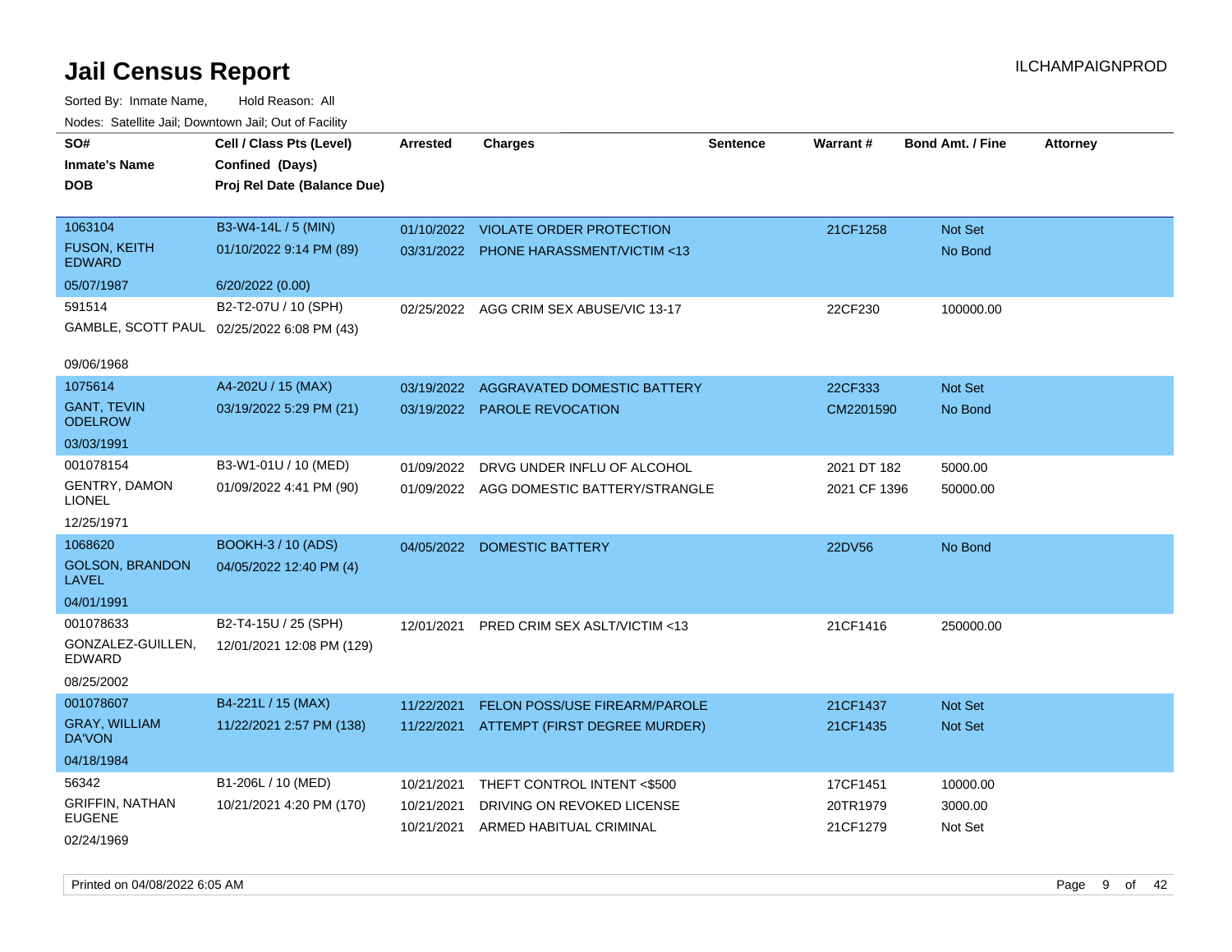# Jail Census Report

ILCHAMPAIGNPROD

Sorted By: Inmate Name, Hold Reason: All

Nodes: Satellite Jail; Downtown Jail; Out of Facility

| SO# / Inmate's Name / DOB | Cell / Class Pts (Level) / Confined (Days) / Proj Rel Date (Balance Due) | Arrested | Charges | Sentence | Warrant # | Bond Amt. / Fine | Attorney |
|---|---|---|---|---|---|---|---|
| 1063104 FUSON, KEITH EDWARD 05/07/1987 | B3-W4-14L / 5 (MIN) 01/10/2022 9:14 PM (89) 6/20/2022 (0.00) | 01/10/2022 | VIOLATE ORDER PROTECTION | | 21CF1258 | Not Set | |
| | | 03/31/2022 | PHONE HARASSMENT/VICTIM <13 | | | No Bond | |
| 591514 GAMBLE, SCOTT PAUL 09/06/1968 | B2-T2-07U / 10 (SPH) 02/25/2022 6:08 PM (43) | 02/25/2022 | AGG CRIM SEX ABUSE/VIC 13-17 | | 22CF230 | 100000.00 | |
| 1075614 GANT, TEVIN ODELROW 03/03/1991 | A4-202U / 15 (MAX) 03/19/2022 5:29 PM (21) | 03/19/2022 | AGGRAVATED DOMESTIC BATTERY | | 22CF333 | Not Set | |
| | | 03/19/2022 | PAROLE REVOCATION | | CM2201590 | No Bond | |
| 001078154 GENTRY, DAMON LIONEL 12/25/1971 | B3-W1-01U / 10 (MED) 01/09/2022 4:41 PM (90) | 01/09/2022 | DRVG UNDER INFLU OF ALCOHOL | | 2021 DT 182 | 5000.00 | |
| | | 01/09/2022 | AGG DOMESTIC BATTERY/STRANGLE | | 2021 CF 1396 | 50000.00 | |
| 1068620 GOLSON, BRANDON LAVEL 04/01/1991 | BOOKH-3 / 10 (ADS) 04/05/2022 12:40 PM (4) | 04/05/2022 | DOMESTIC BATTERY | | 22DV56 | No Bond | |
| 001078633 GONZALEZ-GUILLEN, EDWARD 08/25/2002 | B2-T4-15U / 25 (SPH) 12/01/2021 12:08 PM (129) | 12/01/2021 | PRED CRIM SEX ASLT/VICTIM <13 | | 21CF1416 | 250000.00 | |
| 001078607 GRAY, WILLIAM DA'VON 04/18/1984 | B4-221L / 15 (MAX) 11/22/2021 2:57 PM (138) | 11/22/2021 | FELON POSS/USE FIREARM/PAROLE | | 21CF1437 | Not Set | |
| | | 11/22/2021 | ATTEMPT (FIRST DEGREE MURDER) | | 21CF1435 | Not Set | |
| 56342 GRIFFIN, NATHAN EUGENE 02/24/1969 | B1-206L / 10 (MED) 10/21/2021 4:20 PM (170) | 10/21/2021 | THEFT CONTROL INTENT <$500 | | 17CF1451 | 10000.00 | |
| | | 10/21/2021 | DRIVING ON REVOKED LICENSE | | 20TR1979 | 3000.00 | |
| | | 10/21/2021 | ARMED HABITUAL CRIMINAL | | 21CF1279 | Not Set | |

Printed on 04/08/2022 6:05 AM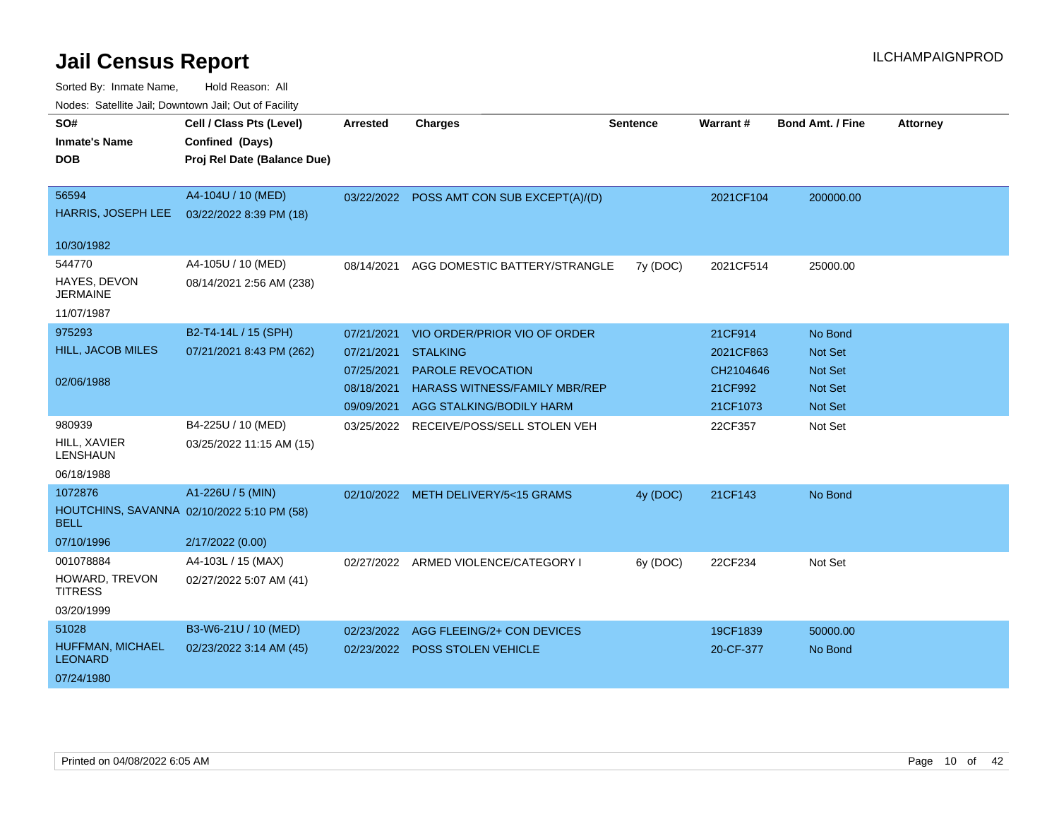# Jail Census Report

ILCHAMPAIGNPROD

Sorted By: Inmate Name, Hold Reason: All

Nodes: Satellite Jail; Downtown Jail; Out of Facility

| SO# / Inmate's Name / DOB | Cell / Class Pts (Level) / Confined (Days) / Proj Rel Date (Balance Due) | Arrested | Charges | Sentence | Warrant # | Bond Amt. / Fine | Attorney |
|---|---|---|---|---|---|---|---|
| 56594<br>HARRIS, JOSEPH LEE<br>10/30/1982 | A4-104U / 10 (MED)<br>03/22/2022 8:39 PM (18) | 03/22/2022 | POSS AMT CON SUB EXCEPT(A)/(D) | | 2021CF104 | 200000.00 | |
| 544770<br>HAYES, DEVON JERMAINE<br>11/07/1987 | A4-105U / 10 (MED)<br>08/14/2021 2:56 AM (238) | 08/14/2021 | AGG DOMESTIC BATTERY/STRANGLE | 7y (DOC) | 2021CF514 | 25000.00 | |
| 975293<br>HILL, JACOB MILES<br>02/06/1988 | B2-T4-14L / 15 (SPH)<br>07/21/2021 8:43 PM (262) | 07/21/2021 | VIO ORDER/PRIOR VIO OF ORDER | | 21CF914 | No Bond | |
| | | 07/21/2021 | STALKING | | 2021CF863 | Not Set | |
| | | 07/25/2021 | PAROLE REVOCATION | | CH2104646 | Not Set | |
| | | 08/18/2021 | HARASS WITNESS/FAMILY MBR/REP | | 21CF992 | Not Set | |
| | | 09/09/2021 | AGG STALKING/BODILY HARM | | 21CF1073 | Not Set | |
| 980939<br>HILL, XAVIER LENSHAUN<br>06/18/1988 | B4-225U / 10 (MED)<br>03/25/2022 11:15 AM (15) | 03/25/2022 | RECEIVE/POSS/SELL STOLEN VEH | | 22CF357 | Not Set | |
| 1072876<br>HOUTCHINS, SAVANNA BELL<br>07/10/1996 | A1-226U / 5 (MIN)<br>02/10/2022 5:10 PM (58)<br>2/17/2022 (0.00) | 02/10/2022 | METH DELIVERY/5<15 GRAMS | 4y (DOC) | 21CF143 | No Bond | |
| 001078884<br>HOWARD, TREVON TITRESS<br>03/20/1999 | A4-103L / 15 (MAX)<br>02/27/2022 5:07 AM (41) | 02/27/2022 | ARMED VIOLENCE/CATEGORY I | 6y (DOC) | 22CF234 | Not Set | |
| 51028<br>HUFFMAN, MICHAEL LEONARD<br>07/24/1980 | B3-W6-21U / 10 (MED)<br>02/23/2022 3:14 AM (45) | 02/23/2022 | AGG FLEEING/2+ CON DEVICES | | 19CF1839 | 50000.00 | |
| | | 02/23/2022 | POSS STOLEN VEHICLE | | 20-CF-377 | No Bond | |

Printed on 04/08/2022 6:05 AM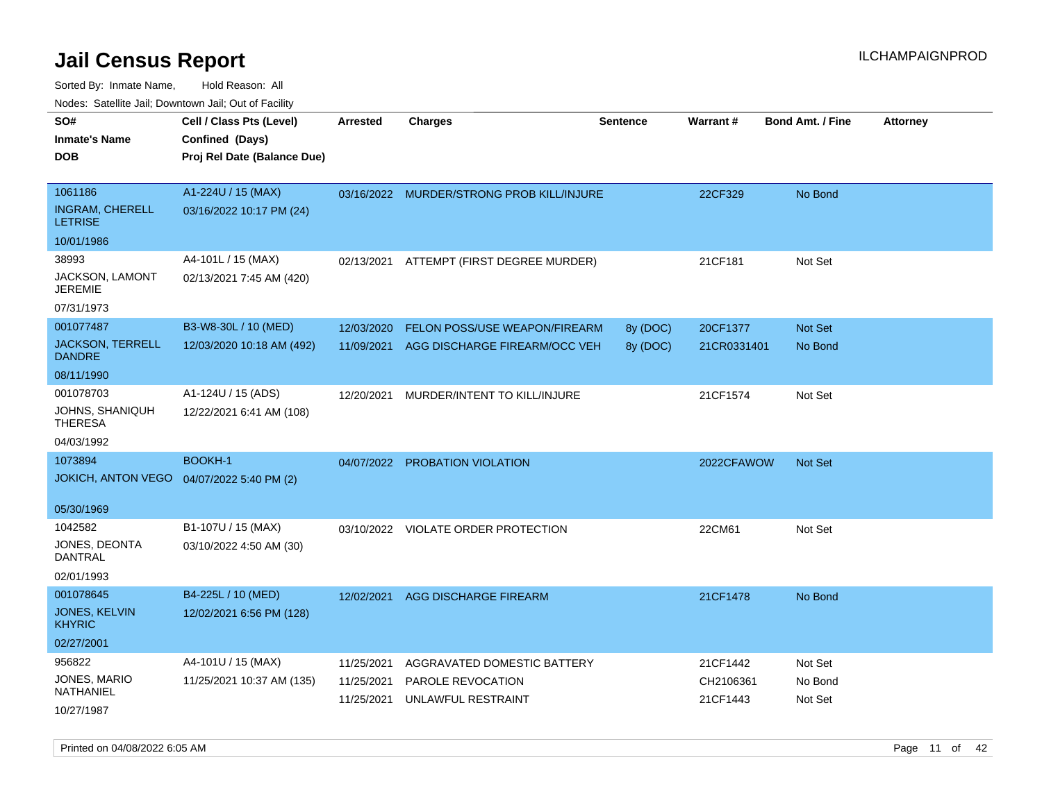# Jail Census Report

ILCHAMPAIGNPROD

Sorted By: Inmate Name, Hold Reason: All

Nodes: Satellite Jail; Downtown Jail; Out of Facility

| SO# / Inmate's Name / DOB | Cell / Class Pts (Level) / Confined (Days) / Proj Rel Date (Balance Due) | Arrested | Charges | Sentence | Warrant # | Bond Amt. / Fine | Attorney |
|---|---|---|---|---|---|---|---|
| 1061186<br>INGRAM, CHERELL LETRISE<br>10/01/1986 | A1-224U / 15 (MAX)<br>03/16/2022 10:17 PM (24) | 03/16/2022 | MURDER/STRONG PROB KILL/INJURE | | 22CF329 | No Bond | |
| 38993<br>JACKSON, LAMONT JEREMIE<br>07/31/1973 | A4-101L / 15 (MAX)<br>02/13/2021 7:45 AM (420) | 02/13/2021 | ATTEMPT (FIRST DEGREE MURDER) | | 21CF181 | Not Set | |
| 001077487<br>JACKSON, TERRELL DANDRE<br>08/11/1990 | B3-W8-30L / 10 (MED)<br>12/03/2020 10:18 AM (492) | 12/03/2020 | FELON POSS/USE WEAPON/FIREARM | 8y (DOC) | 20CF1377 | Not Set | |
| | | 11/09/2021 | AGG DISCHARGE FIREARM/OCC VEH | 8y (DOC) | 21CR0331401 | No Bond | |
| 001078703<br>JOHNS, SHANIQUH THERESA<br>04/03/1992 | A1-124U / 15 (ADS)<br>12/22/2021 6:41 AM (108) | 12/20/2021 | MURDER/INTENT TO KILL/INJURE | | 21CF1574 | Not Set | |
| 1073894<br>JOKICH, ANTON VEGO<br>05/30/1969 | BOOKH-1<br>04/07/2022 5:40 PM (2) | 04/07/2022 | PROBATION VIOLATION | | 2022CFAWOW | Not Set | |
| 1042582<br>JONES, DEONTA DANTRAL<br>02/01/1993 | B1-107U / 15 (MAX)<br>03/10/2022 4:50 AM (30) | 03/10/2022 | VIOLATE ORDER PROTECTION | | 22CM61 | Not Set | |
| 001078645<br>JONES, KELVIN KHYRIC<br>02/27/2001 | B4-225L / 10 (MED)<br>12/02/2021 6:56 PM (128) | 12/02/2021 | AGG DISCHARGE FIREARM | | 21CF1478 | No Bond | |
| 956822<br>JONES, MARIO NATHANIEL<br>10/27/1987 | A4-101U / 15 (MAX)<br>11/25/2021 10:37 AM (135) | 11/25/2021 | AGGRAVATED DOMESTIC BATTERY | | 21CF1442 | Not Set | |
| | | 11/25/2021 | PAROLE REVOCATION | | CH2106361 | No Bond | |
| | | 11/25/2021 | UNLAWFUL RESTRAINT | | 21CF1443 | Not Set | |

Printed on 04/08/2022 6:05 AM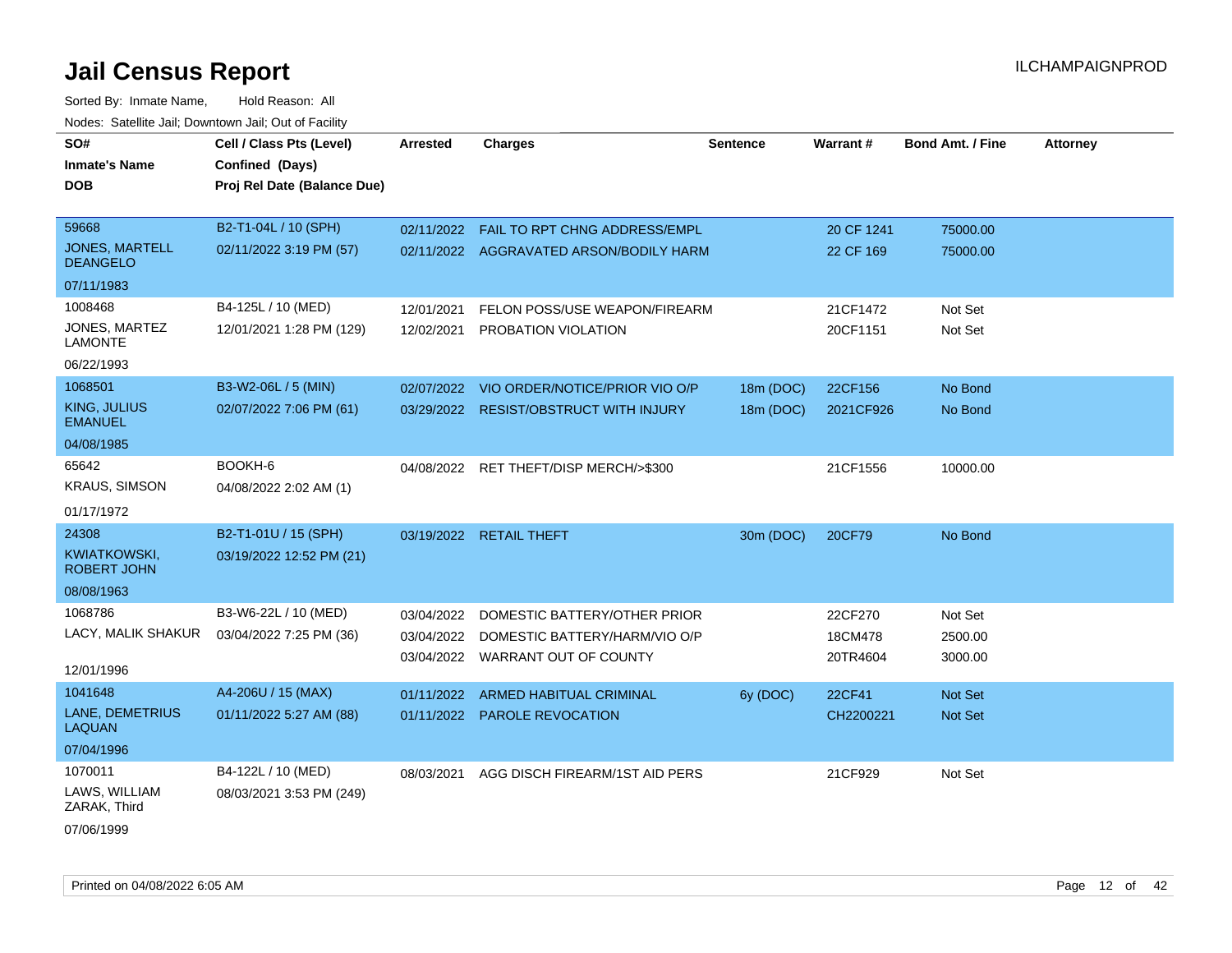# Jail Census Report

ILCHAMPAIGNPROD

Sorted By: Inmate Name, Hold Reason: All

Nodes: Satellite Jail; Downtown Jail; Out of Facility

| SO# / Inmate's Name / DOB | Cell / Class Pts (Level) / Confined (Days) / Proj Rel Date (Balance Due) | Arrested | Charges | Sentence | Warrant # | Bond Amt. / Fine | Attorney |
|---|---|---|---|---|---|---|---|
| 59668 JONES, MARTELL DEANGELO 07/11/1983 | B2-T1-04L / 10 (SPH) 02/11/2022 3:19 PM (57) | 02/11/2022 | FAIL TO RPT CHNG ADDRESS/EMPL | | 20 CF 1241 | 75000.00 | |
| | | 02/11/2022 | AGGRAVATED ARSON/BODILY HARM | | 22 CF 169 | 75000.00 | |
| 1008468 JONES, MARTEZ LAMONTE 06/22/1993 | B4-125L / 10 (MED) 12/01/2021 1:28 PM (129) | 12/01/2021 | FELON POSS/USE WEAPON/FIREARM | | 21CF1472 | Not Set | |
| | | 12/02/2021 | PROBATION VIOLATION | | 20CF1151 | Not Set | |
| 1068501 KING, JULIUS EMANUEL 04/08/1985 | B3-W2-06L / 5 (MIN) 02/07/2022 7:06 PM (61) | 02/07/2022 | VIO ORDER/NOTICE/PRIOR VIO O/P | 18m (DOC) | 22CF156 | No Bond | |
| | | 03/29/2022 | RESIST/OBSTRUCT WITH INJURY | 18m (DOC) | 2021CF926 | No Bond | |
| 65642 KRAUS, SIMSON 01/17/1972 | BOOKH-6 04/08/2022 2:02 AM (1) | 04/08/2022 | RET THEFT/DISP MERCH/>$300 | | 21CF1556 | 10000.00 | |
| 24308 KWIATKOWSKI, ROBERT JOHN 08/08/1963 | B2-T1-01U / 15 (SPH) 03/19/2022 12:52 PM (21) | 03/19/2022 | RETAIL THEFT | 30m (DOC) | 20CF79 | No Bond | |
| 1068786 LACY, MALIK SHAKUR 12/01/1996 | B3-W6-22L / 10 (MED) 03/04/2022 7:25 PM (36) | 03/04/2022 | DOMESTIC BATTERY/OTHER PRIOR | | 22CF270 | Not Set | |
| | | 03/04/2022 | DOMESTIC BATTERY/HARM/VIO O/P | | 18CM478 | 2500.00 | |
| | | 03/04/2022 | WARRANT OUT OF COUNTY | | 20TR4604 | 3000.00 | |
| 1041648 LANE, DEMETRIUS LAQUAN 07/04/1996 | A4-206U / 15 (MAX) 01/11/2022 5:27 AM (88) | 01/11/2022 | ARMED HABITUAL CRIMINAL | 6y (DOC) | 22CF41 | Not Set | |
| | | 01/11/2022 | PAROLE REVOCATION | | CH2200221 | Not Set | |
| 1070011 LAWS, WILLIAM ZARAK, Third 07/06/1999 | B4-122L / 10 (MED) 08/03/2021 3:53 PM (249) | 08/03/2021 | AGG DISCH FIREARM/1ST AID PERS | | 21CF929 | Not Set | |

Printed on 04/08/2022 6:05 AM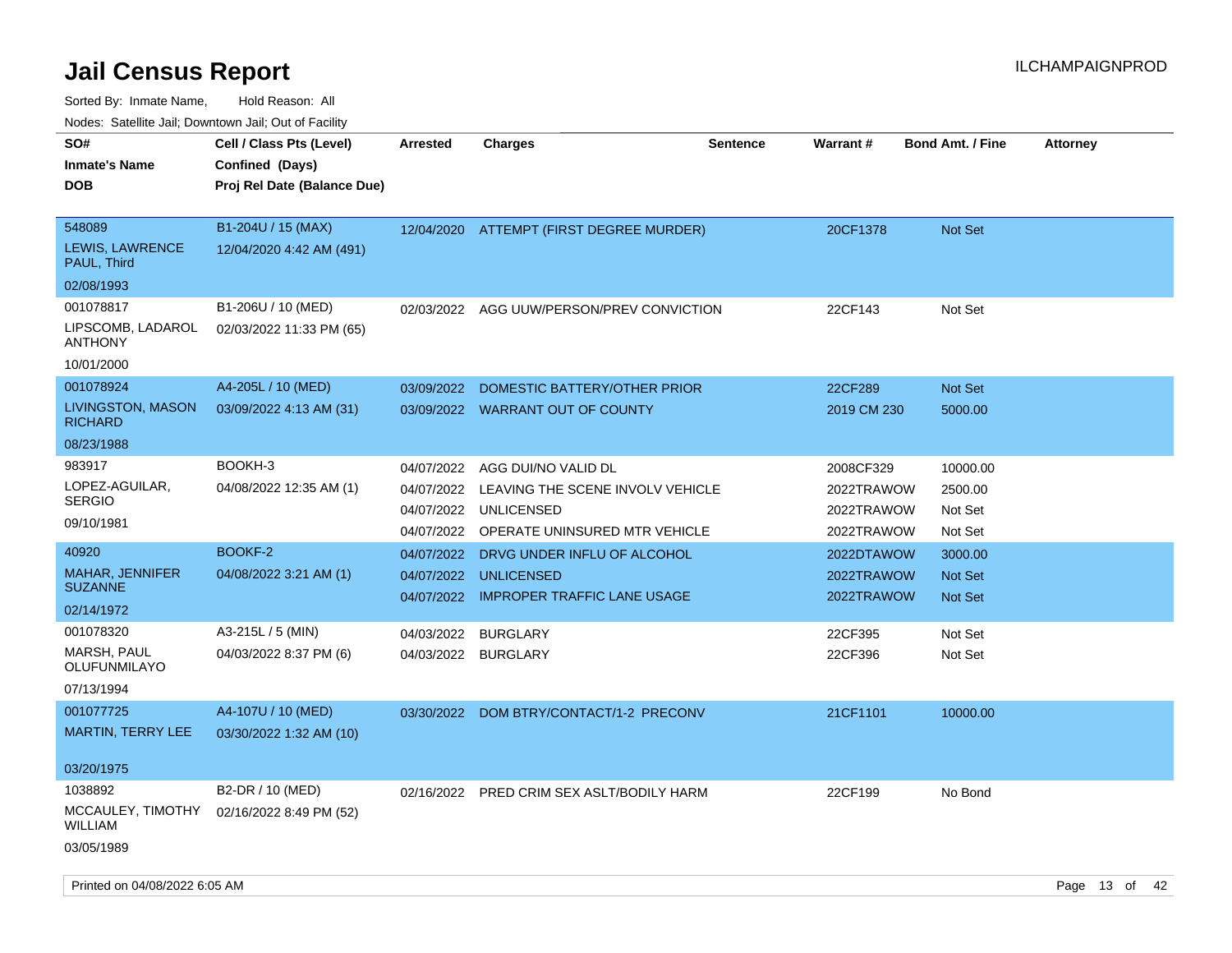# Jail Census Report

ILCHAMPAIGNPROD

Sorted By: Inmate Name, Hold Reason: All

Nodes: Satellite Jail; Downtown Jail; Out of Facility

| SO# / Inmate's Name / DOB | Cell / Class Pts (Level) / Confined (Days) / Proj Rel Date (Balance Due) | Arrested | Charges | Sentence | Warrant # | Bond Amt. / Fine | Attorney |
|---|---|---|---|---|---|---|---|
| 548089<br>LEWIS, LAWRENCE PAUL, Third<br>02/08/1993 | B1-204U / 15 (MAX)<br>12/04/2020 4:42 AM (491) | 12/04/2020 | ATTEMPT (FIRST DEGREE MURDER) | | 20CF1378 | Not Set | |
| 001078817<br>LIPSCOMB, LADAROL ANTHONY<br>10/01/2000 | B1-206U / 10 (MED)<br>02/03/2022 11:33 PM (65) | 02/03/2022 | AGG UUW/PERSON/PREV CONVICTION | | 22CF143 | Not Set | |
| 001078924<br>LIVINGSTON, MASON RICHARD<br>08/23/1988 | A4-205L / 10 (MED)<br>03/09/2022 4:13 AM (31) | 03/09/2022 | DOMESTIC BATTERY/OTHER PRIOR | | 22CF289 | Not Set | |
| | | 03/09/2022 | WARRANT OUT OF COUNTY | | 2019 CM 230 | 5000.00 | |
| 983917<br>LOPEZ-AGUILAR, SERGIO<br>09/10/1981 | BOOKH-3<br>04/08/2022 12:35 AM (1) | 04/07/2022 | AGG DUI/NO VALID DL | | 2008CF329 | 10000.00 | |
| | | 04/07/2022 | LEAVING THE SCENE INVOLV VEHICLE | | 2022TRAWOW | 2500.00 | |
| | | 04/07/2022 | UNLICENSED | | 2022TRAWOW | Not Set | |
| | | 04/07/2022 | OPERATE UNINSURED MTR VEHICLE | | 2022TRAWOW | Not Set | |
| 40920<br>MAHAR, JENNIFER SUZANNE<br>02/14/1972 | BOOKF-2<br>04/08/2022 3:21 AM (1) | 04/07/2022 | DRVG UNDER INFLU OF ALCOHOL | | 2022DTAWOW | 3000.00 | |
| | | 04/07/2022 | UNLICENSED | | 2022TRAWOW | Not Set | |
| | | 04/07/2022 | IMPROPER TRAFFIC LANE USAGE | | 2022TRAWOW | Not Set | |
| 001078320<br>MARSH, PAUL OLUFUNMILAYO<br>07/13/1994 | A3-215L / 5 (MIN)<br>04/03/2022 8:37 PM (6) | 04/03/2022 | BURGLARY | | 22CF395 | Not Set | |
| | | 04/03/2022 | BURGLARY | | 22CF396 | Not Set | |
| 001077725<br>MARTIN, TERRY LEE<br>03/20/1975 | A4-107U / 10 (MED)<br>03/30/2022 1:32 AM (10) | 03/30/2022 | DOM BTRY/CONTACT/1-2 PRECONV | | 21CF1101 | 10000.00 | |
| 1038892<br>MCCAULEY, TIMOTHY WILLIAM<br>03/05/1989 | B2-DR / 10 (MED)<br>02/16/2022 8:49 PM (52) | 02/16/2022 | PRED CRIM SEX ASLT/BODILY HARM | | 22CF199 | No Bond | |

Printed on 04/08/2022 6:05 AM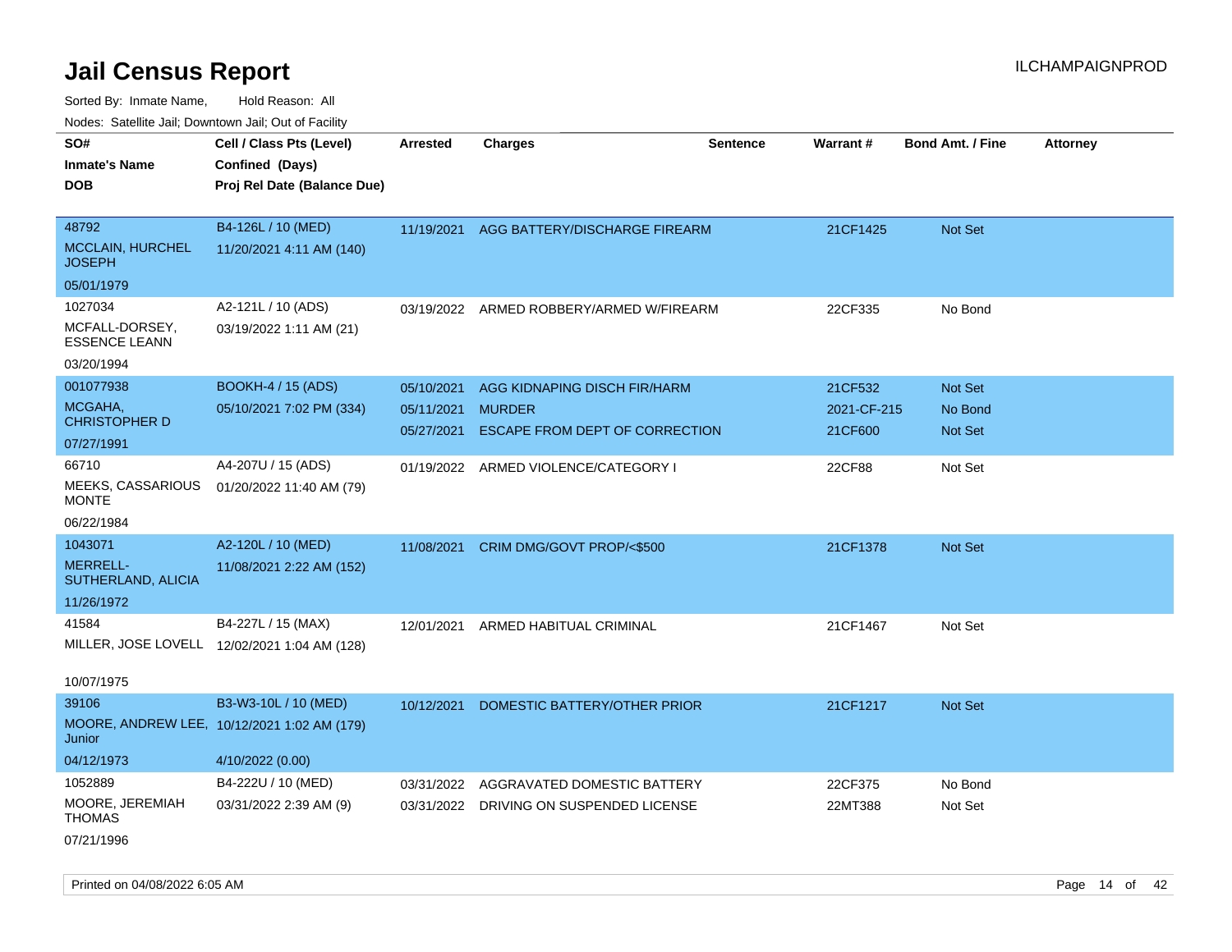# Jail Census Report

ILCHAMPAIGNPROD

Sorted By: Inmate Name, Hold Reason: All

Nodes: Satellite Jail; Downtown Jail; Out of Facility

| SO# / Inmate's Name / DOB | Cell / Class Pts (Level) / Confined (Days) / Proj Rel Date (Balance Due) | Arrested | Charges | Sentence | Warrant # | Bond Amt. / Fine | Attorney |
|---|---|---|---|---|---|---|---|
| 48792<br>MCCLAIN, HURCHEL JOSEPH<br>05/01/1979 | B4-126L / 10 (MED)<br>11/20/2021 4:11 AM (140) | 11/19/2021 | AGG BATTERY/DISCHARGE FIREARM | | 21CF1425 | Not Set | |
| 1027034<br>MCFALL-DORSEY, ESSENCE LEANN<br>03/20/1994 | A2-121L / 10 (ADS)<br>03/19/2022 1:11 AM (21) | 03/19/2022 | ARMED ROBBERY/ARMED W/FIREARM | | 22CF335 | No Bond | |
| 001077938<br>MCGAHA, CHRISTOPHER D<br>07/27/1991 | BOOKH-4 / 15 (ADS)<br>05/10/2021 7:02 PM (334) | 05/10/2021<br>05/11/2021<br>05/27/2021 | AGG KIDNAPING DISCH FIR/HARM<br>MURDER<br>ESCAPE FROM DEPT OF CORRECTION | | 21CF532<br>2021-CF-215<br>21CF600 | Not Set<br>No Bond<br>Not Set | |
| 66710<br>MEEKS, CASSARIOUS MONTE<br>06/22/1984 | A4-207U / 15 (ADS)<br>01/20/2022 11:40 AM (79) | 01/19/2022 | ARMED VIOLENCE/CATEGORY I | | 22CF88 | Not Set | |
| 1043071<br>MERRELL-SUTHERLAND, ALICIA<br>11/26/1972 | A2-120L / 10 (MED)<br>11/08/2021 2:22 AM (152) | 11/08/2021 | CRIM DMG/GOVT PROP/<$500 | | 21CF1378 | Not Set | |
| 41584<br>MILLER, JOSE LOVELL<br>10/07/1975 | B4-227L / 15 (MAX)<br>12/02/2021 1:04 AM (128) | 12/01/2021 | ARMED HABITUAL CRIMINAL | | 21CF1467 | Not Set | |
| 39106<br>MOORE, ANDREW LEE, Junior<br>04/12/1973 | B3-W3-10L / 10 (MED)<br>10/12/2021 1:02 AM (179)<br>4/10/2022 (0.00) | 10/12/2021 | DOMESTIC BATTERY/OTHER PRIOR | | 21CF1217 | Not Set | |
| 1052889<br>MOORE, JEREMIAH THOMAS<br>07/21/1996 | B4-222U / 10 (MED)<br>03/31/2022 2:39 AM (9) | 03/31/2022<br>03/31/2022 | AGGRAVATED DOMESTIC BATTERY<br>DRIVING ON SUSPENDED LICENSE | | 22CF375<br>22MT388 | No Bond<br>Not Set | |

Printed on 04/08/2022 6:05 AM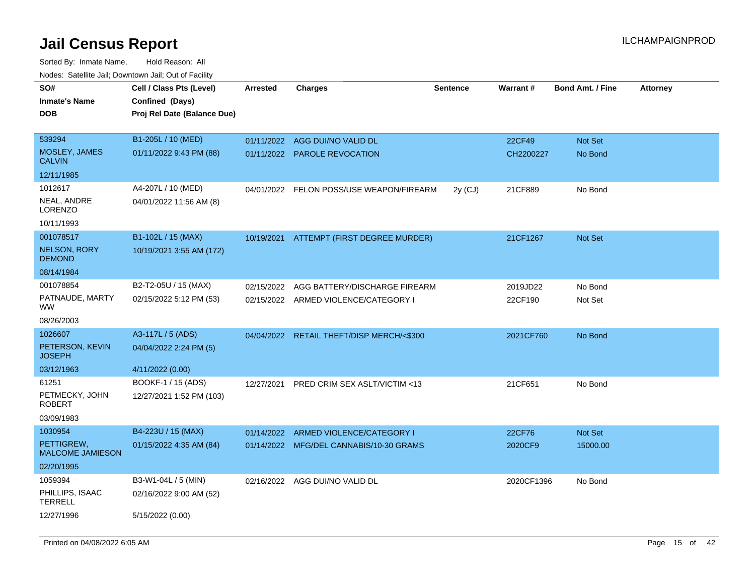# Jail Census Report

ILCHAMPAIGNPROD

Sorted By: Inmate Name, Hold Reason: All

Nodes: Satellite Jail; Downtown Jail; Out of Facility

| SO# / Inmate's Name / DOB | Cell / Class Pts (Level) / Confined (Days) / Proj Rel Date (Balance Due) | Arrested | Charges | Sentence | Warrant # | Bond Amt. / Fine | Attorney |
|---|---|---|---|---|---|---|---|
| 539294<br>MOSLEY, JAMES CALVIN<br>12/11/1985 | B1-205L / 10 (MED)<br>01/11/2022 9:43 PM (88) | 01/11/2022<br>01/11/2022 | AGG DUI/NO VALID DL<br>PAROLE REVOCATION | | 22CF49<br>CH2200227 | Not Set<br>No Bond | |
| 1012617<br>NEAL, ANDRE LORENZO<br>10/11/1993 | A4-207L / 10 (MED)<br>04/01/2022 11:56 AM (8) | 04/01/2022 | FELON POSS/USE WEAPON/FIREARM | 2y (CJ) | 21CF889 | No Bond | |
| 001078517<br>NELSON, RORY DEMOND<br>08/14/1984 | B1-102L / 15 (MAX)<br>10/19/2021 3:55 AM (172) | 10/19/2021 | ATTEMPT (FIRST DEGREE MURDER) | | 21CF1267 | Not Set | |
| 001078854<br>PATNAUDE, MARTY WW<br>08/26/2003 | B2-T2-05U / 15 (MAX)<br>02/15/2022 5:12 PM (53) | 02/15/2022<br>02/15/2022 | AGG BATTERY/DISCHARGE FIREARM<br>ARMED VIOLENCE/CATEGORY I | | 2019JD22<br>22CF190 | No Bond<br>Not Set | |
| 1026607<br>PETERSON, KEVIN JOSEPH<br>03/12/1963 | A3-117L / 5 (ADS)<br>04/04/2022 2:24 PM (5)<br>4/11/2022 (0.00) | 04/04/2022 | RETAIL THEFT/DISP MERCH/<$300 | | 2021CF760 | No Bond | |
| 61251<br>PETMECKY, JOHN ROBERT<br>03/09/1983 | BOOKF-1 / 15 (ADS)<br>12/27/2021 1:52 PM (103) | 12/27/2021 | PRED CRIM SEX ASLT/VICTIM <13 | | 21CF651 | No Bond | |
| 1030954<br>PETTIGREW, MALCOME JAMIESON<br>02/20/1995 | B4-223U / 15 (MAX)<br>01/15/2022 4:35 AM (84) | 01/14/2022<br>01/14/2022 | ARMED VIOLENCE/CATEGORY I<br>MFG/DEL CANNABIS/10-30 GRAMS | | 22CF76<br>2020CF9 | Not Set<br>15000.00 | |
| 1059394<br>PHILLIPS, ISAAC TERRELL<br>12/27/1996 | B3-W1-04L / 5 (MIN)<br>02/16/2022 9:00 AM (52)<br>5/15/2022 (0.00) | 02/16/2022 | AGG DUI/NO VALID DL | | 2020CF1396 | No Bond | |

Printed on 04/08/2022 6:05 AM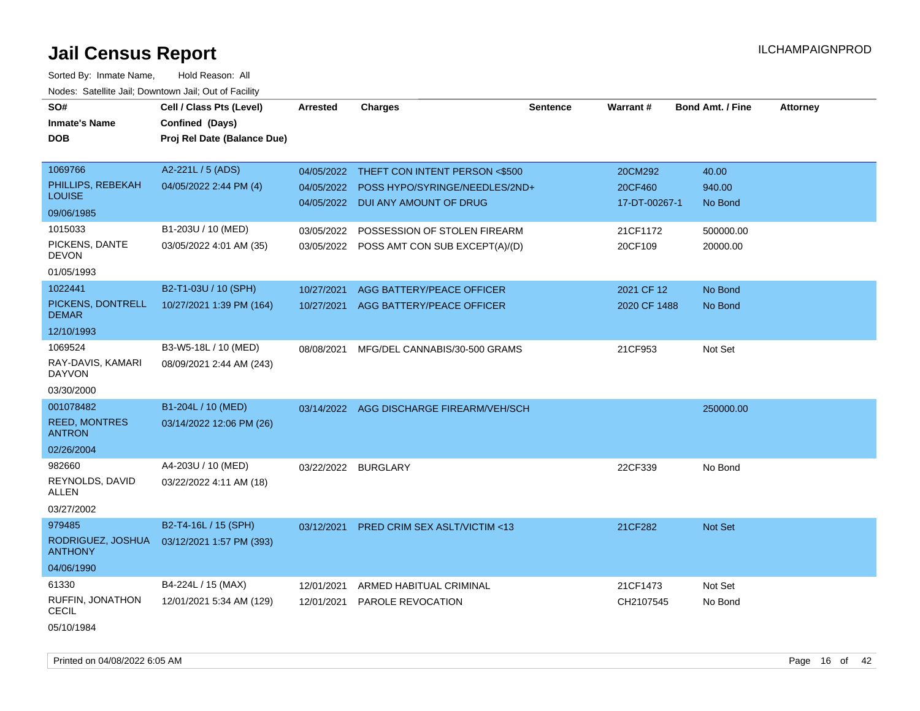# Jail Census Report

ILCHAMPAIGNPROD

Sorted By: Inmate Name, Hold Reason: All

Nodes: Satellite Jail; Downtown Jail; Out of Facility

| SO# / Inmate's Name / DOB | Cell / Class Pts (Level) / Confined (Days) / Proj Rel Date (Balance Due) | Arrested | Charges | Sentence | Warrant # | Bond Amt. / Fine | Attorney |
|---|---|---|---|---|---|---|---|
| 1069766<br>PHILLIPS, REBEKAH LOUISE<br>09/06/1985 | A2-221L / 5 (ADS)<br>04/05/2022 2:44 PM (4) | 04/05/2022<br>04/05/2022<br>04/05/2022 | THEFT CON INTENT PERSON <$500<br>POSS HYPO/SYRINGE/NEEDLES/2ND+<br>DUI ANY AMOUNT OF DRUG | | 20CM292<br>20CF460<br>17-DT-00267-1 | 40.00<br>940.00<br>No Bond | |
| 1015033<br>PICKENS, DANTE DEVON<br>01/05/1993 | B1-203U / 10 (MED)<br>03/05/2022 4:01 AM (35) | 03/05/2022<br>03/05/2022 | POSSESSION OF STOLEN FIREARM<br>POSS AMT CON SUB EXCEPT(A)/(D) | | 21CF1172<br>20CF109 | 500000.00<br>20000.00 | |
| 1022441<br>PICKENS, DONTRELL DEMAR<br>12/10/1993 | B2-T1-03U / 10 (SPH)<br>10/27/2021 1:39 PM (164) | 10/27/2021<br>10/27/2021 | AGG BATTERY/PEACE OFFICER<br>AGG BATTERY/PEACE OFFICER | | 2021 CF 12<br>2020 CF 1488 | No Bond<br>No Bond | |
| 1069524<br>RAY-DAVIS, KAMARI DAYVON<br>03/30/2000 | B3-W5-18L / 10 (MED)<br>08/09/2021 2:44 AM (243) | 08/08/2021 | MFG/DEL CANNABIS/30-500 GRAMS | | 21CF953 | Not Set | |
| 001078482<br>REED, MONTRES ANTRON<br>02/26/2004 | B1-204L / 10 (MED)<br>03/14/2022 12:06 PM (26) | 03/14/2022 | AGG DISCHARGE FIREARM/VEH/SCH | | | 250000.00 | |
| 982660<br>REYNOLDS, DAVID ALLEN<br>03/27/2002 | A4-203U / 10 (MED)<br>03/22/2022 4:11 AM (18) | 03/22/2022 | BURGLARY | | 22CF339 | No Bond | |
| 979485<br>RODRIGUEZ, JOSHUA ANTHONY<br>04/06/1990 | B2-T4-16L / 15 (SPH)<br>03/12/2021 1:57 PM (393) | 03/12/2021 | PRED CRIM SEX ASLT/VICTIM <13 | | 21CF282 | Not Set | |
| 61330<br>RUFFIN, JONATHON CECIL<br>05/10/1984 | B4-224L / 15 (MAX)<br>12/01/2021 5:34 AM (129) | 12/01/2021<br>12/01/2021 | ARMED HABITUAL CRIMINAL<br>PAROLE REVOCATION | | 21CF1473<br>CH2107545 | Not Set<br>No Bond | |

Printed on 04/08/2022 6:05 AM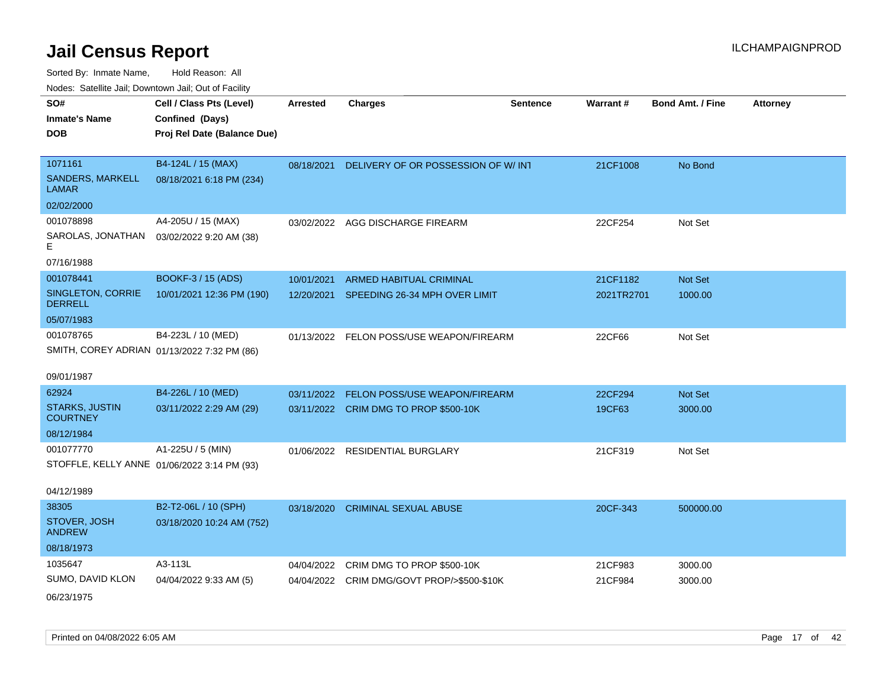# Jail Census Report

ILCHAMPAIGNPROD

Sorted By: Inmate Name, Hold Reason: All

Nodes: Satellite Jail; Downtown Jail; Out of Facility

| SO# / Inmate's Name / DOB | Cell / Class Pts (Level) / Confined (Days) / Proj Rel Date (Balance Due) | Arrested | Charges | Sentence | Warrant # | Bond Amt. / Fine | Attorney |
|---|---|---|---|---|---|---|---|
| 1071161<br>SANDERS, MARKELL LAMAR<br>02/02/2000 | B4-124L / 15 (MAX)<br>08/18/2021 6:18 PM (234) | 08/18/2021 | DELIVERY OF OR POSSESSION OF W/ INT | | 21CF1008 | No Bond | |
| 001078898<br>SAROLAS, JONATHAN E<br>07/16/1988 | A4-205U / 15 (MAX)<br>03/02/2022 9:20 AM (38) | 03/02/2022 | AGG DISCHARGE FIREARM | | 22CF254 | Not Set | |
| 001078441<br>SINGLETON, CORRIE DERRELL<br>05/07/1983 | BOOKF-3 / 15 (ADS)<br>10/01/2021 12:36 PM (190) | 10/01/2021 | ARMED HABITUAL CRIMINAL | | 21CF1182 | Not Set | |
| | | 12/20/2021 | SPEEDING 26-34 MPH OVER LIMIT | | 2021TR2701 | 1000.00 | |
| 001078765<br>SMITH, COREY ADRIAN<br>09/01/1987 | B4-223L / 10 (MED)<br>01/13/2022 7:32 PM (86) | 01/13/2022 | FELON POSS/USE WEAPON/FIREARM | | 22CF66 | Not Set | |
| 62924<br>STARKS, JUSTIN COURTNEY<br>08/12/1984 | B4-226L / 10 (MED)<br>03/11/2022 2:29 AM (29) | 03/11/2022 | FELON POSS/USE WEAPON/FIREARM | | 22CF294 | Not Set | |
| | | 03/11/2022 | CRIM DMG TO PROP $500-10K | | 19CF63 | 3000.00 | |
| 001077770<br>STOFFLE, KELLY ANNE<br>04/12/1989 | A1-225U / 5 (MIN)<br>01/06/2022 3:14 PM (93) | 01/06/2022 | RESIDENTIAL BURGLARY | | 21CF319 | Not Set | |
| 38305<br>STOVER, JOSH ANDREW<br>08/18/1973 | B2-T2-06L / 10 (SPH)<br>03/18/2020 10:24 AM (752) | 03/18/2020 | CRIMINAL SEXUAL ABUSE | | 20CF-343 | 500000.00 | |
| 1035647<br>SUMO, DAVID KLON<br>06/23/1975 | A3-113L<br>04/04/2022 9:33 AM (5) | 04/04/2022 | CRIM DMG TO PROP $500-10K | | 21CF983 | 3000.00 | |
| | | 04/04/2022 | CRIM DMG/GOVT PROP/>$500-$10K | | 21CF984 | 3000.00 | |

Printed on 04/08/2022 6:05 AM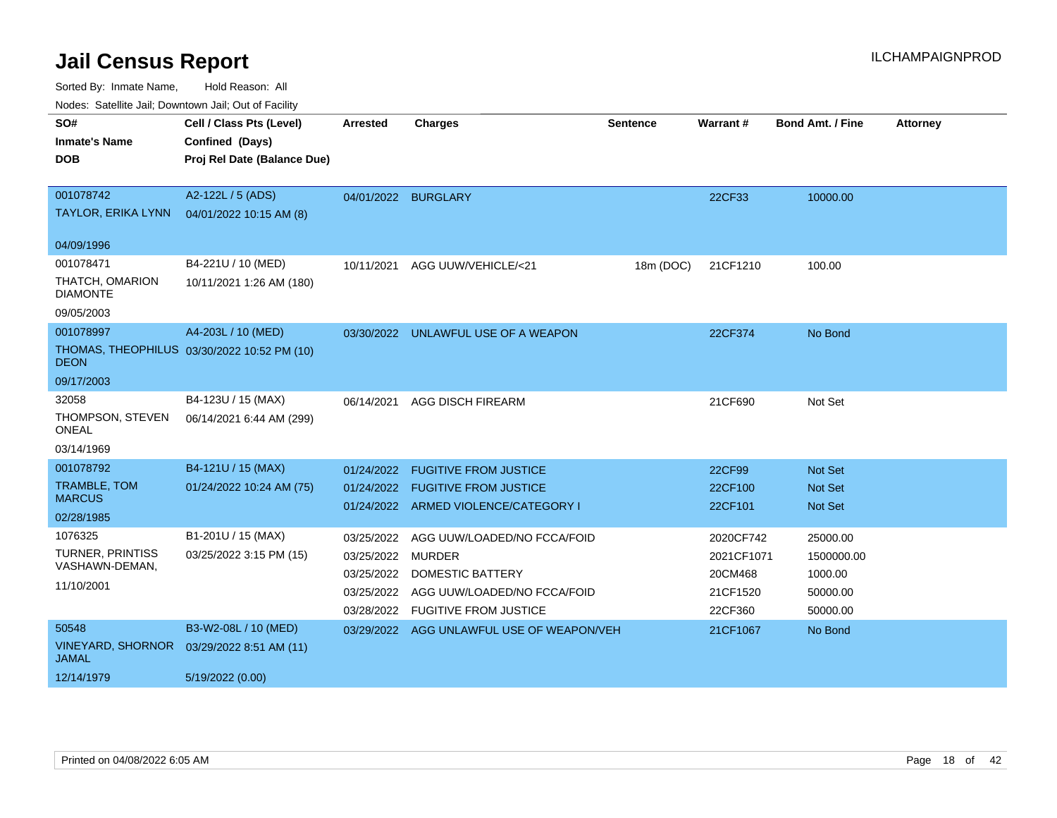# Jail Census Report

Sorted By: Inmate Name, Hold Reason: All

Nodes: Satellite Jail; Downtown Jail; Out of Facility

| SO# / Inmate's Name / DOB | Cell / Class Pts (Level) / Confined (Days) / Proj Rel Date (Balance Due) | Arrested | Charges | Sentence | Warrant # | Bond Amt. / Fine | Attorney |
|---|---|---|---|---|---|---|---|
| 001078742<br>TAYLOR, ERIKA LYNN<br>04/09/1996 | A2-122L / 5 (ADS)<br>04/01/2022 10:15 AM (8) | 04/01/2022 | BURGLARY | | 22CF33 | 10000.00 | |
| 001078471<br>THATCH, OMARION DIAMONTE<br>09/05/2003 | B4-221U / 10 (MED)<br>10/11/2021 1:26 AM (180) | 10/11/2021 | AGG UUW/VEHICLE/<21 | 18m (DOC) | 21CF1210 | 100.00 | |
| 001078997<br>THOMAS, THEOPHILUS DEON<br>09/17/2003 | A4-203L / 10 (MED)<br>03/30/2022 10:52 PM (10) | 03/30/2022 | UNLAWFUL USE OF A WEAPON | | 22CF374 | No Bond | |
| 32058<br>THOMPSON, STEVEN ONEAL<br>03/14/1969 | B4-123U / 15 (MAX)<br>06/14/2021 6:44 AM (299) | 06/14/2021 | AGG DISCH FIREARM | | 21CF690 | Not Set | |
| 001078792<br>TRAMBLE, TOM MARCUS<br>02/28/1985 | B4-121U / 15 (MAX)<br>01/24/2022 10:24 AM (75) | 01/24/2022 | FUGITIVE FROM JUSTICE | | 22CF99 | Not Set | |
| | | 01/24/2022 | FUGITIVE FROM JUSTICE | | 22CF100 | Not Set | |
| | | 01/24/2022 | ARMED VIOLENCE/CATEGORY I | | 22CF101 | Not Set | |
| 1076325<br>TURNER, PRINTISS VASHAWN-DEMAN,<br>11/10/2001 | B1-201U / 15 (MAX)<br>03/25/2022 3:15 PM (15) | 03/25/2022 | AGG UUW/LOADED/NO FCCA/FOID | | 2020CF742 | 25000.00 | |
| | | 03/25/2022 | MURDER | | 2021CF1071 | 1500000.00 | |
| | | 03/25/2022 | DOMESTIC BATTERY | | 20CM468 | 1000.00 | |
| | | 03/25/2022 | AGG UUW/LOADED/NO FCCA/FOID | | 21CF1520 | 50000.00 | |
| | | 03/28/2022 | FUGITIVE FROM JUSTICE | | 22CF360 | 50000.00 | |
| 50548<br>VINEYARD, SHORNOR JAMAL<br>12/14/1979 | B3-W2-08L / 10 (MED)<br>03/29/2022 8:51 AM (11)<br>5/19/2022 (0.00) | 03/29/2022 | AGG UNLAWFUL USE OF WEAPON/VEH | | 21CF1067 | No Bond | |

Printed on 04/08/2022 6:05 AM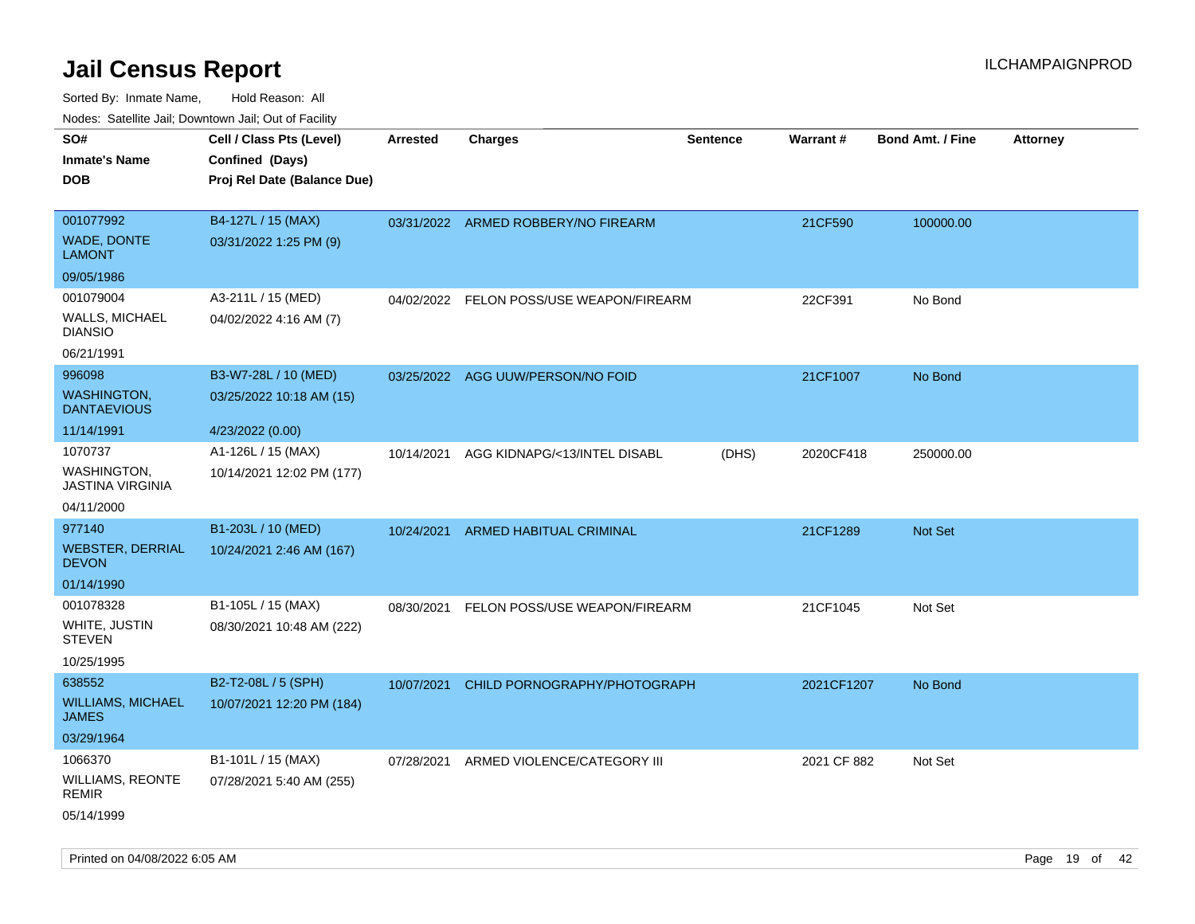# Jail Census Report

ILCHAMPAIGNPROD

Sorted By: Inmate Name, Hold Reason: All

Nodes: Satellite Jail; Downtown Jail; Out of Facility

| SO# / Inmate's Name / DOB | Cell / Class Pts (Level) / Confined (Days) / Proj Rel Date (Balance Due) | Arrested | Charges | Sentence | Warrant # | Bond Amt. / Fine | Attorney |
|---|---|---|---|---|---|---|---|
| 001077992<br>WADE, DONTE LAMONT<br>09/05/1986 | B4-127L / 15 (MAX)<br>03/31/2022 1:25 PM (9) | 03/31/2022 | ARMED ROBBERY/NO FIREARM | | 21CF590 | 100000.00 | |
| 001079004<br>WALLS, MICHAEL DIANSIO<br>06/21/1991 | A3-211L / 15 (MED)<br>04/02/2022 4:16 AM (7) | 04/02/2022 | FELON POSS/USE WEAPON/FIREARM | | 22CF391 | No Bond | |
| 996098<br>WASHINGTON, DANTAEVIOUS<br>11/14/1991 | B3-W7-28L / 10 (MED)<br>03/25/2022 10:18 AM (15)<br>4/23/2022 (0.00) | 03/25/2022 | AGG UUW/PERSON/NO FOID | | 21CF1007 | No Bond | |
| 1070737<br>WASHINGTON, JASTINA VIRGINIA<br>04/11/2000 | A1-126L / 15 (MAX)<br>10/14/2021 12:02 PM (177) | 10/14/2021 | AGG KIDNAPG/<13/INTEL DISABL | (DHS) | 2020CF418 | 250000.00 | |
| 977140<br>WEBSTER, DERRIAL DEVON<br>01/14/1990 | B1-203L / 10 (MED)<br>10/24/2021 2:46 AM (167) | 10/24/2021 | ARMED HABITUAL CRIMINAL | | 21CF1289 | Not Set | |
| 001078328<br>WHITE, JUSTIN STEVEN<br>10/25/1995 | B1-105L / 15 (MAX)<br>08/30/2021 10:48 AM (222) | 08/30/2021 | FELON POSS/USE WEAPON/FIREARM | | 21CF1045 | Not Set | |
| 638552<br>WILLIAMS, MICHAEL JAMES<br>03/29/1964 | B2-T2-08L / 5 (SPH)<br>10/07/2021 12:20 PM (184) | 10/07/2021 | CHILD PORNOGRAPHY/PHOTOGRAPH | | 2021CF1207 | No Bond | |
| 1066370<br>WILLIAMS, REONTE REMIR<br>05/14/1999 | B1-101L / 15 (MAX)<br>07/28/2021 5:40 AM (255) | 07/28/2021 | ARMED VIOLENCE/CATEGORY III | | 2021 CF 882 | Not Set | |

Printed on 04/08/2022 6:05 AM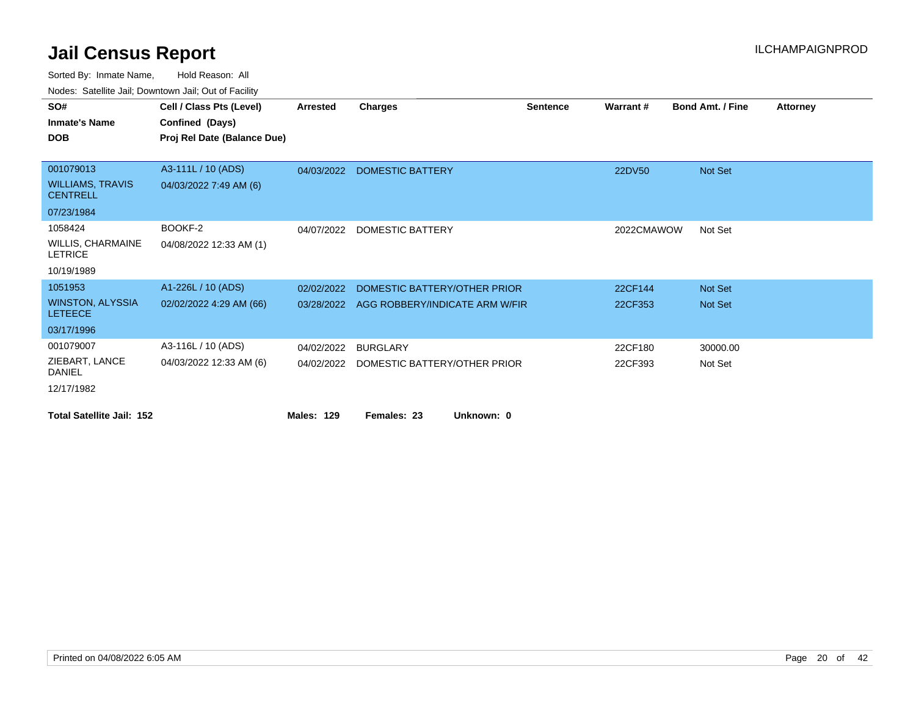# Jail Census Report

ILCHAMPAIGNPROD

Sorted By: Inmate Name, Hold Reason: All

Nodes: Satellite Jail; Downtown Jail; Out of Facility

| SO# / Inmate's Name / DOB | Cell / Class Pts (Level) / Confined (Days) / Proj Rel Date (Balance Due) | Arrested | Charges | Sentence | Warrant # | Bond Amt. / Fine | Attorney |
|---|---|---|---|---|---|---|---|
| 001079013 / WILLIAMS, TRAVIS CENTRELL / 07/23/1984 | A3-111L / 10 (ADS) / 04/03/2022 7:49 AM (6) | 04/03/2022 | DOMESTIC BATTERY | | 22DV50 | Not Set | |
| 1058424 / WILLIS, CHARMAINE LETRICE / 10/19/1989 | BOOKF-2 / 04/08/2022 12:33 AM (1) | 04/07/2022 | DOMESTIC BATTERY | | 2022CMAWOW | Not Set | |
| 1051953 / WINSTON, ALYSSIA LETEECE / 03/17/1996 | A1-226L / 10 (ADS) / 02/02/2022 4:29 AM (66) | 02/02/2022 | DOMESTIC BATTERY/OTHER PRIOR | | 22CF144 | Not Set | |
| | | 03/28/2022 | AGG ROBBERY/INDICATE ARM W/FIR | | 22CF353 | Not Set | |
| 001079007 / ZIEBART, LANCE DANIEL / 12/17/1982 | A3-116L / 10 (ADS) / 04/03/2022 12:33 AM (6) | 04/02/2022 | BURGLARY | | 22CF180 | 30000.00 | |
| | | 04/02/2022 | DOMESTIC BATTERY/OTHER PRIOR | | 22CF393 | Not Set | |

**Total Satellite Jail: 152** **Males: 129** **Females: 23** **Unknown: 0**

Printed on 04/08/2022 6:05 AM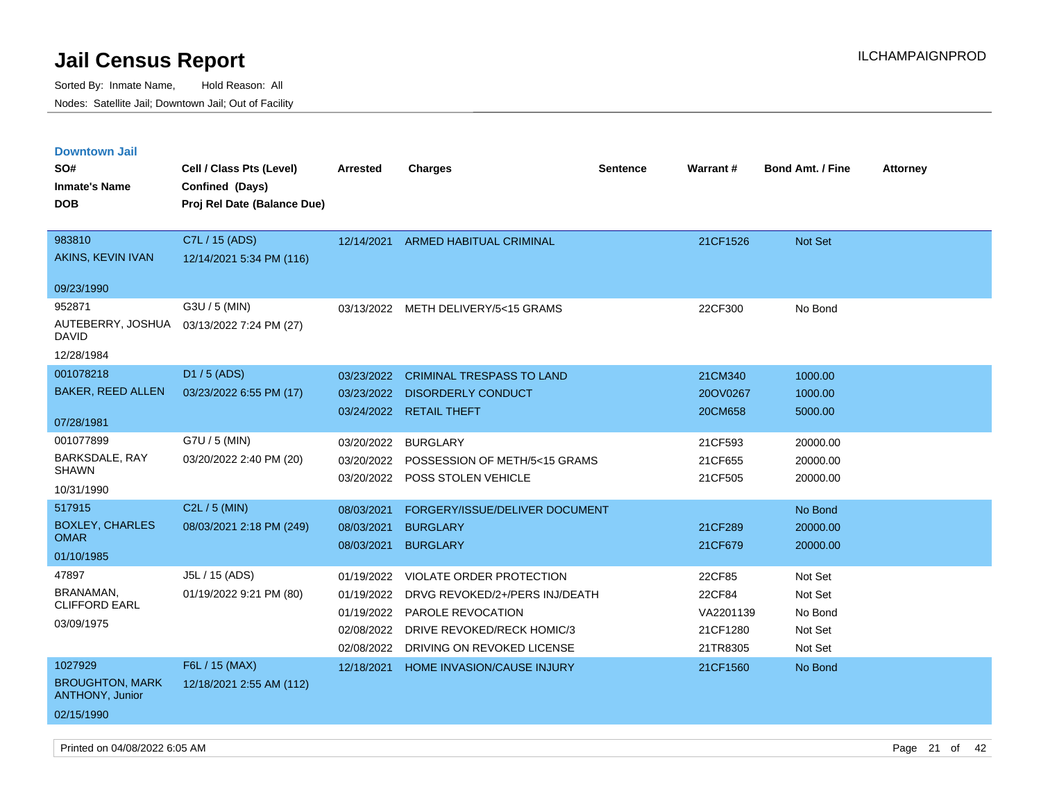# Jail Census Report

Sorted By: Inmate Name, Hold Reason: All

Nodes: Satellite Jail; Downtown Jail; Out of Facility

ILCHAMPAIGNPROD

## Downtown Jail

| SO# / Inmate's Name / DOB | Cell / Class Pts (Level) / Confined (Days) / Proj Rel Date (Balance Due) | Arrested | Charges | Sentence | Warrant # | Bond Amt. / Fine | Attorney |
|---|---|---|---|---|---|---|---|
| 983810<br>AKINS, KEVIN IVAN<br>09/23/1990 | C7L / 15 (ADS)<br>12/14/2021 5:34 PM (116) | 12/14/2021 | ARMED HABITUAL CRIMINAL | | 21CF1526 | Not Set | |
| 952871<br>AUTEBERRY, JOSHUA DAVID<br>12/28/1984 | G3U / 5 (MIN)<br>03/13/2022 7:24 PM (27) | 03/13/2022 | METH DELIVERY/5<15 GRAMS | | 22CF300 | No Bond | |
| 001078218<br>BAKER, REED ALLEN<br>07/28/1981 | D1 / 5 (ADS)<br>03/23/2022 6:55 PM (17) | 03/23/2022 | CRIMINAL TRESPASS TO LAND | | 21CM340 | 1000.00 | |
| | | 03/23/2022 | DISORDERLY CONDUCT | | 20OV0267 | 1000.00 | |
| | | 03/24/2022 | RETAIL THEFT | | 20CM658 | 5000.00 | |
| 001077899<br>BARKSDALE, RAY SHAWN<br>10/31/1990 | G7U / 5 (MIN)<br>03/20/2022 2:40 PM (20) | 03/20/2022 | BURGLARY | | 21CF593 | 20000.00 | |
| | | 03/20/2022 | POSSESSION OF METH/5<15 GRAMS | | 21CF655 | 20000.00 | |
| | | 03/20/2022 | POSS STOLEN VEHICLE | | 21CF505 | 20000.00 | |
| 517915<br>BOXLEY, CHARLES OMAR<br>01/10/1985 | C2L / 5 (MIN)<br>08/03/2021 2:18 PM (249) | 08/03/2021 | FORGERY/ISSUE/DELIVER DOCUMENT | | | No Bond | |
| | | 08/03/2021 | BURGLARY | | 21CF289 | 20000.00 | |
| | | 08/03/2021 | BURGLARY | | 21CF679 | 20000.00 | |
| 47897<br>BRANAMAN, CLIFFORD EARL<br>03/09/1975 | J5L / 15 (ADS)<br>01/19/2022 9:21 PM (80) | 01/19/2022 | VIOLATE ORDER PROTECTION | | 22CF85 | Not Set | |
| | | 01/19/2022 | DRVG REVOKED/2+/PERS INJ/DEATH | | 22CF84 | Not Set | |
| | | 01/19/2022 | PAROLE REVOCATION | | VA2201139 | No Bond | |
| | | 02/08/2022 | DRIVE REVOKED/RECK HOMIC/3 | | 21CF1280 | Not Set | |
| | | 02/08/2022 | DRIVING ON REVOKED LICENSE | | 21TR8305 | Not Set | |
| 1027929<br>BROUGHTON, MARK ANTHONY, Junior<br>02/15/1990 | F6L / 15 (MAX)<br>12/18/2021 2:55 AM (112) | 12/18/2021 | HOME INVASION/CAUSE INJURY | | 21CF1560 | No Bond | |

Printed on 04/08/2022 6:05 AM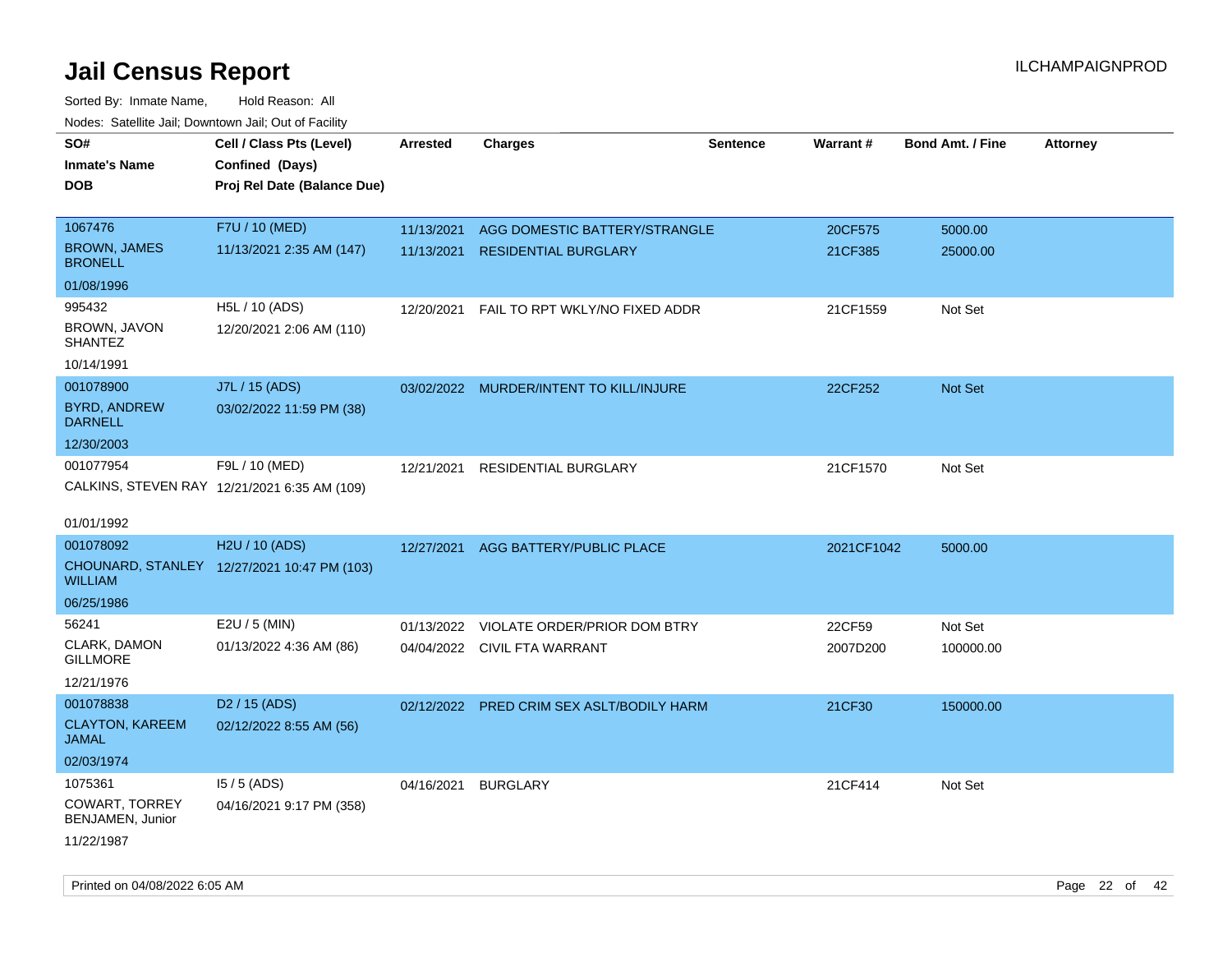# Jail Census Report

ILCHAMPAIGNPROD

Sorted By: Inmate Name, Hold Reason: All

Nodes: Satellite Jail; Downtown Jail; Out of Facility

| SO# / Inmate's Name / DOB | Cell / Class Pts (Level) / Confined (Days) / Proj Rel Date (Balance Due) | Arrested | Charges | Sentence | Warrant # | Bond Amt. / Fine | Attorney |
|---|---|---|---|---|---|---|---|
| 1067476<br>BROWN, JAMES BRONELL<br>01/08/1996 | F7U / 10 (MED)<br>11/13/2021 2:35 AM (147) | 11/13/2021<br>11/13/2021 | AGG DOMESTIC BATTERY/STRANGLE<br>RESIDENTIAL BURGLARY | | 20CF575<br>21CF385 | 5000.00<br>25000.00 | |
| 995432<br>BROWN, JAVON SHANTEZ<br>10/14/1991 | H5L / 10 (ADS)<br>12/20/2021 2:06 AM (110) | 12/20/2021 | FAIL TO RPT WKLY/NO FIXED ADDR | | 21CF1559 | Not Set | |
| 001078900<br>BYRD, ANDREW DARNELL<br>12/30/2003 | J7L / 15 (ADS)<br>03/02/2022 11:59 PM (38) | 03/02/2022 | MURDER/INTENT TO KILL/INJURE | | 22CF252 | Not Set | |
| 001077954<br>CALKINS, STEVEN RAY<br>01/01/1992 | F9L / 10 (MED)<br>12/21/2021 6:35 AM (109) | 12/21/2021 | RESIDENTIAL BURGLARY | | 21CF1570 | Not Set | |
| 001078092<br>CHOUNARD, STANLEY WILLIAM<br>06/25/1986 | H2U / 10 (ADS)<br>12/27/2021 10:47 PM (103) | 12/27/2021 | AGG BATTERY/PUBLIC PLACE | | 2021CF1042 | 5000.00 | |
| 56241<br>CLARK, DAMON GILLMORE<br>12/21/1976 | E2U / 5 (MIN)<br>01/13/2022 4:36 AM (86) | 01/13/2022<br>04/04/2022 | VIOLATE ORDER/PRIOR DOM BTRY<br>CIVIL FTA WARRANT | | 22CF59<br>2007D200 | Not Set<br>100000.00 | |
| 001078838<br>CLAYTON, KAREEM JAMAL<br>02/03/1974 | D2 / 15 (ADS)<br>02/12/2022 8:55 AM (56) | 02/12/2022 | PRED CRIM SEX ASLT/BODILY HARM | | 21CF30 | 150000.00 | |
| 1075361<br>COWART, TORREY BENJAMEN, Junior<br>11/22/1987 | I5 / 5 (ADS)<br>04/16/2021 9:17 PM (358) | 04/16/2021 | BURGLARY | | 21CF414 | Not Set | |

Printed on 04/08/2022 6:05 AM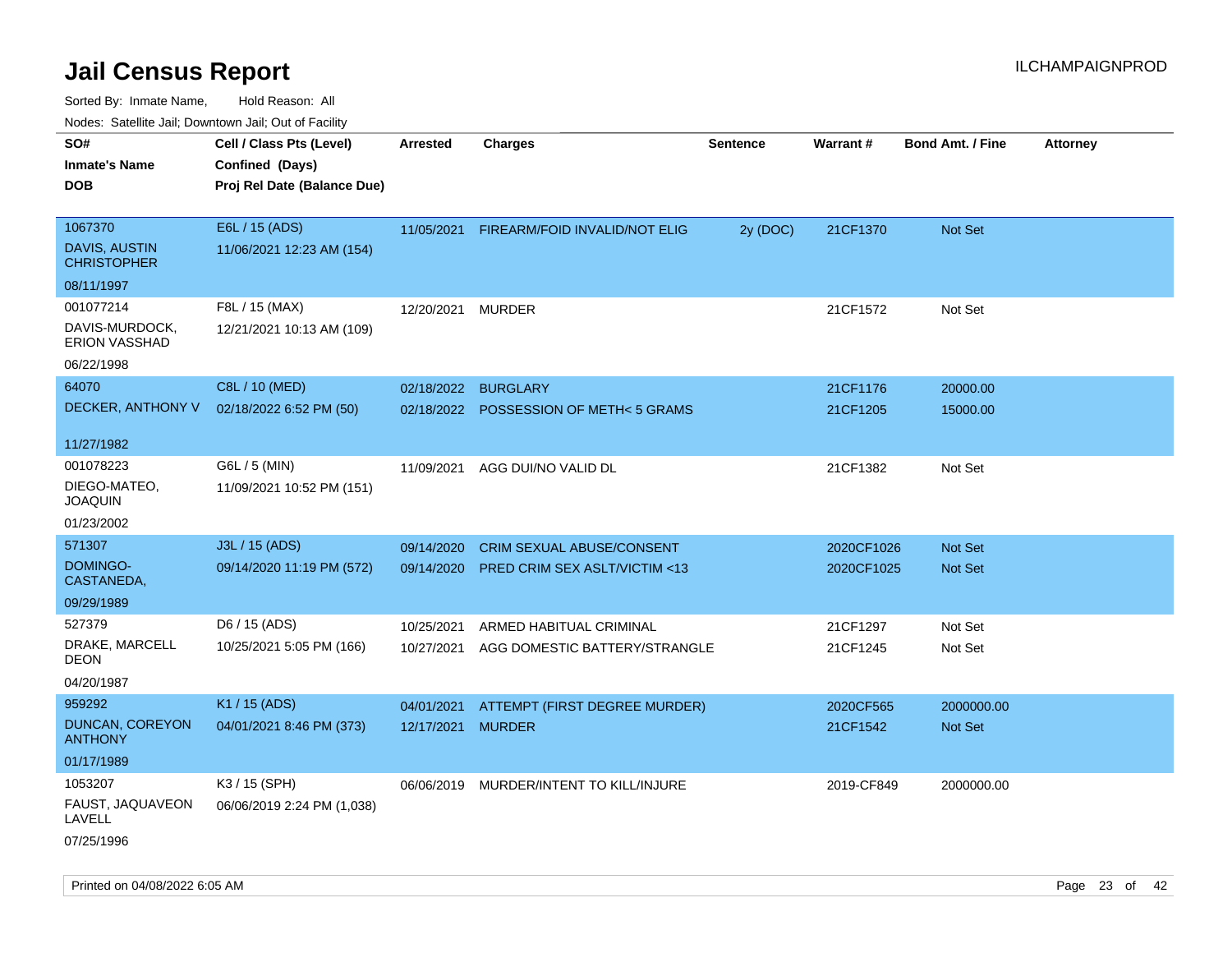# Jail Census Report

Sorted By: Inmate Name, Hold Reason: All

Nodes: Satellite Jail; Downtown Jail; Out of Facility

| SO# / Inmate's Name / DOB | Cell / Class Pts (Level) / Confined (Days) / Proj Rel Date (Balance Due) | Arrested | Charges | Sentence | Warrant # | Bond Amt. / Fine | Attorney |
|---|---|---|---|---|---|---|---|
| 1067370<br>DAVIS, AUSTIN CHRISTOPHER<br>08/11/1997 | E6L / 15 (ADS)<br>11/06/2021 12:23 AM (154) | 11/05/2021 | FIREARM/FOID INVALID/NOT ELIG | 2y (DOC) | 21CF1370 | Not Set | |
| 001077214<br>DAVIS-MURDOCK, ERION VASSHAD<br>06/22/1998 | F8L / 15 (MAX)<br>12/21/2021 10:13 AM (109) | 12/20/2021 | MURDER | | 21CF1572 | Not Set | |
| 64070<br>DECKER, ANTHONY V<br>11/27/1982 | C8L / 10 (MED)<br>02/18/2022 6:52 PM (50) | 02/18/2022<br>02/18/2022 | BURGLARY<br>POSSESSION OF METH< 5 GRAMS | | 21CF1176<br>21CF1205 | 20000.00<br>15000.00 | |
| 001078223<br>DIEGO-MATEO, JOAQUIN<br>01/23/2002 | G6L / 5 (MIN)<br>11/09/2021 10:52 PM (151) | 11/09/2021 | AGG DUI/NO VALID DL | | 21CF1382 | Not Set | |
| 571307<br>DOMINGO-CASTANEDA,<br>09/29/1989 | J3L / 15 (ADS)<br>09/14/2020 11:19 PM (572) | 09/14/2020<br>09/14/2020 | CRIM SEXUAL ABUSE/CONSENT<br>PRED CRIM SEX ASLT/VICTIM <13 | | 2020CF1026<br>2020CF1025 | Not Set<br>Not Set | |
| 527379<br>DRAKE, MARCELL DEON<br>04/20/1987 | D6 / 15 (ADS)<br>10/25/2021 5:05 PM (166) | 10/25/2021<br>10/27/2021 | ARMED HABITUAL CRIMINAL<br>AGG DOMESTIC BATTERY/STRANGLE | | 21CF1297<br>21CF1245 | Not Set<br>Not Set | |
| 959292<br>DUNCAN, COREYON ANTHONY<br>01/17/1989 | K1 / 15 (ADS)<br>04/01/2021 8:46 PM (373) | 04/01/2021<br>12/17/2021 | ATTEMPT (FIRST DEGREE MURDER)<br>MURDER | | 2020CF565<br>21CF1542 | 2000000.00<br>Not Set | |
| 1053207<br>FAUST, JAQUAVEON LAVELL<br>07/25/1996 | K3 / 15 (SPH)<br>06/06/2019 2:24 PM (1,038) | 06/06/2019 | MURDER/INTENT TO KILL/INJURE | | 2019-CF849 | 2000000.00 | |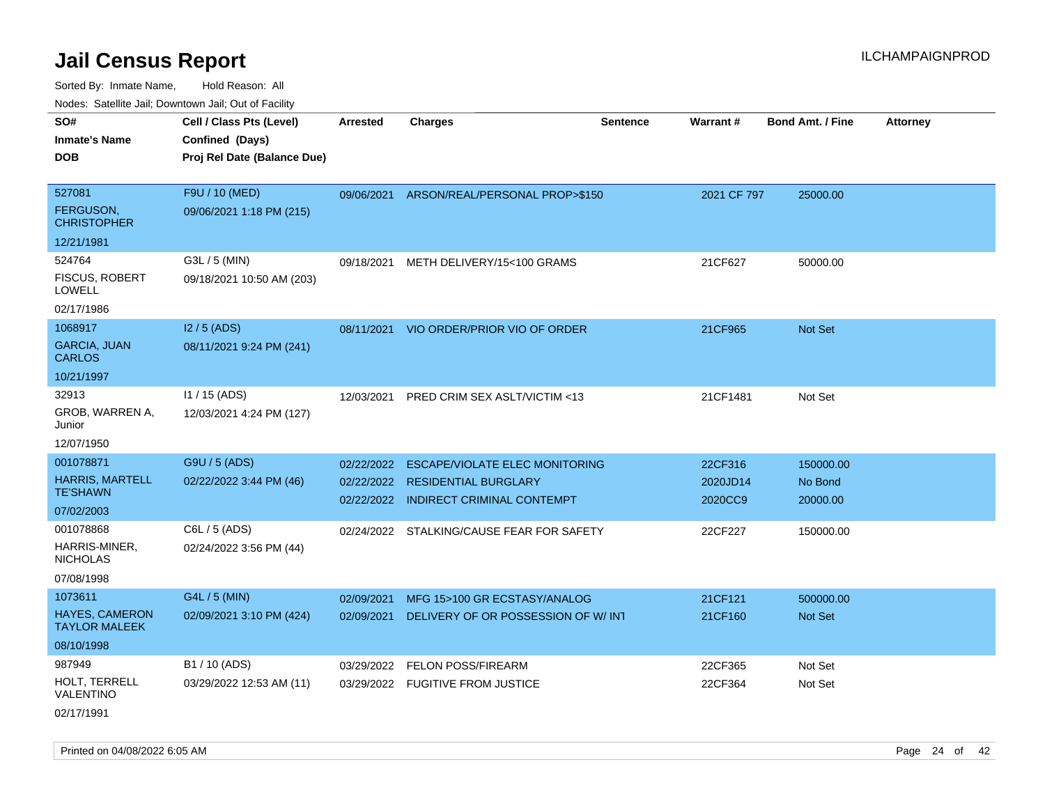# Jail Census Report

ILCHAMPAIGNPROD

Sorted By: Inmate Name, Hold Reason: All

Nodes: Satellite Jail; Downtown Jail; Out of Facility

| SO# / Inmate's Name / DOB | Cell / Class Pts (Level) / Confined (Days) / Proj Rel Date (Balance Due) | Arrested | Charges | Sentence | Warrant # | Bond Amt. / Fine | Attorney |
|---|---|---|---|---|---|---|---|
| 527081<br>FERGUSON, CHRISTOPHER<br>12/21/1981 | F9U / 10 (MED)<br>09/06/2021 1:18 PM (215) | 09/06/2021 | ARSON/REAL/PERSONAL PROP>$150 | | 2021 CF 797 | 25000.00 | |
| 524764<br>FISCUS, ROBERT LOWELL<br>02/17/1986 | G3L / 5 (MIN)<br>09/18/2021 10:50 AM (203) | 09/18/2021 | METH DELIVERY/15<100 GRAMS | | 21CF627 | 50000.00 | |
| 1068917<br>GARCIA, JUAN CARLOS<br>10/21/1997 | I2 / 5 (ADS)<br>08/11/2021 9:24 PM (241) | 08/11/2021 | VIO ORDER/PRIOR VIO OF ORDER | | 21CF965 | Not Set | |
| 32913<br>GROB, WARREN A, Junior<br>12/07/1950 | I1 / 15 (ADS)<br>12/03/2021 4:24 PM (127) | 12/03/2021 | PRED CRIM SEX ASLT/VICTIM <13 | | 21CF1481 | Not Set | |
| 001078871<br>HARRIS, MARTELL TE'SHAWN<br>07/02/2003 | G9U / 5 (ADS)<br>02/22/2022 3:44 PM (46) | 02/22/2022 | ESCAPE/VIOLATE ELEC MONITORING | | 22CF316 | 150000.00 | |
| | | 02/22/2022 | RESIDENTIAL BURGLARY | | 2020JD14 | No Bond | |
| | | 02/22/2022 | INDIRECT CRIMINAL CONTEMPT | | 2020CC9 | 20000.00 | |
| 001078868<br>HARRIS-MINER, NICHOLAS<br>07/08/1998 | C6L / 5 (ADS)<br>02/24/2022 3:56 PM (44) | 02/24/2022 | STALKING/CAUSE FEAR FOR SAFETY | | 22CF227 | 150000.00 | |
| 1073611<br>HAYES, CAMERON TAYLOR MALEEK<br>08/10/1998 | G4L / 5 (MIN)<br>02/09/2021 3:10 PM (424) | 02/09/2021 | MFG 15>100 GR ECSTASY/ANALOG | | 21CF121 | 500000.00 | |
| | | 02/09/2021 | DELIVERY OF OR POSSESSION OF W/ INT | | 21CF160 | Not Set | |
| 987949<br>HOLT, TERRELL VALENTINO<br>02/17/1991 | B1 / 10 (ADS)<br>03/29/2022 12:53 AM (11) | 03/29/2022 | FELON POSS/FIREARM | | 22CF365 | Not Set | |
| | | 03/29/2022 | FUGITIVE FROM JUSTICE | | 22CF364 | Not Set | |

Printed on 04/08/2022 6:05 AM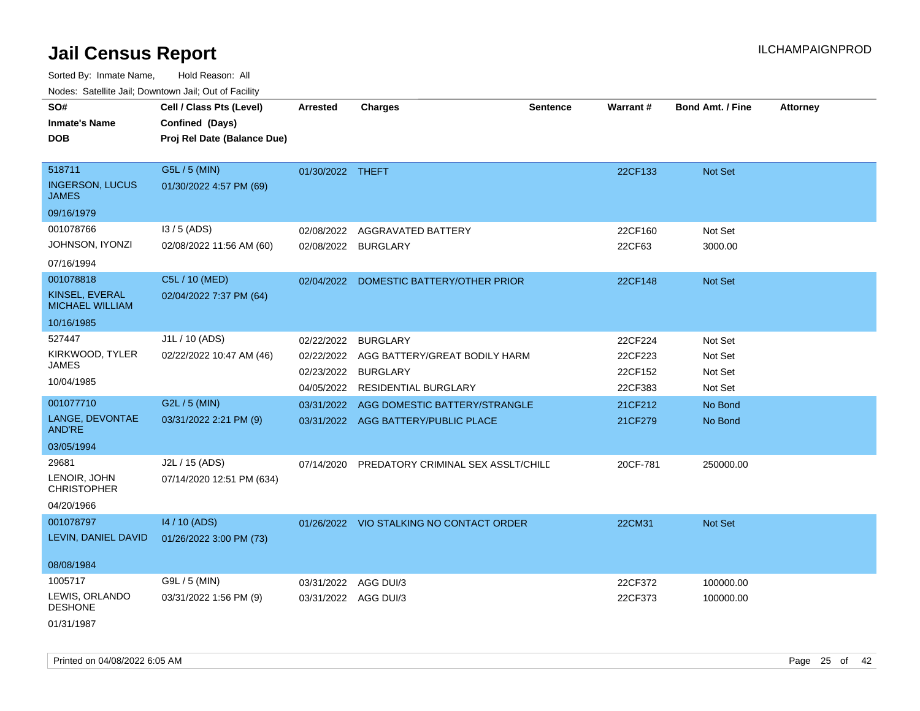# Jail Census Report

ILCHAMPAIGNPROD

Sorted By: Inmate Name, Hold Reason: All

Nodes: Satellite Jail; Downtown Jail; Out of Facility

| SO# / Inmate's Name / DOB | Cell / Class Pts (Level) / Confined (Days) / Proj Rel Date (Balance Due) | Arrested | Charges | Sentence | Warrant # | Bond Amt. / Fine | Attorney |
|---|---|---|---|---|---|---|---|
| 518711<br>INGERSON, LUCUS JAMES<br>09/16/1979 | G5L / 5 (MIN)<br>01/30/2022 4:57 PM (69) | 01/30/2022 | THEFT | | 22CF133 | Not Set | |
| 001078766<br>JOHNSON, IYONZI<br>07/16/1994 | I3 / 5 (ADS)<br>02/08/2022 11:56 AM (60) | 02/08/2022 | AGGRAVATED BATTERY | | 22CF160 | Not Set | |
| | | 02/08/2022 | BURGLARY | | 22CF63 | 3000.00 | |
| 001078818<br>KINSEL, EVERAL MICHAEL WILLIAM<br>10/16/1985 | C5L / 10 (MED)<br>02/04/2022 7:37 PM (64) | 02/04/2022 | DOMESTIC BATTERY/OTHER PRIOR | | 22CF148 | Not Set | |
| 527447<br>KIRKWOOD, TYLER JAMES<br>10/04/1985 | J1L / 10 (ADS)<br>02/22/2022 10:47 AM (46) | 02/22/2022 | BURGLARY | | 22CF224 | Not Set | |
| | | 02/22/2022 | AGG BATTERY/GREAT BODILY HARM | | 22CF223 | Not Set | |
| | | 02/23/2022 | BURGLARY | | 22CF152 | Not Set | |
| | | 04/05/2022 | RESIDENTIAL BURGLARY | | 22CF383 | Not Set | |
| 001077710<br>LANGE, DEVONTAE AND'RE<br>03/05/1994 | G2L / 5 (MIN)<br>03/31/2022 2:21 PM (9) | 03/31/2022 | AGG DOMESTIC BATTERY/STRANGLE | | 21CF212 | No Bond | |
| | | 03/31/2022 | AGG BATTERY/PUBLIC PLACE | | 21CF279 | No Bond | |
| 29681<br>LENOIR, JOHN CHRISTOPHER<br>04/20/1966 | J2L / 15 (ADS)<br>07/14/2020 12:51 PM (634) | 07/14/2020 | PREDATORY CRIMINAL SEX ASSLT/CHILD | | 20CF-781 | 250000.00 | |
| 001078797<br>LEVIN, DANIEL DAVID<br>08/08/1984 | I4 / 10 (ADS)<br>01/26/2022 3:00 PM (73) | 01/26/2022 | VIO STALKING NO CONTACT ORDER | | 22CM31 | Not Set | |
| 1005717<br>LEWIS, ORLANDO DESHONE<br>01/31/1987 | G9L / 5 (MIN)<br>03/31/2022 1:56 PM (9) | 03/31/2022 | AGG DUI/3 | | 22CF372 | 100000.00 | |
| | | 03/31/2022 | AGG DUI/3 | | 22CF373 | 100000.00 | |

Printed on 04/08/2022 6:05 AM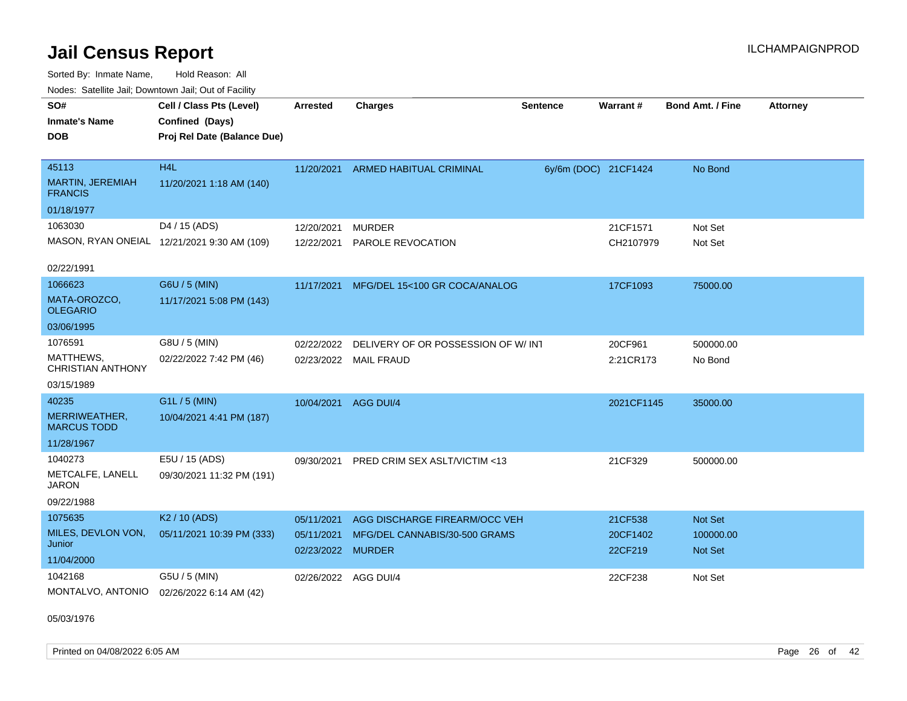# Jail Census Report

ILCHAMPAIGNPROD

Sorted By: Inmate Name, Hold Reason: All

Nodes: Satellite Jail; Downtown Jail; Out of Facility

| SO# / Inmate's Name / DOB | Cell / Class Pts (Level) / Confined (Days) / Proj Rel Date (Balance Due) | Arrested | Charges | Sentence | Warrant # | Bond Amt. / Fine | Attorney |
|---|---|---|---|---|---|---|---|
| 45113<br>MARTIN, JEREMIAH FRANCIS<br>01/18/1977 | H4L<br>11/20/2021 1:18 AM (140) | 11/20/2021 | ARMED HABITUAL CRIMINAL | 6y/6m (DOC) | 21CF1424 | No Bond | |
| 1063030<br>MASON, RYAN ONEIAL<br>02/22/1991 | D4 / 15 (ADS)<br>12/21/2021 9:30 AM (109) | 12/20/2021<br>12/22/2021 | MURDER<br>PAROLE REVOCATION | | 21CF1571<br>CH2107979 | Not Set<br>Not Set | |
| 1066623<br>MATA-OROZCO, OLEGARIO<br>03/06/1995 | G6U / 5 (MIN)<br>11/17/2021 5:08 PM (143) | 11/17/2021 | MFG/DEL 15<100 GR COCA/ANALOG | | 17CF1093 | 75000.00 | |
| 1076591<br>MATTHEWS, CHRISTIAN ANTHONY<br>03/15/1989 | G8U / 5 (MIN)<br>02/22/2022 7:42 PM (46) | 02/22/2022<br>02/23/2022 | DELIVERY OF OR POSSESSION OF W/ INT<br>MAIL FRAUD | | 20CF961<br>2:21CR173 | 500000.00<br>No Bond | |
| 40235<br>MERRIWEATHER, MARCUS TODD<br>11/28/1967 | G1L / 5 (MIN)<br>10/04/2021 4:41 PM (187) | 10/04/2021 | AGG DUI/4 | | 2021CF1145 | 35000.00 | |
| 1040273<br>METCALFE, LANELL JARON<br>09/22/1988 | E5U / 15 (ADS)<br>09/30/2021 11:32 PM (191) | 09/30/2021 | PRED CRIM SEX ASLT/VICTIM <13 | | 21CF329 | 500000.00 | |
| 1075635<br>MILES, DEVLON VON, Junior<br>11/04/2000 | K2 / 10 (ADS)<br>05/11/2021 10:39 PM (333) | 05/11/2021<br>05/11/2021<br>02/23/2022 | AGG DISCHARGE FIREARM/OCC VEH<br>MFG/DEL CANNABIS/30-500 GRAMS<br>MURDER | | 21CF538<br>20CF1402<br>22CF219 | Not Set<br>100000.00<br>Not Set | |
| 1042168<br>MONTALVO, ANTONIO<br>05/03/1976 | G5U / 5 (MIN)<br>02/26/2022 6:14 AM (42) | 02/26/2022 | AGG DUI/4 | | 22CF238 | Not Set | |

Printed on 04/08/2022 6:05 AM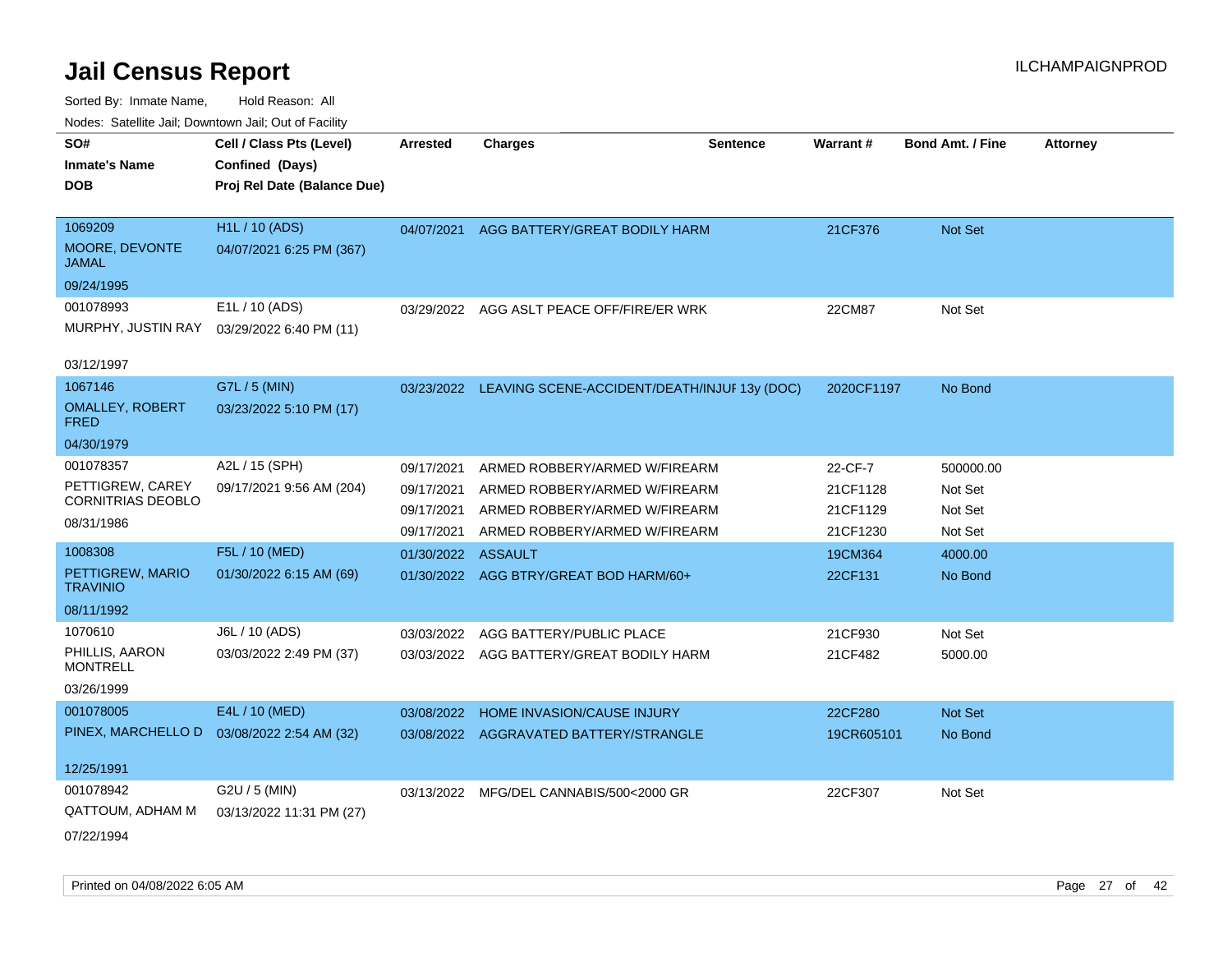# Jail Census Report

ILCHAMPAIGNPROD

Sorted By: Inmate Name, Hold Reason: All

Nodes: Satellite Jail; Downtown Jail; Out of Facility

| SO# / Inmate's Name / DOB | Cell / Class Pts (Level) / Confined (Days) / Proj Rel Date (Balance Due) | Arrested | Charges | Sentence | Warrant # | Bond Amt. / Fine | Attorney |
|---|---|---|---|---|---|---|---|
| 1069209<br>MOORE, DEVONTE JAMAL<br>09/24/1995 | H1L / 10 (ADS)<br>04/07/2021 6:25 PM (367) | 04/07/2021 | AGG BATTERY/GREAT BODILY HARM | | 21CF376 | Not Set | |
| 001078993<br>MURPHY, JUSTIN RAY<br>03/12/1997 | E1L / 10 (ADS)<br>03/29/2022 6:40 PM (11) | 03/29/2022 | AGG ASLT PEACE OFF/FIRE/ER WRK | | 22CM87 | Not Set | |
| 1067146<br>OMALLEY, ROBERT FRED<br>04/30/1979 | G7L / 5 (MIN)<br>03/23/2022 5:10 PM (17) | 03/23/2022 | LEAVING SCENE-ACCIDENT/DEATH/INJUF | 13y (DOC) | 2020CF1197 | No Bond | |
| 001078357<br>PETTIGREW, CAREY CORNITRIAS DEOBLO<br>08/31/1986 | A2L / 15 (SPH)<br>09/17/2021 9:56 AM (204) | 09/17/2021 | ARMED ROBBERY/ARMED W/FIREARM | | 22-CF-7 | 500000.00 | |
| | | 09/17/2021 | ARMED ROBBERY/ARMED W/FIREARM | | 21CF1128 | Not Set | |
| | | 09/17/2021 | ARMED ROBBERY/ARMED W/FIREARM | | 21CF1129 | Not Set | |
| | | 09/17/2021 | ARMED ROBBERY/ARMED W/FIREARM | | 21CF1230 | Not Set | |
| 1008308<br>PETTIGREW, MARIO TRAVINIO<br>08/11/1992 | F5L / 10 (MED)<br>01/30/2022 6:15 AM (69) | 01/30/2022 | ASSAULT | | 19CM364 | 4000.00 | |
| | | 01/30/2022 | AGG BTRY/GREAT BOD HARM/60+ | | 22CF131 | No Bond | |
| 1070610<br>PHILLIS, AARON MONTRELL<br>03/26/1999 | J6L / 10 (ADS)<br>03/03/2022 2:49 PM (37) | 03/03/2022 | AGG BATTERY/PUBLIC PLACE | | 21CF930 | Not Set | |
| | | 03/03/2022 | AGG BATTERY/GREAT BODILY HARM | | 21CF482 | 5000.00 | |
| 001078005<br>PINEX, MARCHELLO D<br>12/25/1991 | E4L / 10 (MED)<br>03/08/2022 2:54 AM (32) | 03/08/2022 | HOME INVASION/CAUSE INJURY | | 22CF280 | Not Set | |
| | | 03/08/2022 | AGGRAVATED BATTERY/STRANGLE | | 19CR605101 | No Bond | |
| 001078942<br>QATTOUM, ADHAM M<br>07/22/1994 | G2U / 5 (MIN)<br>03/13/2022 11:31 PM (27) | 03/13/2022 | MFG/DEL CANNABIS/500<2000 GR | | 22CF307 | Not Set | |

Printed on 04/08/2022 6:05 AM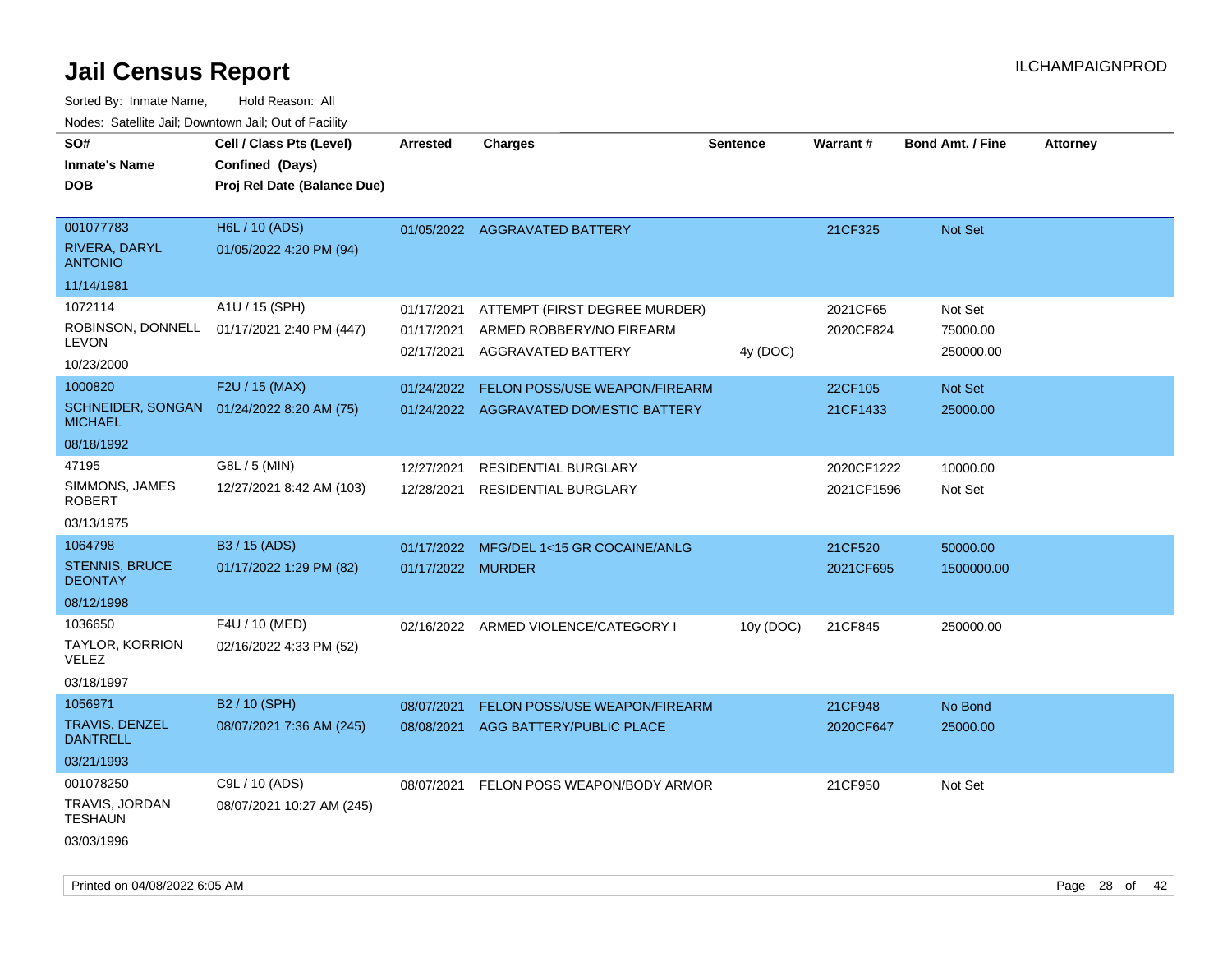# Jail Census Report

ILCHAMPAIGNPROD

Sorted By: Inmate Name, Hold Reason: All

Nodes: Satellite Jail; Downtown Jail; Out of Facility

| SO# / Inmate's Name / DOB | Cell / Class Pts (Level) / Confined (Days) / Proj Rel Date (Balance Due) | Arrested | Charges | Sentence | Warrant # | Bond Amt. / Fine | Attorney |
|---|---|---|---|---|---|---|---|
| 001077783<br>RIVERA, DARYL ANTONIO<br>11/14/1981 | H6L / 10 (ADS)<br>01/05/2022 4:20 PM (94) | 01/05/2022 | AGGRAVATED BATTERY | | 21CF325 | Not Set | |
| 1072114<br>ROBINSON, DONNELL LEVON<br>10/23/2000 | A1U / 15 (SPH)<br>01/17/2021 2:40 PM (447) | 01/17/2021 | ATTEMPT (FIRST DEGREE MURDER) | | 2021CF65 | Not Set | |
| | | 01/17/2021 | ARMED ROBBERY/NO FIREARM | | 2020CF824 | 75000.00 | |
| | | 02/17/2021 | AGGRAVATED BATTERY | 4y (DOC) | | 250000.00 | |
| 1000820<br>SCHNEIDER, SONGAN MICHAEL<br>08/18/1992 | F2U / 15 (MAX)<br>01/24/2022 8:20 AM (75) | 01/24/2022 | FELON POSS/USE WEAPON/FIREARM | | 22CF105 | Not Set | |
| | | 01/24/2022 | AGGRAVATED DOMESTIC BATTERY | | 21CF1433 | 25000.00 | |
| 47195<br>SIMMONS, JAMES ROBERT<br>03/13/1975 | G8L / 5 (MIN)<br>12/27/2021 8:42 AM (103) | 12/27/2021 | RESIDENTIAL BURGLARY | | 2020CF1222 | 10000.00 | |
| | | 12/28/2021 | RESIDENTIAL BURGLARY | | 2021CF1596 | Not Set | |
| 1064798<br>STENNIS, BRUCE DEONTAY<br>08/12/1998 | B3 / 15 (ADS)<br>01/17/2022 1:29 PM (82) | 01/17/2022 | MFG/DEL 1<15 GR COCAINE/ANLG | | 21CF520 | 50000.00 | |
| | | 01/17/2022 | MURDER | | 2021CF695 | 1500000.00 | |
| 1036650<br>TAYLOR, KORRION VELEZ<br>03/18/1997 | F4U / 10 (MED)<br>02/16/2022 4:33 PM (52) | 02/16/2022 | ARMED VIOLENCE/CATEGORY I | 10y (DOC) | 21CF845 | 250000.00 | |
| 1056971<br>TRAVIS, DENZEL DANTRELL<br>03/21/1993 | B2 / 10 (SPH)<br>08/07/2021 7:36 AM (245) | 08/07/2021 | FELON POSS/USE WEAPON/FIREARM | | 21CF948 | No Bond | |
| | | 08/08/2021 | AGG BATTERY/PUBLIC PLACE | | 2020CF647 | 25000.00 | |
| 001078250<br>TRAVIS, JORDAN TESHAUN<br>03/03/1996 | C9L / 10 (ADS)<br>08/07/2021 10:27 AM (245) | 08/07/2021 | FELON POSS WEAPON/BODY ARMOR | | 21CF950 | Not Set | |

Printed on 04/08/2022 6:05 AM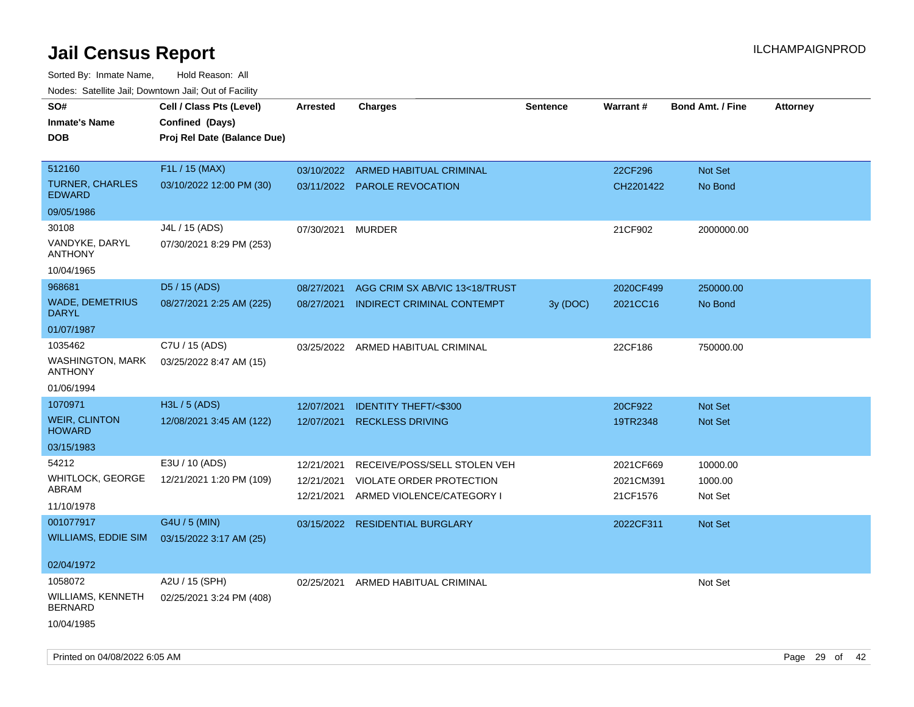# Jail Census Report

ILCHAMPAIGNPROD

Sorted By: Inmate Name, Hold Reason: All

Nodes: Satellite Jail; Downtown Jail; Out of Facility

| SO# / Inmate's Name / DOB | Cell / Class Pts (Level) / Confined (Days) / Proj Rel Date (Balance Due) | Arrested | Charges | Sentence | Warrant # | Bond Amt. / Fine | Attorney |
|---|---|---|---|---|---|---|---|
| 512160<br>TURNER, CHARLES EDWARD<br>09/05/1986 | F1L / 15 (MAX)<br>03/10/2022 12:00 PM (30) | 03/10/2022<br>03/11/2022 | ARMED HABITUAL CRIMINAL<br>PAROLE REVOCATION | | 22CF296<br>CH2201422 | Not Set<br>No Bond | |
| 30108<br>VANDYKE, DARYL ANTHONY<br>10/04/1965 | J4L / 15 (ADS)<br>07/30/2021 8:29 PM (253) | 07/30/2021 | MURDER | | 21CF902 | 2000000.00 | |
| 968681<br>WADE, DEMETRIUS DARYL<br>01/07/1987 | D5 / 15 (ADS)<br>08/27/2021 2:25 AM (225) | 08/27/2021<br>08/27/2021 | AGG CRIM SX AB/VIC 13<18/TRUST<br>INDIRECT CRIMINAL CONTEMPT | <br>3y (DOC) | 2020CF499<br>2021CC16 | 250000.00<br>No Bond | |
| 1035462<br>WASHINGTON, MARK ANTHONY<br>01/06/1994 | C7U / 15 (ADS)<br>03/25/2022 8:47 AM (15) | 03/25/2022 | ARMED HABITUAL CRIMINAL | | 22CF186 | 750000.00 | |
| 1070971<br>WEIR, CLINTON HOWARD<br>03/15/1983 | H3L / 5 (ADS)<br>12/08/2021 3:45 AM (122) | 12/07/2021<br>12/07/2021 | IDENTITY THEFT/<$300<br>RECKLESS DRIVING | | 20CF922<br>19TR2348 | Not Set<br>Not Set | |
| 54212<br>WHITLOCK, GEORGE ABRAM<br>11/10/1978 | E3U / 10 (ADS)<br>12/21/2021 1:20 PM (109) | 12/21/2021<br>12/21/2021<br>12/21/2021 | RECEIVE/POSS/SELL STOLEN VEH<br>VIOLATE ORDER PROTECTION<br>ARMED VIOLENCE/CATEGORY I | | 2021CF669<br>2021CM391<br>21CF1576 | 10000.00<br>1000.00<br>Not Set | |
| 001077917<br>WILLIAMS, EDDIE SIM<br>02/04/1972 | G4U / 5 (MIN)<br>03/15/2022 3:17 AM (25) | 03/15/2022 | RESIDENTIAL BURGLARY | | 2022CF311 | Not Set | |
| 1058072<br>WILLIAMS, KENNETH BERNARD<br>10/04/1985 | A2U / 15 (SPH)<br>02/25/2021 3:24 PM (408) | 02/25/2021 | ARMED HABITUAL CRIMINAL | | | Not Set | |

Printed on 04/08/2022 6:05 AM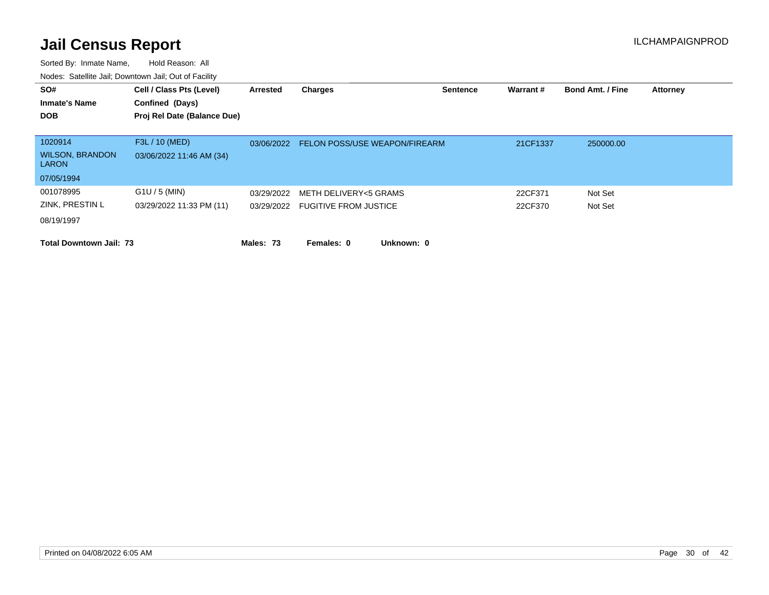# Jail Census Report

ILCHAMPAIGNPROD

Sorted By: Inmate Name, Hold Reason: All

Nodes: Satellite Jail; Downtown Jail; Out of Facility

| SO# / Inmate's Name / DOB | Cell / Class Pts (Level) / Confined (Days) / Proj Rel Date (Balance Due) | Arrested | Charges | Sentence | Warrant # | Bond Amt. / Fine | Attorney |
|---|---|---|---|---|---|---|---|
| 1020914 | F3L / 10 (MED) | 03/06/2022 | FELON POSS/USE WEAPON/FIREARM | | 21CF1337 | 250000.00 | |
| WILSON, BRANDON LARON | 03/06/2022 11:46 AM (34) | | | | | | |
| 07/05/1994 | | | | | | | |
| 001078995 | G1U / 5 (MIN) | 03/29/2022 | METH DELIVERY<5 GRAMS | | 22CF371 | Not Set | |
| ZINK, PRESTIN L | 03/29/2022 11:33 PM (11) | 03/29/2022 | FUGITIVE FROM JUSTICE | | 22CF370 | Not Set | |
| 08/19/1997 | | | | | | | |

**Total Downtown Jail: 73** **Males: 73** **Females: 0** **Unknown: 0**

Printed on 04/08/2022 6:05 AM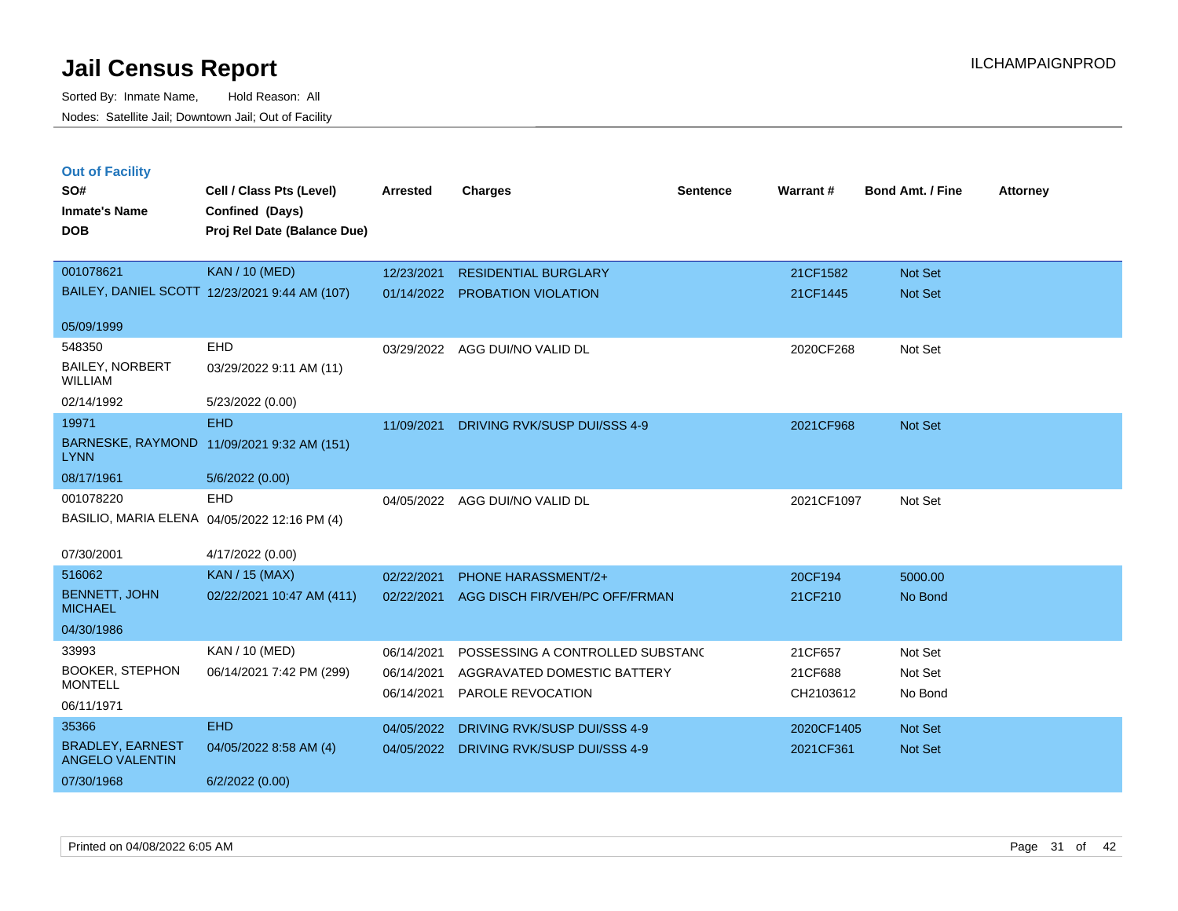# Jail Census Report

Sorted By: Inmate Name, Hold Reason: All

Nodes: Satellite Jail; Downtown Jail; Out of Facility

ILCHAMPAIGNPROD

## Out of Facility

| SO# / Inmate's Name / DOB | Cell / Class Pts (Level) / Confined (Days) / Proj Rel Date (Balance Due) | Arrested | Charges | Sentence | Warrant # | Bond Amt. / Fine | Attorney |
|---|---|---|---|---|---|---|---|
| 001078621 BAILEY, DANIEL SCOTT 05/09/1999 | KAN / 10 (MED) 12/23/2021 9:44 AM (107) | 12/23/2021 | RESIDENTIAL BURGLARY | | 21CF1582 | Not Set | |
| | | 01/14/2022 | PROBATION VIOLATION | | 21CF1445 | Not Set | |
| 548350 BAILEY, NORBERT WILLIAM 02/14/1992 | EHD 03/29/2022 9:11 AM (11) 5/23/2022 (0.00) | 03/29/2022 | AGG DUI/NO VALID DL | | 2020CF268 | Not Set | |
| 19971 BARNESKE, RAYMOND LYNN 08/17/1961 | EHD 11/09/2021 9:32 AM (151) 5/6/2022 (0.00) | 11/09/2021 | DRIVING RVK/SUSP DUI/SSS 4-9 | | 2021CF968 | Not Set | |
| 001078220 BASILIO, MARIA ELENA 07/30/2001 | EHD 04/05/2022 12:16 PM (4) 4/17/2022 (0.00) | 04/05/2022 | AGG DUI/NO VALID DL | | 2021CF1097 | Not Set | |
| 516062 BENNETT, JOHN MICHAEL 04/30/1986 | KAN / 15 (MAX) 02/22/2021 10:47 AM (411) | 02/22/2021 | PHONE HARASSMENT/2+ | | 20CF194 | 5000.00 | |
| | | 02/22/2021 | AGG DISCH FIR/VEH/PC OFF/FRMAN | | 21CF210 | No Bond | |
| 33993 BOOKER, STEPHON MONTELL 06/11/1971 | KAN / 10 (MED) 06/14/2021 7:42 PM (299) | 06/14/2021 | POSSESSING A CONTROLLED SUBSTANC | | 21CF657 | Not Set | |
| | | 06/14/2021 | AGGRAVATED DOMESTIC BATTERY | | 21CF688 | Not Set | |
| | | 06/14/2021 | PAROLE REVOCATION | | CH2103612 | No Bond | |
| 35366 BRADLEY, EARNEST ANGELO VALENTIN 07/30/1968 | EHD 04/05/2022 8:58 AM (4) 6/2/2022 (0.00) | 04/05/2022 | DRIVING RVK/SUSP DUI/SSS 4-9 | | 2020CF1405 | Not Set | |
| | | 04/05/2022 | DRIVING RVK/SUSP DUI/SSS 4-9 | | 2021CF361 | Not Set | |

Printed on 04/08/2022 6:05 AM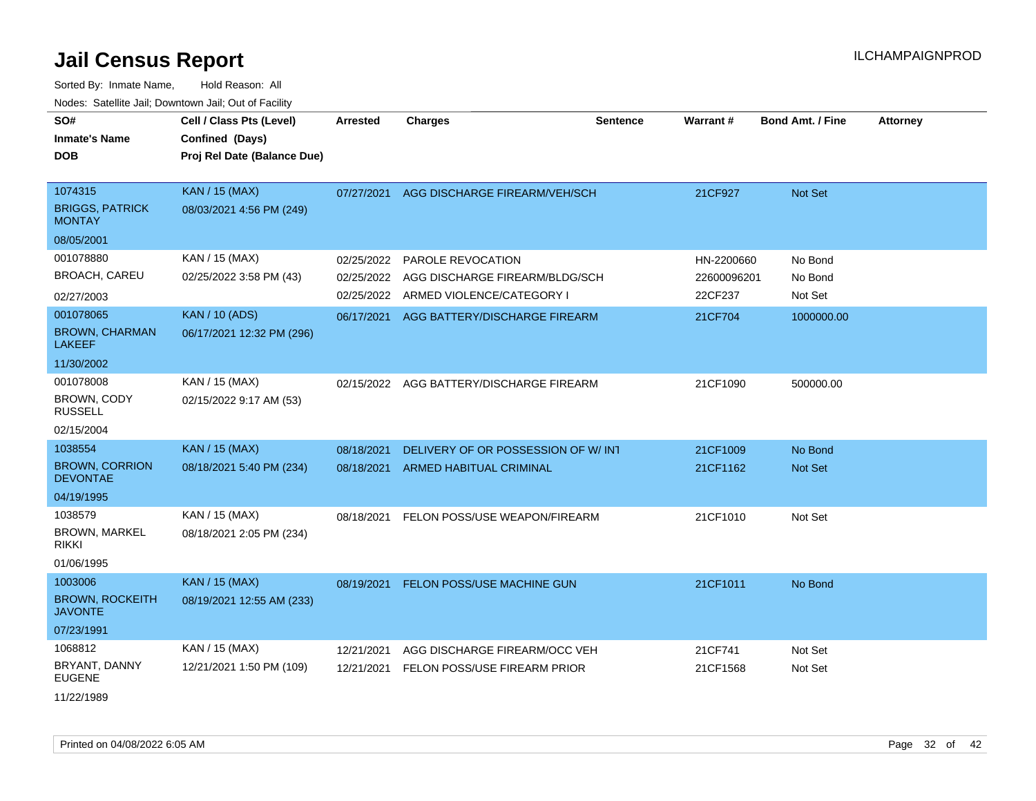# Jail Census Report

Sorted By: Inmate Name, Hold Reason: All

Nodes: Satellite Jail; Downtown Jail; Out of Facility

| SO# / Inmate's Name / DOB | Cell / Class Pts (Level) / Confined (Days) / Proj Rel Date (Balance Due) | Arrested | Charges | Sentence | Warrant # | Bond Amt. / Fine | Attorney |
|---|---|---|---|---|---|---|---|
| 1074315<br>BRIGGS, PATRICK MONTAY<br>08/05/2001 | KAN / 15 (MAX)<br>08/03/2021 4:56 PM (249) | 07/27/2021 | AGG DISCHARGE FIREARM/VEH/SCH | | 21CF927 | Not Set | |
| 001078880<br>BROACH, CAREU<br>02/27/2003 | KAN / 15 (MAX)<br>02/25/2022 3:58 PM (43) | 02/25/2022<br>02/25/2022<br>02/25/2022 | PAROLE REVOCATION<br>AGG DISCHARGE FIREARM/BLDG/SCH<br>ARMED VIOLENCE/CATEGORY I | | HN-2200660<br>22600096201<br>22CF237 | No Bond<br>No Bond<br>Not Set | |
| 001078065<br>BROWN, CHARMAN LAKEEF<br>11/30/2002 | KAN / 10 (ADS)<br>06/17/2021 12:32 PM (296) | 06/17/2021 | AGG BATTERY/DISCHARGE FIREARM | | 21CF704 | 1000000.00 | |
| 001078008<br>BROWN, CODY RUSSELL<br>02/15/2004 | KAN / 15 (MAX)<br>02/15/2022 9:17 AM (53) | 02/15/2022 | AGG BATTERY/DISCHARGE FIREARM | | 21CF1090 | 500000.00 | |
| 1038554<br>BROWN, CORRION DEVONTAE<br>04/19/1995 | KAN / 15 (MAX)<br>08/18/2021 5:40 PM (234) | 08/18/2021<br>08/18/2021 | DELIVERY OF OR POSSESSION OF W/ INT<br>ARMED HABITUAL CRIMINAL | | 21CF1009<br>21CF1162 | No Bond<br>Not Set | |
| 1038579<br>BROWN, MARKEL RIKKI<br>01/06/1995 | KAN / 15 (MAX)<br>08/18/2021 2:05 PM (234) | 08/18/2021 | FELON POSS/USE WEAPON/FIREARM | | 21CF1010 | Not Set | |
| 1003006<br>BROWN, ROCKEITH JAVONTE<br>07/23/1991 | KAN / 15 (MAX)<br>08/19/2021 12:55 AM (233) | 08/19/2021 | FELON POSS/USE MACHINE GUN | | 21CF1011 | No Bond | |
| 1068812<br>BRYANT, DANNY EUGENE<br>11/22/1989 | KAN / 15 (MAX)<br>12/21/2021 1:50 PM (109) | 12/21/2021<br>12/21/2021 | AGG DISCHARGE FIREARM/OCC VEH<br>FELON POSS/USE FIREARM PRIOR | | 21CF741<br>21CF1568 | Not Set<br>Not Set | |

Printed on 04/08/2022 6:05 AM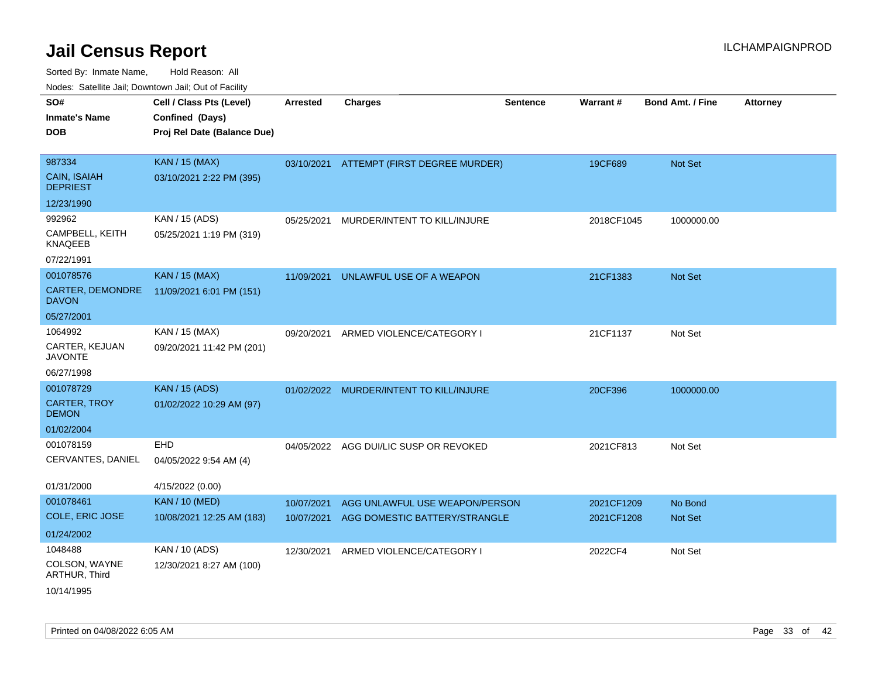# Jail Census Report

Sorted By: Inmate Name, Hold Reason: All

Nodes: Satellite Jail; Downtown Jail; Out of Facility

| SO# / Inmate's Name / DOB | Cell / Class Pts (Level) / Confined (Days) / Proj Rel Date (Balance Due) | Arrested | Charges | Sentence | Warrant # | Bond Amt. / Fine | Attorney |
|---|---|---|---|---|---|---|---|
| 987334<br>CAIN, ISAIAH DEPRIEST<br>12/23/1990 | KAN / 15 (MAX)<br>03/10/2021 2:22 PM (395) | 03/10/2021 | ATTEMPT (FIRST DEGREE MURDER) | | 19CF689 | Not Set | |
| 992962<br>CAMPBELL, KEITH KNAQEEB<br>07/22/1991 | KAN / 15 (ADS)<br>05/25/2021 1:19 PM (319) | 05/25/2021 | MURDER/INTENT TO KILL/INJURE | | 2018CF1045 | 1000000.00 | |
| 001078576<br>CARTER, DEMONDRE DAVON<br>05/27/2001 | KAN / 15 (MAX)<br>11/09/2021 6:01 PM (151) | 11/09/2021 | UNLAWFUL USE OF A WEAPON | | 21CF1383 | Not Set | |
| 1064992<br>CARTER, KEJUAN JAVONTE<br>06/27/1998 | KAN / 15 (MAX)<br>09/20/2021 11:42 PM (201) | 09/20/2021 | ARMED VIOLENCE/CATEGORY I | | 21CF1137 | Not Set | |
| 001078729<br>CARTER, TROY DEMON<br>01/02/2004 | KAN / 15 (ADS)<br>01/02/2022 10:29 AM (97) | 01/02/2022 | MURDER/INTENT TO KILL/INJURE | | 20CF396 | 1000000.00 | |
| 001078159<br>CERVANTES, DANIEL<br>01/31/2000 | EHD<br>04/05/2022 9:54 AM (4)<br>4/15/2022 (0.00) | 04/05/2022 | AGG DUI/LIC SUSP OR REVOKED | | 2021CF813 | Not Set | |
| 001078461<br>COLE, ERIC JOSE<br>01/24/2002 | KAN / 10 (MED)<br>10/08/2021 12:25 AM (183) | 10/07/2021<br>10/07/2021 | AGG UNLAWFUL USE WEAPON/PERSON<br>AGG DOMESTIC BATTERY/STRANGLE | | 2021CF1209<br>2021CF1208 | No Bond<br>Not Set | |
| 1048488<br>COLSON, WAYNE ARTHUR, Third<br>10/14/1995 | KAN / 10 (ADS)<br>12/30/2021 8:27 AM (100) | 12/30/2021 | ARMED VIOLENCE/CATEGORY I | | 2022CF4 | Not Set | |

Printed on 04/08/2022 6:05 AM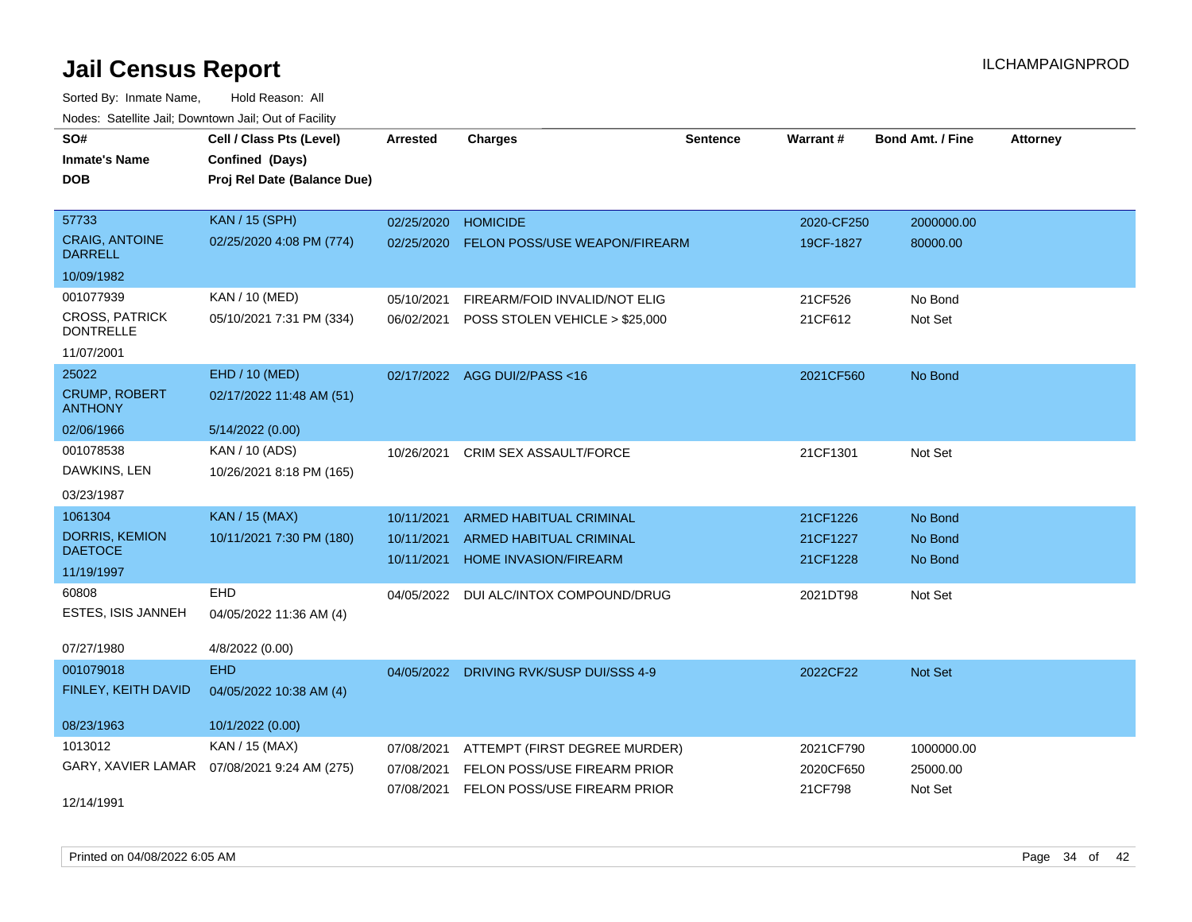# Jail Census Report

ILCHAMPAIGNPROD

Sorted By: Inmate Name, Hold Reason: All

Nodes: Satellite Jail; Downtown Jail; Out of Facility

| SO# / Inmate's Name / DOB | Cell / Class Pts (Level) / Confined (Days) / Proj Rel Date (Balance Due) | Arrested | Charges | Sentence | Warrant # | Bond Amt. / Fine | Attorney |
|---|---|---|---|---|---|---|---|
| 57733<br>CRAIG, ANTOINE DARRELL<br>10/09/1982 | KAN / 15 (SPH)<br>02/25/2020 4:08 PM (774) | 02/25/2020<br>02/25/2020 | HOMICIDE<br>FELON POSS/USE WEAPON/FIREARM | | 2020-CF250<br>19CF-1827 | 2000000.00<br>80000.00 | |
| 001077939<br>CROSS, PATRICK DONTRELLE<br>11/07/2001 | KAN / 10 (MED)<br>05/10/2021 7:31 PM (334) | 05/10/2021<br>06/02/2021 | FIREARM/FOID INVALID/NOT ELIG<br>POSS STOLEN VEHICLE > $25,000 | | 21CF526<br>21CF612 | No Bond<br>Not Set | |
| 25022<br>CRUMP, ROBERT ANTHONY<br>02/06/1966 | EHD / 10 (MED)<br>02/17/2022 11:48 AM (51)<br>5/14/2022 (0.00) | 02/17/2022 | AGG DUI/2/PASS <16 | | 2021CF560 | No Bond | |
| 001078538<br>DAWKINS, LEN<br>03/23/1987 | KAN / 10 (ADS)<br>10/26/2021 8:18 PM (165) | 10/26/2021 | CRIM SEX ASSAULT/FORCE | | 21CF1301 | Not Set | |
| 1061304<br>DORRIS, KEMION DAETOCE<br>11/19/1997 | KAN / 15 (MAX)<br>10/11/2021 7:30 PM (180) | 10/11/2021<br>10/11/2021<br>10/11/2021 | ARMED HABITUAL CRIMINAL<br>ARMED HABITUAL CRIMINAL<br>HOME INVASION/FIREARM | | 21CF1226<br>21CF1227<br>21CF1228 | No Bond<br>No Bond<br>No Bond | |
| 60808<br>ESTES, ISIS JANNEH<br>07/27/1980 | EHD<br>04/05/2022 11:36 AM (4)<br>4/8/2022 (0.00) | 04/05/2022 | DUI ALC/INTOX COMPOUND/DRUG | | 2021DT98 | Not Set | |
| 001079018<br>FINLEY, KEITH DAVID<br>08/23/1963 | EHD<br>04/05/2022 10:38 AM (4)<br>10/1/2022 (0.00) | 04/05/2022 | DRIVING RVK/SUSP DUI/SSS 4-9 | | 2022CF22 | Not Set | |
| 1013012<br>GARY, XAVIER LAMAR<br>12/14/1991 | KAN / 15 (MAX)<br>07/08/2021 9:24 AM (275) | 07/08/2021<br>07/08/2021<br>07/08/2021 | ATTEMPT (FIRST DEGREE MURDER)<br>FELON POSS/USE FIREARM PRIOR<br>FELON POSS/USE FIREARM PRIOR | | 2021CF790<br>2020CF650<br>21CF798 | 1000000.00<br>25000.00<br>Not Set | |

Printed on 04/08/2022 6:05 AM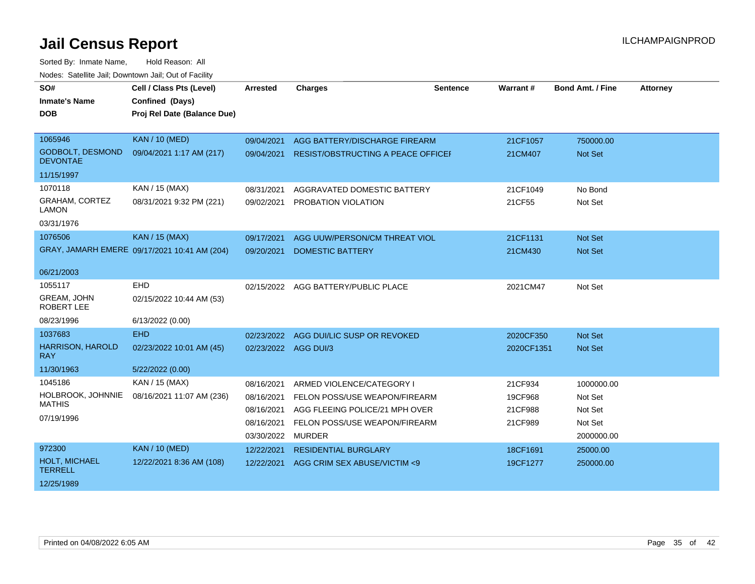# Jail Census Report

ILCHAMPAIGNPROD

Sorted By: Inmate Name, Hold Reason: All

Nodes: Satellite Jail; Downtown Jail; Out of Facility

| SO# / Inmate's Name / DOB | Cell / Class Pts (Level) / Confined (Days) / Proj Rel Date (Balance Due) | Arrested | Charges | Sentence | Warrant # | Bond Amt. / Fine | Attorney |
|---|---|---|---|---|---|---|---|
| 1065946 GODBOLT, DESMOND DEVONTAE 11/15/1997 | KAN / 10 (MED) 09/04/2021 1:17 AM (217) | 09/04/2021 | AGG BATTERY/DISCHARGE FIREARM | | 21CF1057 | 750000.00 | |
| | | 09/04/2021 | RESIST/OBSTRUCTING A PEACE OFFICEI | | 21CM407 | Not Set | |
| 1070118 GRAHAM, CORTEZ LAMON 03/31/1976 | KAN / 15 (MAX) 08/31/2021 9:32 PM (221) | 08/31/2021 | AGGRAVATED DOMESTIC BATTERY | | 21CF1049 | No Bond | |
| | | 09/02/2021 | PROBATION VIOLATION | | 21CF55 | Not Set | |
| 1076506 GRAY, JAMARH EMERE 06/21/2003 | KAN / 15 (MAX) 09/17/2021 10:41 AM (204) | 09/17/2021 | AGG UUW/PERSON/CM THREAT VIOL | | 21CF1131 | Not Set | |
| | | 09/20/2021 | DOMESTIC BATTERY | | 21CM430 | Not Set | |
| 1055117 GREAM, JOHN ROBERT LEE 08/23/1996 | EHD 02/15/2022 10:44 AM (53) 6/13/2022 (0.00) | 02/15/2022 | AGG BATTERY/PUBLIC PLACE | | 2021CM47 | Not Set | |
| 1037683 HARRISON, HAROLD RAY 11/30/1963 | EHD 02/23/2022 10:01 AM (45) 5/22/2022 (0.00) | 02/23/2022 | AGG DUI/LIC SUSP OR REVOKED | | 2020CF350 | Not Set | |
| | | 02/23/2022 | AGG DUI/3 | | 2020CF1351 | Not Set | |
| 1045186 HOLBROOK, JOHNNIE MATHIS 07/19/1996 | KAN / 15 (MAX) 08/16/2021 11:07 AM (236) | 08/16/2021 | ARMED VIOLENCE/CATEGORY I | | 21CF934 | 1000000.00 | |
| | | 08/16/2021 | FELON POSS/USE WEAPON/FIREARM | | 19CF968 | Not Set | |
| | | 08/16/2021 | AGG FLEEING POLICE/21 MPH OVER | | 21CF988 | Not Set | |
| | | 08/16/2021 | FELON POSS/USE WEAPON/FIREARM | | 21CF989 | Not Set | |
| | | 03/30/2022 | MURDER | | | 2000000.00 | |
| 972300 HOLT, MICHAEL TERRELL 12/25/1989 | KAN / 10 (MED) 12/22/2021 8:36 AM (108) | 12/22/2021 | RESIDENTIAL BURGLARY | | 18CF1691 | 25000.00 | |
| | | 12/22/2021 | AGG CRIM SEX ABUSE/VICTIM <9 | | 19CF1277 | 250000.00 | |

Printed on 04/08/2022 6:05 AM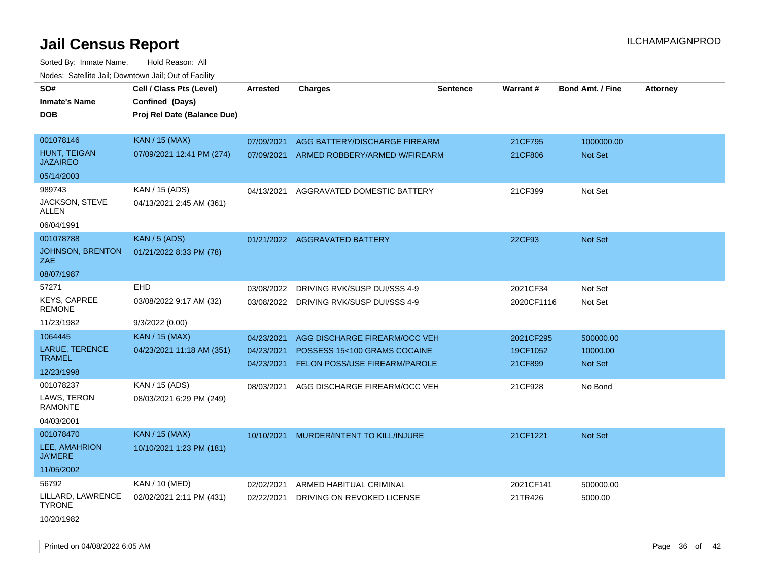# Jail Census Report

Sorted By: Inmate Name,     Hold Reason: All

Nodes: Satellite Jail; Downtown Jail; Out of Facility

| SO# / Inmate's Name / DOB | Cell / Class Pts (Level) / Confined (Days) / Proj Rel Date (Balance Due) | Arrested | Charges | Sentence | Warrant # | Bond Amt. / Fine | Attorney |
|---|---|---|---|---|---|---|---|
| 001078146<br>HUNT, TEIGAN JAZAIREO<br>05/14/2003 | KAN / 15 (MAX)<br>07/09/2021 12:41 PM (274) | 07/09/2021<br>07/09/2021 | AGG BATTERY/DISCHARGE FIREARM<br>ARMED ROBBERY/ARMED W/FIREARM | | 21CF795<br>21CF806 | 1000000.00<br>Not Set | |
| 989743<br>JACKSON, STEVE ALLEN<br>06/04/1991 | KAN / 15 (ADS)<br>04/13/2021 2:45 AM (361) | 04/13/2021 | AGGRAVATED DOMESTIC BATTERY | | 21CF399 | Not Set | |
| 001078788<br>JOHNSON, BRENTON ZAE<br>08/07/1987 | KAN / 5 (ADS)<br>01/21/2022 8:33 PM (78) | 01/21/2022 | AGGRAVATED BATTERY | | 22CF93 | Not Set | |
| 57271<br>KEYS, CAPREE REMONE<br>11/23/1982 | EHD<br>03/08/2022 9:17 AM (32)<br>9/3/2022 (0.00) | 03/08/2022<br>03/08/2022 | DRIVING RVK/SUSP DUI/SSS 4-9<br>DRIVING RVK/SUSP DUI/SSS 4-9 | | 2021CF34<br>2020CF1116 | Not Set<br>Not Set | |
| 1064445<br>LARUE, TERENCE TRAMEL<br>12/23/1998 | KAN / 15 (MAX)<br>04/23/2021 11:18 AM (351) | 04/23/2021<br>04/23/2021<br>04/23/2021 | AGG DISCHARGE FIREARM/OCC VEH<br>POSSESS 15<100 GRAMS COCAINE<br>FELON POSS/USE FIREARM/PAROLE | | 2021CF295<br>19CF1052<br>21CF899 | 500000.00<br>10000.00<br>Not Set | |
| 001078237<br>LAWS, TERON RAMONTE<br>04/03/2001 | KAN / 15 (ADS)<br>08/03/2021 6:29 PM (249) | 08/03/2021 | AGG DISCHARGE FIREARM/OCC VEH | | 21CF928 | No Bond | |
| 001078470<br>LEE, AMAHRION JA'MERE<br>11/05/2002 | KAN / 15 (MAX)<br>10/10/2021 1:23 PM (181) | 10/10/2021 | MURDER/INTENT TO KILL/INJURE | | 21CF1221 | Not Set | |
| 56792<br>LILLARD, LAWRENCE TYRONE<br>10/20/1982 | KAN / 10 (MED)<br>02/02/2021 2:11 PM (431) | 02/02/2021<br>02/22/2021 | ARMED HABITUAL CRIMINAL<br>DRIVING ON REVOKED LICENSE | | 2021CF141<br>21TR426 | 500000.00<br>5000.00 | |

Printed on 04/08/2022 6:05 AM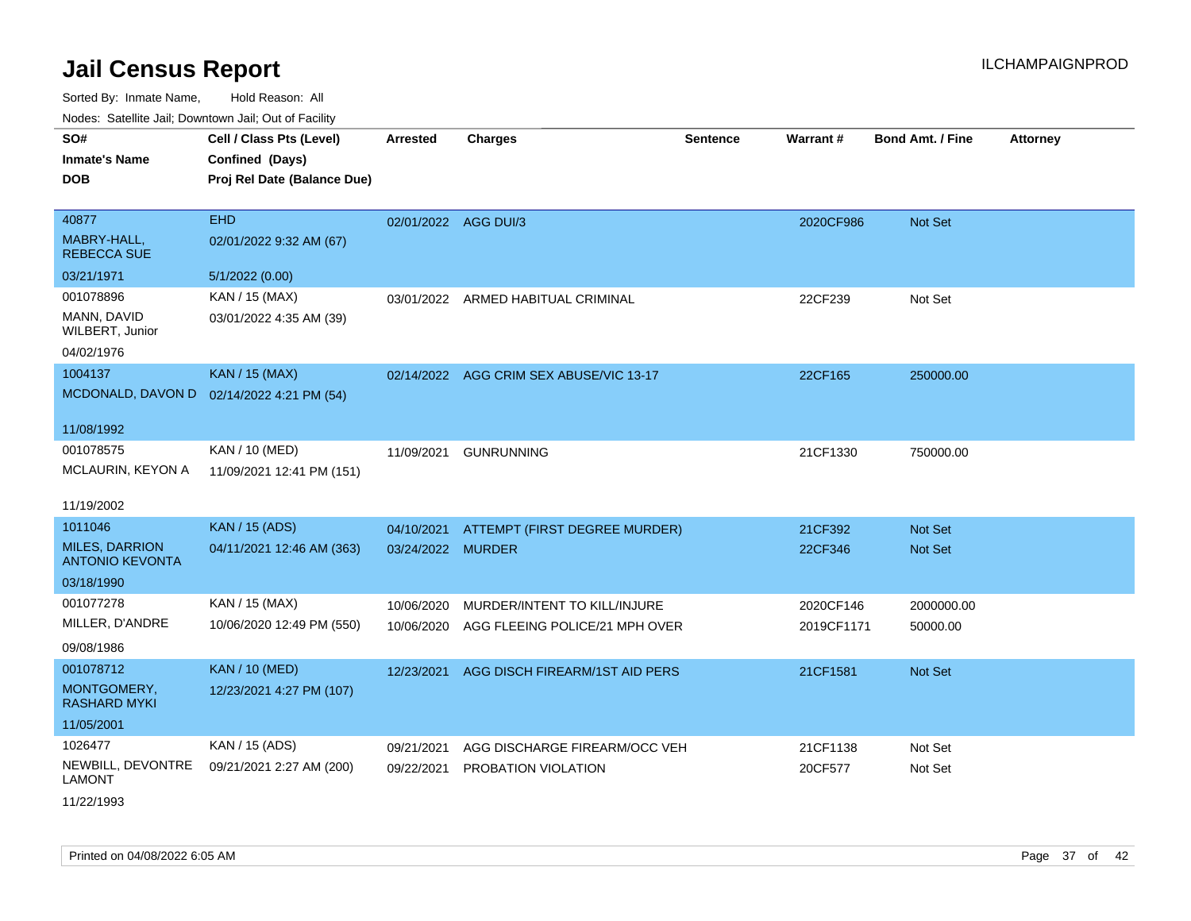# Jail Census Report

ILCHAMPAIGNPROD

Sorted By: Inmate Name, Hold Reason: All

Nodes: Satellite Jail; Downtown Jail; Out of Facility

| SO# / Inmate's Name / DOB | Cell / Class Pts (Level) / Confined (Days) / Proj Rel Date (Balance Due) | Arrested | Charges | Sentence | Warrant # | Bond Amt. / Fine | Attorney |
|---|---|---|---|---|---|---|---|
| 40877<br>MABRY-HALL, REBECCA SUE<br>03/21/1971 | EHD<br>02/01/2022 9:32 AM (67)<br>5/1/2022 (0.00) | 02/01/2022 | AGG DUI/3 | | 2020CF986 | Not Set | |
| 001078896<br>MANN, DAVID WILBERT, Junior<br>04/02/1976 | KAN / 15 (MAX)<br>03/01/2022 4:35 AM (39) | 03/01/2022 | ARMED HABITUAL CRIMINAL | | 22CF239 | Not Set | |
| 1004137<br>MCDONALD, DAVON D<br>11/08/1992 | KAN / 15 (MAX)<br>02/14/2022 4:21 PM (54) | 02/14/2022 | AGG CRIM SEX ABUSE/VIC 13-17 | | 22CF165 | 250000.00 | |
| 001078575<br>MCLAURIN, KEYON A<br>11/19/2002 | KAN / 10 (MED)<br>11/09/2021 12:41 PM (151) | 11/09/2021 | GUNRUNNING | | 21CF1330 | 750000.00 | |
| 1011046<br>MILES, DARRION ANTONIO KEVONTA<br>03/18/1990 | KAN / 15 (ADS)<br>04/11/2021 12:46 AM (363) | 04/10/2021<br>03/24/2022 | ATTEMPT (FIRST DEGREE MURDER)<br>MURDER | | 21CF392<br>22CF346 | Not Set<br>Not Set | |
| 001077278<br>MILLER, D'ANDRE<br>09/08/1986 | KAN / 15 (MAX)<br>10/06/2020 12:49 PM (550) | 10/06/2020<br>10/06/2020 | MURDER/INTENT TO KILL/INJURE<br>AGG FLEEING POLICE/21 MPH OVER | | 2020CF146<br>2019CF1171 | 2000000.00<br>50000.00 | |
| 001078712<br>MONTGOMERY, RASHARD MYKI<br>11/05/2001 | KAN / 10 (MED)<br>12/23/2021 4:27 PM (107) | 12/23/2021 | AGG DISCH FIREARM/1ST AID PERS | | 21CF1581 | Not Set | |
| 1026477<br>NEWBILL, DEVONTRE LAMONT<br>11/22/1993 | KAN / 15 (ADS)<br>09/21/2021 2:27 AM (200) | 09/21/2021<br>09/22/2021 | AGG DISCHARGE FIREARM/OCC VEH<br>PROBATION VIOLATION | | 21CF1138<br>20CF577 | Not Set<br>Not Set | |

Printed on 04/08/2022 6:05 AM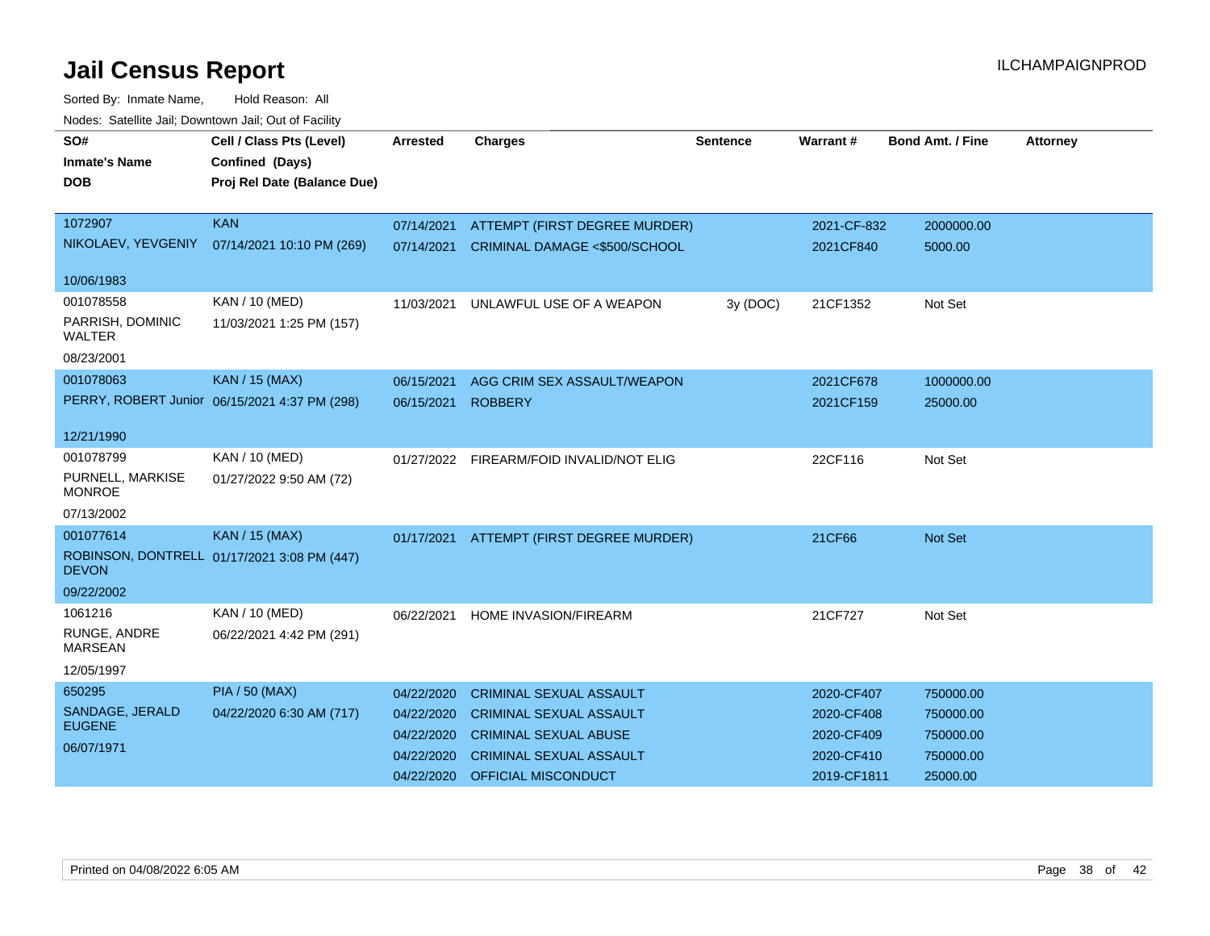# Jail Census Report

ILCHAMPAIGNPROD

Sorted By: Inmate Name, Hold Reason: All

Nodes: Satellite Jail; Downtown Jail; Out of Facility

| SO# / Inmate's Name / DOB | Cell / Class Pts (Level) / Confined (Days) / Proj Rel Date (Balance Due) | Arrested | Charges | Sentence | Warrant # | Bond Amt. / Fine | Attorney |
|---|---|---|---|---|---|---|---|
| 1072907 NIKOLAEV, YEVGENIY 10/06/1983 | KAN 07/14/2021 10:10 PM (269) | 07/14/2021 | ATTEMPT (FIRST DEGREE MURDER) | | 2021-CF-832 | 2000000.00 | |
| | | 07/14/2021 | CRIMINAL DAMAGE <$500/SCHOOL | | 2021CF840 | 5000.00 | |
| 001078558 PARRISH, DOMINIC WALTER 08/23/2001 | KAN / 10 (MED) 11/03/2021 1:25 PM (157) | 11/03/2021 | UNLAWFUL USE OF A WEAPON | 3y (DOC) | 21CF1352 | Not Set | |
| 001078063 PERRY, ROBERT Junior 12/21/1990 | KAN / 15 (MAX) 06/15/2021 4:37 PM (298) | 06/15/2021 | AGG CRIM SEX ASSAULT/WEAPON | | 2021CF678 | 1000000.00 | |
| | | 06/15/2021 | ROBBERY | | 2021CF159 | 25000.00 | |
| 001078799 PURNELL, MARKISE MONROE 07/13/2002 | KAN / 10 (MED) 01/27/2022 9:50 AM (72) | 01/27/2022 | FIREARM/FOID INVALID/NOT ELIG | | 22CF116 | Not Set | |
| 001077614 ROBINSON, DONTRELL DEVON 09/22/2002 | KAN / 15 (MAX) 01/17/2021 3:08 PM (447) | 01/17/2021 | ATTEMPT (FIRST DEGREE MURDER) | | 21CF66 | Not Set | |
| 1061216 RUNGE, ANDRE MARSEAN 12/05/1997 | KAN / 10 (MED) 06/22/2021 4:42 PM (291) | 06/22/2021 | HOME INVASION/FIREARM | | 21CF727 | Not Set | |
| 650295 SANDAGE, JERALD EUGENE 06/07/1971 | PIA / 50 (MAX) 04/22/2020 6:30 AM (717) | 04/22/2020 | CRIMINAL SEXUAL ASSAULT | | 2020-CF407 | 750000.00 | |
| | | 04/22/2020 | CRIMINAL SEXUAL ASSAULT | | 2020-CF408 | 750000.00 | |
| | | 04/22/2020 | CRIMINAL SEXUAL ABUSE | | 2020-CF409 | 750000.00 | |
| | | 04/22/2020 | CRIMINAL SEXUAL ASSAULT | | 2020-CF410 | 750000.00 | |
| | | 04/22/2020 | OFFICIAL MISCONDUCT | | 2019-CF1811 | 25000.00 | |

Printed on 04/08/2022 6:05 AM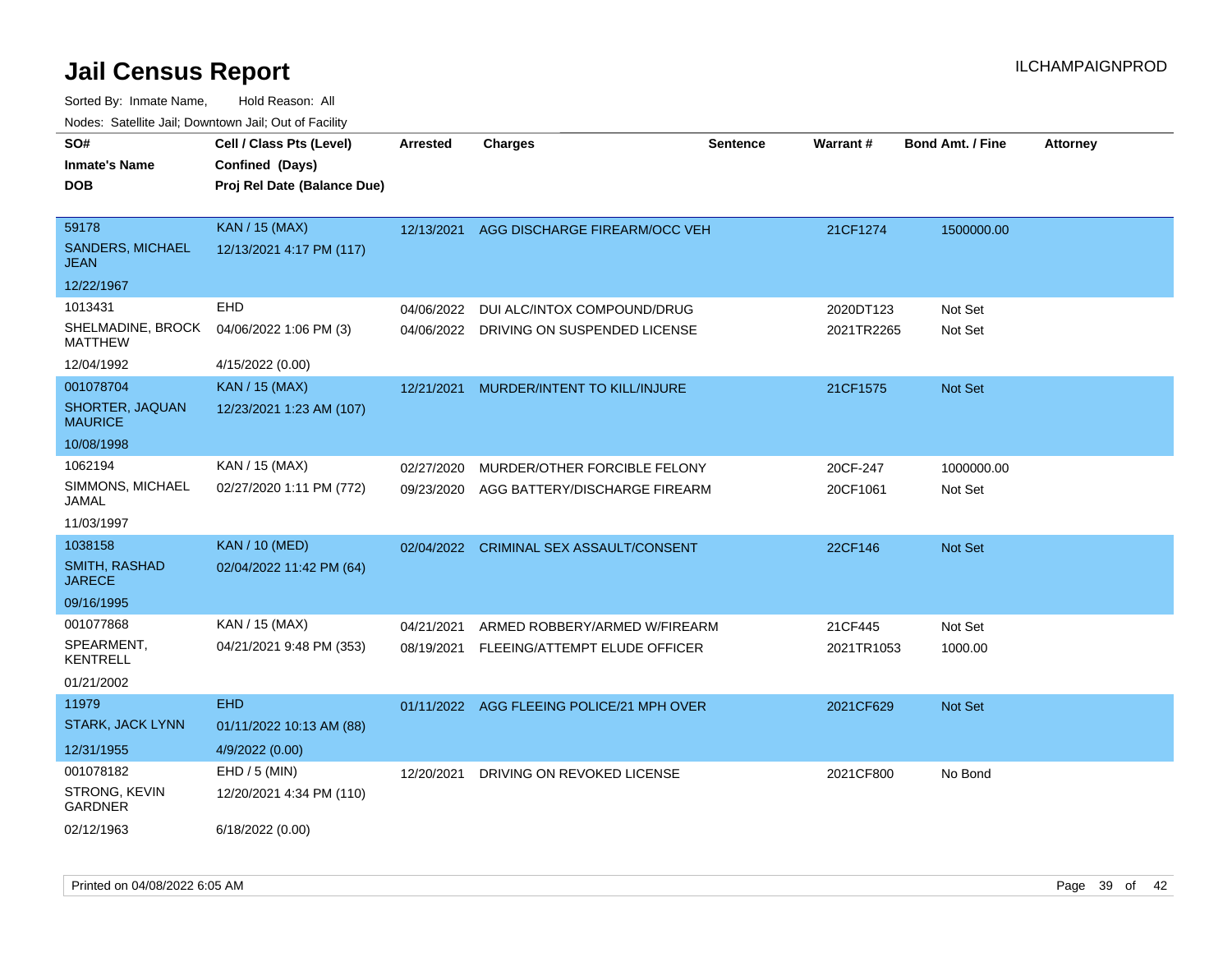# Jail Census Report

ILCHAMPAIGNPROD

Sorted By: Inmate Name, Hold Reason: All

Nodes: Satellite Jail; Downtown Jail; Out of Facility

| SO# / Inmate's Name / DOB | Cell / Class Pts (Level) / Confined (Days) / Proj Rel Date (Balance Due) | Arrested | Charges | Sentence | Warrant # | Bond Amt. / Fine | Attorney |
|---|---|---|---|---|---|---|---|
| 59178<br>SANDERS, MICHAEL JEAN<br>12/22/1967 | KAN / 15 (MAX)<br>12/13/2021 4:17 PM (117) | 12/13/2021 | AGG DISCHARGE FIREARM/OCC VEH | | 21CF1274 | 1500000.00 | |
| 1013431<br>SHELMADINE, BROCK MATTHEW<br>12/04/1992 | EHD<br>04/06/2022 1:06 PM (3)<br>4/15/2022 (0.00) | 04/06/2022<br>04/06/2022 | DUI ALC/INTOX COMPOUND/DRUG<br>DRIVING ON SUSPENDED LICENSE | | 2020DT123<br>2021TR2265 | Not Set<br>Not Set | |
| 001078704<br>SHORTER, JAQUAN MAURICE<br>10/08/1998 | KAN / 15 (MAX)<br>12/23/2021 1:23 AM (107) | 12/21/2021 | MURDER/INTENT TO KILL/INJURE | | 21CF1575 | Not Set | |
| 1062194<br>SIMMONS, MICHAEL JAMAL<br>11/03/1997 | KAN / 15 (MAX)<br>02/27/2020 1:11 PM (772) | 02/27/2020<br>09/23/2020 | MURDER/OTHER FORCIBLE FELONY<br>AGG BATTERY/DISCHARGE FIREARM | | 20CF-247<br>20CF1061 | 1000000.00<br>Not Set | |
| 1038158<br>SMITH, RASHAD JARECE<br>09/16/1995 | KAN / 10 (MED)<br>02/04/2022 11:42 PM (64) | 02/04/2022 | CRIMINAL SEX ASSAULT/CONSENT | | 22CF146 | Not Set | |
| 001077868<br>SPEARMENT, KENTRELL<br>01/21/2002 | KAN / 15 (MAX)<br>04/21/2021 9:48 PM (353) | 04/21/2021<br>08/19/2021 | ARMED ROBBERY/ARMED W/FIREARM<br>FLEEING/ATTEMPT ELUDE OFFICER | | 21CF445<br>2021TR1053 | Not Set<br>1000.00 | |
| 11979<br>STARK, JACK LYNN<br>12/31/1955 | EHD<br>01/11/2022 10:13 AM (88)<br>4/9/2022 (0.00) | 01/11/2022 | AGG FLEEING POLICE/21 MPH OVER | | 2021CF629 | Not Set | |
| 001078182<br>STRONG, KEVIN GARDNER<br>02/12/1963 | EHD / 5 (MIN)<br>12/20/2021 4:34 PM (110)<br>6/18/2022 (0.00) | 12/20/2021 | DRIVING ON REVOKED LICENSE | | 2021CF800 | No Bond | |

Printed on 04/08/2022 6:05 AM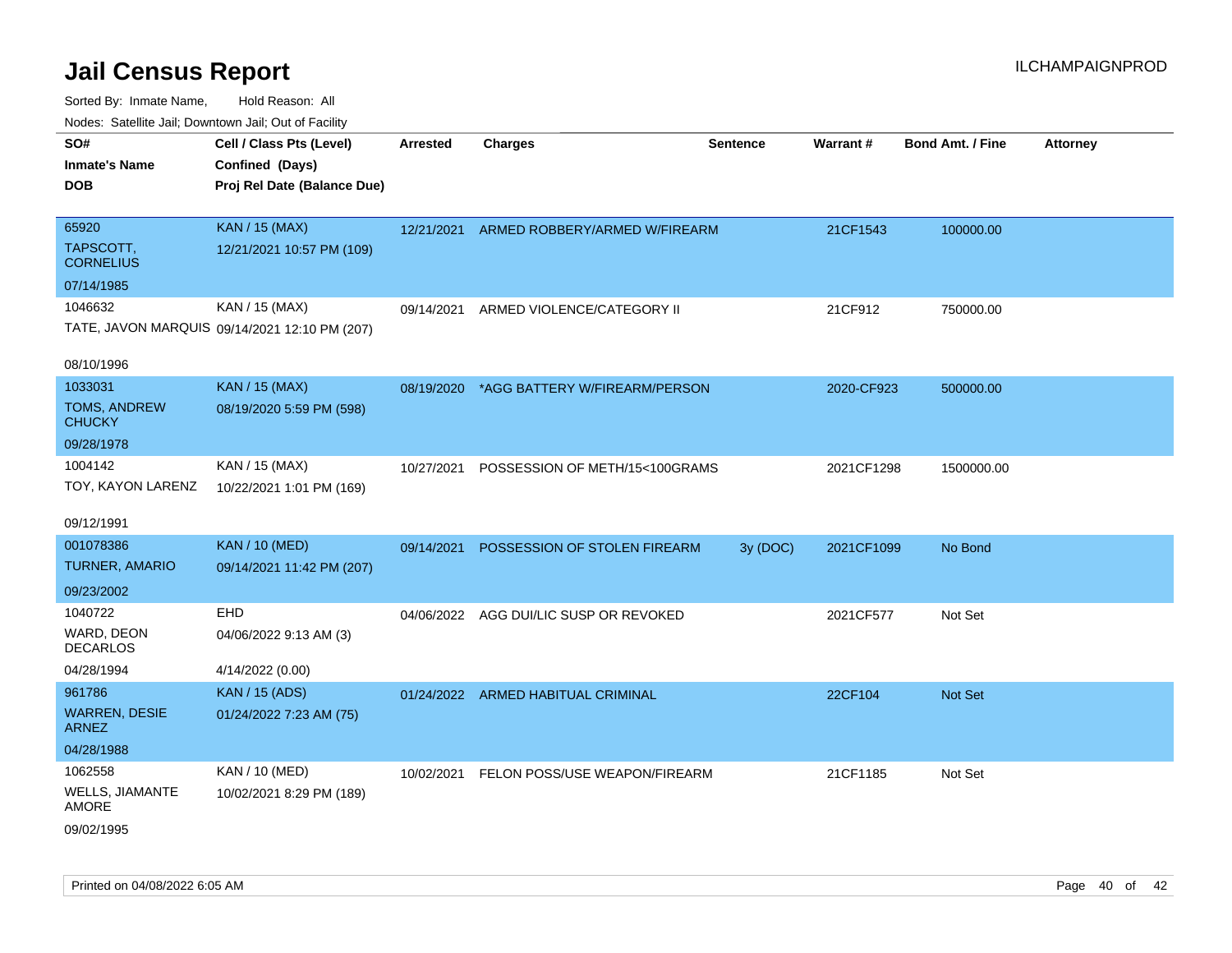# Jail Census Report

ILCHAMPAIGNPROD

Sorted By: Inmate Name, Hold Reason: All

Nodes: Satellite Jail; Downtown Jail; Out of Facility

| SO# / Inmate's Name / DOB | Cell / Class Pts (Level) / Confined (Days) / Proj Rel Date (Balance Due) | Arrested | Charges | Sentence | Warrant # | Bond Amt. / Fine | Attorney |
|---|---|---|---|---|---|---|---|
| 65920<br>TAPSCOTT, CORNELIUS<br>07/14/1985 | KAN / 15 (MAX)<br>12/21/2021 10:57 PM (109) | 12/21/2021 | ARMED ROBBERY/ARMED W/FIREARM | | 21CF1543 | 100000.00 | |
| 1046632<br>TATE, JAVON MARQUIS<br>08/10/1996 | KAN / 15 (MAX)<br>09/14/2021 12:10 PM (207) | 09/14/2021 | ARMED VIOLENCE/CATEGORY II | | 21CF912 | 750000.00 | |
| 1033031<br>TOMS, ANDREW CHUCKY<br>09/28/1978 | KAN / 15 (MAX)<br>08/19/2020 5:59 PM (598) | 08/19/2020 | *AGG BATTERY W/FIREARM/PERSON | | 2020-CF923 | 500000.00 | |
| 1004142<br>TOY, KAYON LARENZ<br>09/12/1991 | KAN / 15 (MAX)<br>10/22/2021 1:01 PM (169) | 10/27/2021 | POSSESSION OF METH/15<100GRAMS | | 2021CF1298 | 1500000.00 | |
| 001078386<br>TURNER, AMARIO<br>09/23/2002 | KAN / 10 (MED)<br>09/14/2021 11:42 PM (207) | 09/14/2021 | POSSESSION OF STOLEN FIREARM | 3y (DOC) | 2021CF1099 | No Bond | |
| 1040722<br>WARD, DEON DECARLOS<br>04/28/1994 | EHD<br>04/06/2022 9:13 AM (3)<br>4/14/2022 (0.00) | 04/06/2022 | AGG DUI/LIC SUSP OR REVOKED | | 2021CF577 | Not Set | |
| 961786<br>WARREN, DESIE ARNEZ<br>04/28/1988 | KAN / 15 (ADS)<br>01/24/2022 7:23 AM (75) | 01/24/2022 | ARMED HABITUAL CRIMINAL | | 22CF104 | Not Set | |
| 1062558<br>WELLS, JIAMANTE AMORE<br>09/02/1995 | KAN / 10 (MED)<br>10/02/2021 8:29 PM (189) | 10/02/2021 | FELON POSS/USE WEAPON/FIREARM | | 21CF1185 | Not Set | |

Printed on 04/08/2022 6:05 AM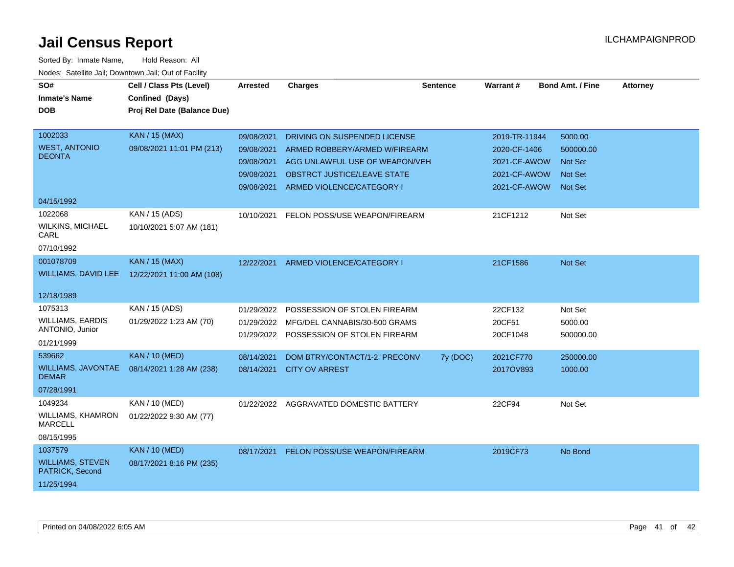# Jail Census Report

ILCHAMPAIGNPROD

Sorted By: Inmate Name, Hold Reason: All

Nodes: Satellite Jail; Downtown Jail; Out of Facility

| SO# / Inmate's Name / DOB | Cell / Class Pts (Level) / Confined (Days) / Proj Rel Date (Balance Due) | Arrested | Charges | Sentence | Warrant # | Bond Amt. / Fine | Attorney |
|---|---|---|---|---|---|---|---|
| 1002033 WEST, ANTONIO DEONTA 04/15/1992 | KAN / 15 (MAX) 09/08/2021 11:01 PM (213) | 09/08/2021 | DRIVING ON SUSPENDED LICENSE | | 2019-TR-11944 | 5000.00 | |
| | | 09/08/2021 | ARMED ROBBERY/ARMED W/FIREARM | | 2020-CF-1406 | 500000.00 | |
| | | 09/08/2021 | AGG UNLAWFUL USE OF WEAPON/VEH | | 2021-CF-AWOW | Not Set | |
| | | 09/08/2021 | OBSTRCT JUSTICE/LEAVE STATE | | 2021-CF-AWOW | Not Set | |
| | | 09/08/2021 | ARMED VIOLENCE/CATEGORY I | | 2021-CF-AWOW | Not Set | |
| 1022068 WILKINS, MICHAEL CARL 07/10/1992 | KAN / 15 (ADS) 10/10/2021 5:07 AM (181) | 10/10/2021 | FELON POSS/USE WEAPON/FIREARM | | 21CF1212 | Not Set | |
| 001078709 WILLIAMS, DAVID LEE 12/18/1989 | KAN / 15 (MAX) 12/22/2021 11:00 AM (108) | 12/22/2021 | ARMED VIOLENCE/CATEGORY I | | 21CF1586 | Not Set | |
| 1075313 WILLIAMS, EARDIS ANTONIO, Junior 01/21/1999 | KAN / 15 (ADS) 01/29/2022 1:23 AM (70) | 01/29/2022 | POSSESSION OF STOLEN FIREARM | | 22CF132 | Not Set | |
| | | 01/29/2022 | MFG/DEL CANNABIS/30-500 GRAMS | | 20CF51 | 5000.00 | |
| | | 01/29/2022 | POSSESSION OF STOLEN FIREARM | | 20CF1048 | 500000.00 | |
| 539662 WILLIAMS, JAVONTAE DEMAR 07/28/1991 | KAN / 10 (MED) 08/14/2021 1:28 AM (238) | 08/14/2021 | DOM BTRY/CONTACT/1-2 PRECONV | 7y (DOC) | 2021CF770 | 250000.00 | |
| | | 08/14/2021 | CITY OV ARREST | | 2017OV893 | 1000.00 | |
| 1049234 WILLIAMS, KHAMRON MARCELL 08/15/1995 | KAN / 10 (MED) 01/22/2022 9:30 AM (77) | 01/22/2022 | AGGRAVATED DOMESTIC BATTERY | | 22CF94 | Not Set | |
| 1037579 WILLIAMS, STEVEN PATRICK, Second 11/25/1994 | KAN / 10 (MED) 08/17/2021 8:16 PM (235) | 08/17/2021 | FELON POSS/USE WEAPON/FIREARM | | 2019CF73 | No Bond | |

Printed on 04/08/2022 6:05 AM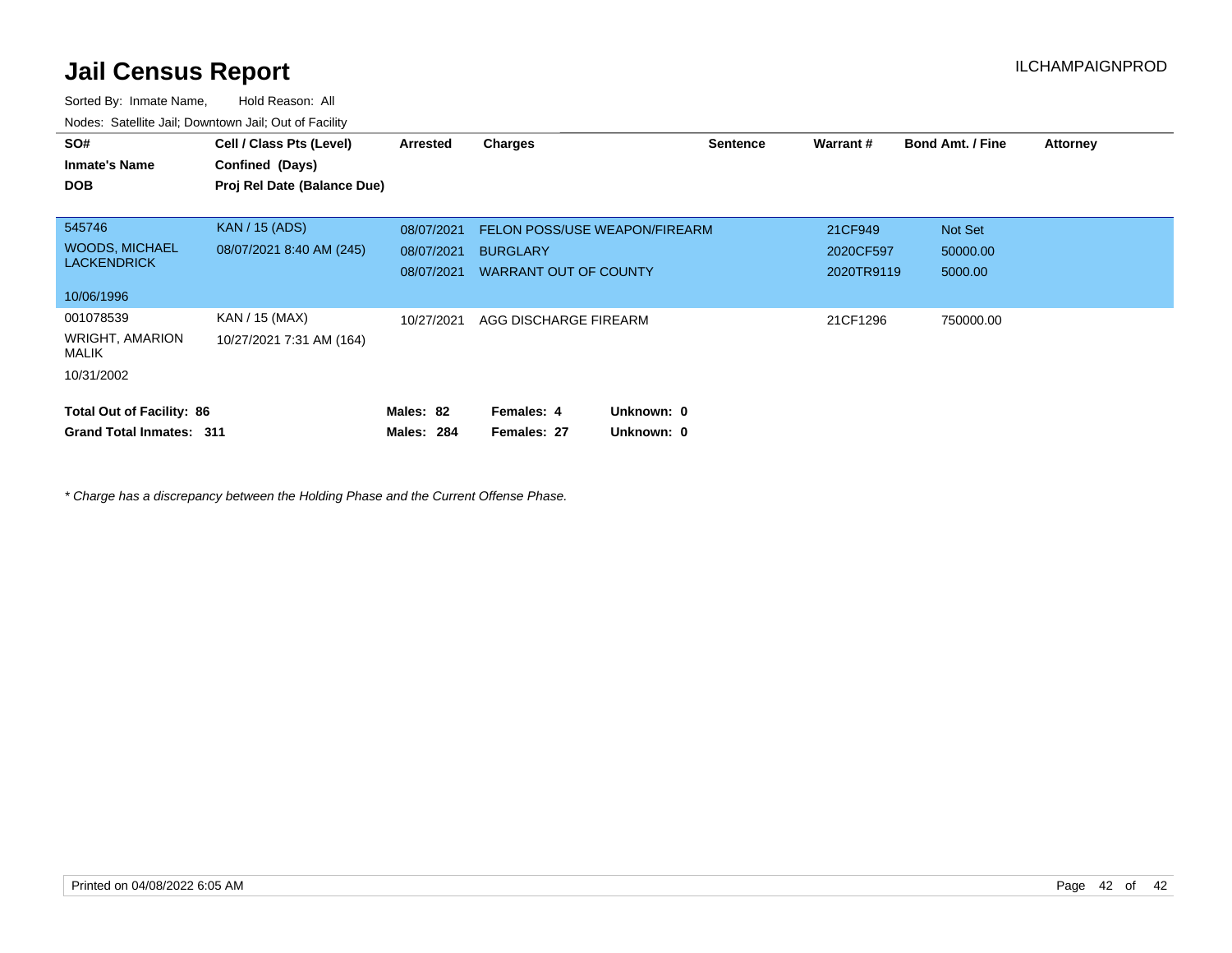# Jail Census Report

ILCHAMPAIGNPROD

Sorted By: Inmate Name, Hold Reason: All

Nodes: Satellite Jail; Downtown Jail; Out of Facility

| SO# / Inmate's Name / DOB | Cell / Class Pts (Level) / Confined (Days) / Proj Rel Date (Balance Due) | Arrested | Charges | Sentence | Warrant # | Bond Amt. / Fine | Attorney |
|---|---|---|---|---|---|---|---|
| 545746 | KAN / 15 (ADS) | 08/07/2021 | FELON POSS/USE WEAPON/FIREARM | | 21CF949 | Not Set | |
| WOODS, MICHAEL LACKENDRICK | 08/07/2021 8:40 AM (245) | 08/07/2021 | BURGLARY | | 2020CF597 | 50000.00 | |
| 10/06/1996 | | 08/07/2021 | WARRANT OUT OF COUNTY | | 2020TR9119 | 5000.00 | |
| 001078539 | KAN / 15 (MAX) | 10/27/2021 | AGG DISCHARGE FIREARM | | 21CF1296 | 750000.00 | |
| WRIGHT, AMARION MALIK | 10/27/2021 7:31 AM (164) | | | | | | |
| 10/31/2002 | | | | | | | |

**Total Out of Facility: 86** **Males: 82** **Females: 4** **Unknown: 0**

**Grand Total Inmates: 311** **Males: 284** **Females: 27** **Unknown: 0**

*\* Charge has a discrepancy between the Holding Phase and the Current Offense Phase.*

Printed on 04/08/2022 6:05 AM